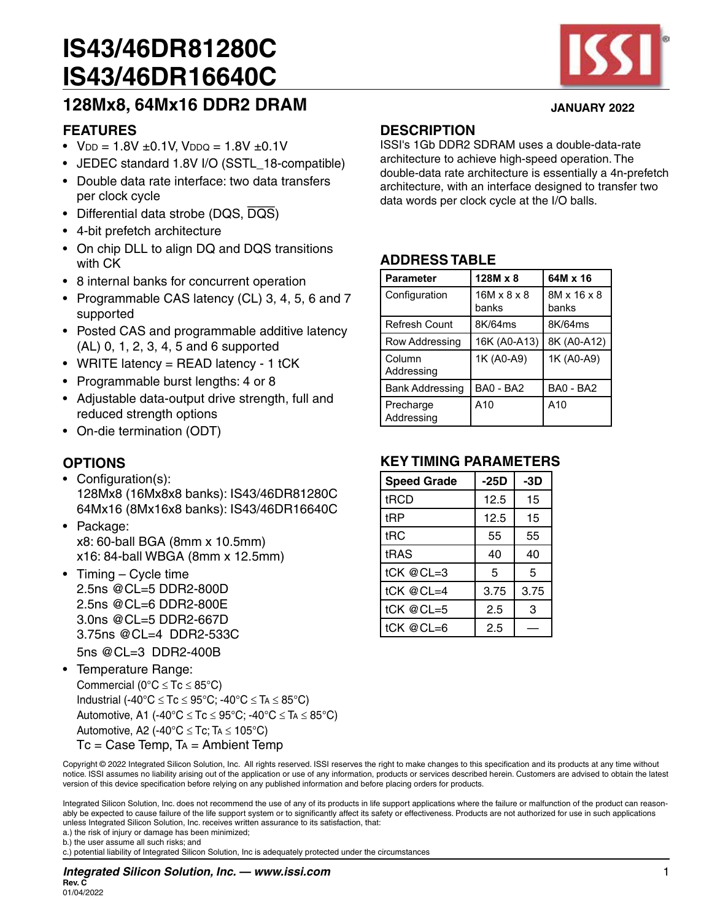# IS43/46DR81280C
# IS43/46DR16640C

## 128Mx8, 64Mx16 DDR2 DRAM

**JANUARY 2022**

## FEATURES

- $V_{DD}$ = 1.8V ±0.1V, $V_{DDQ}$ = 1.8V ±0.1V
- JEDEC standard 1.8V I/O (SSTL_18-compatible)
- Double data rate interface: two data transfers per clock cycle
- Differential data strobe (DQS, $\overline{DQS}$)
- 4-bit prefetch architecture
- On chip DLL to align DQ and DQS transitions with CK
- 8 internal banks for concurrent operation
- Programmable CAS latency (CL) 3, 4, 5, 6 and 7 supported
- Posted CAS and programmable additive latency (AL) 0, 1, 2, 3, 4, 5 and 6 supported
- WRITE latency = READ latency - 1 tCK
- Programmable burst lengths: 4 or 8
- Adjustable data-output drive strength, full and reduced strength options
- On-die termination (ODT)

## OPTIONS

- Configuration(s):
  128Mx8 (16Mx8x8 banks): IS43/46DR81280C
  64Mx16 (8Mx16x8 banks): IS43/46DR16640C
- Package:
  x8: 60-ball BGA (8mm x 10.5mm)
  x16: 84-ball WBGA (8mm x 12.5mm)
- Timing – Cycle time
  2.5ns @CL=5 DDR2-800D
  2.5ns @CL=6 DDR2-800E
  3.0ns @CL=5 DDR2-667D
  3.75ns @CL=4 DDR2-533C
  5ns @CL=3 DDR2-400B
- Temperature Range:
  Commercial (0°C ≤ Tc ≤ 85°C)
  Industrial (-40°C ≤ Tc ≤ 95°C; -40°C ≤ $T_A$ ≤ 85°C)
  Automotive, A1 (-40°C ≤ Tc ≤ 95°C; -40°C ≤ $T_A$ ≤ 85°C)
  Automotive, A2 (-40°C ≤ Tc; $T_A$ ≤ 105°C)
  Tc = Case Temp, $T_A$ = Ambient Temp

## DESCRIPTION

ISSI's 1Gb DDR2 SDRAM uses a double-data-rate architecture to achieve high-speed operation. The double-data rate architecture is essentially a 4n-prefetch architecture, with an interface designed to transfer two data words per clock cycle at the I/O balls.

## ADDRESS TABLE

| Parameter | 128M x 8 | 64M x 16 |
|---|---|---|
| Configuration | 16M x 8 x 8 banks | 8M x 16 x 8 banks |
| Refresh Count | 8K/64ms | 8K/64ms |
| Row Addressing | 16K (A0-A13) | 8K (A0-A12) |
| Column Addressing | 1K (A0-A9) | 1K (A0-A9) |
| Bank Addressing | BA0 - BA2 | BA0 - BA2 |
| Precharge Addressing | A10 | A10 |

## KEY TIMING PARAMETERS

| Speed Grade | -25D | -3D |
|---|---|---|
| tRCD | 12.5 | 15 |
| tRP | 12.5 | 15 |
| tRC | 55 | 55 |
| tRAS | 40 | 40 |
| tCK @CL=3 | 5 | 5 |
| tCK @CL=4 | 3.75 | 3.75 |
| tCK @CL=5 | 2.5 | 3 |
| tCK @CL=6 | 2.5 | — |

Copyright © 2022 Integrated Silicon Solution, Inc. All rights reserved. ISSI reserves the right to make changes to this specification and its products at any time without notice. ISSI assumes no liability arising out of the application or use of any information, products or services described herein. Customers are advised to obtain the latest version of this device specification before relying on any published information and before placing orders for products.

Integrated Silicon Solution, Inc. does not recommend the use of any of its products in life support applications where the failure or malfunction of the product can reasonably be expected to cause failure of the life support system or to significantly affect its safety or effectiveness. Products are not authorized for use in such applications unless Integrated Silicon Solution, Inc. receives written assurance to its satisfaction, that:
a.) the risk of injury or damage has been minimized;
b.) the user assume all such risks; and
c.) potential liability of Integrated Silicon Solution, Inc is adequately protected under the circumstances

*Integrated Silicon Solution, Inc. — www.issi.com*
Rev. C
01/04/2022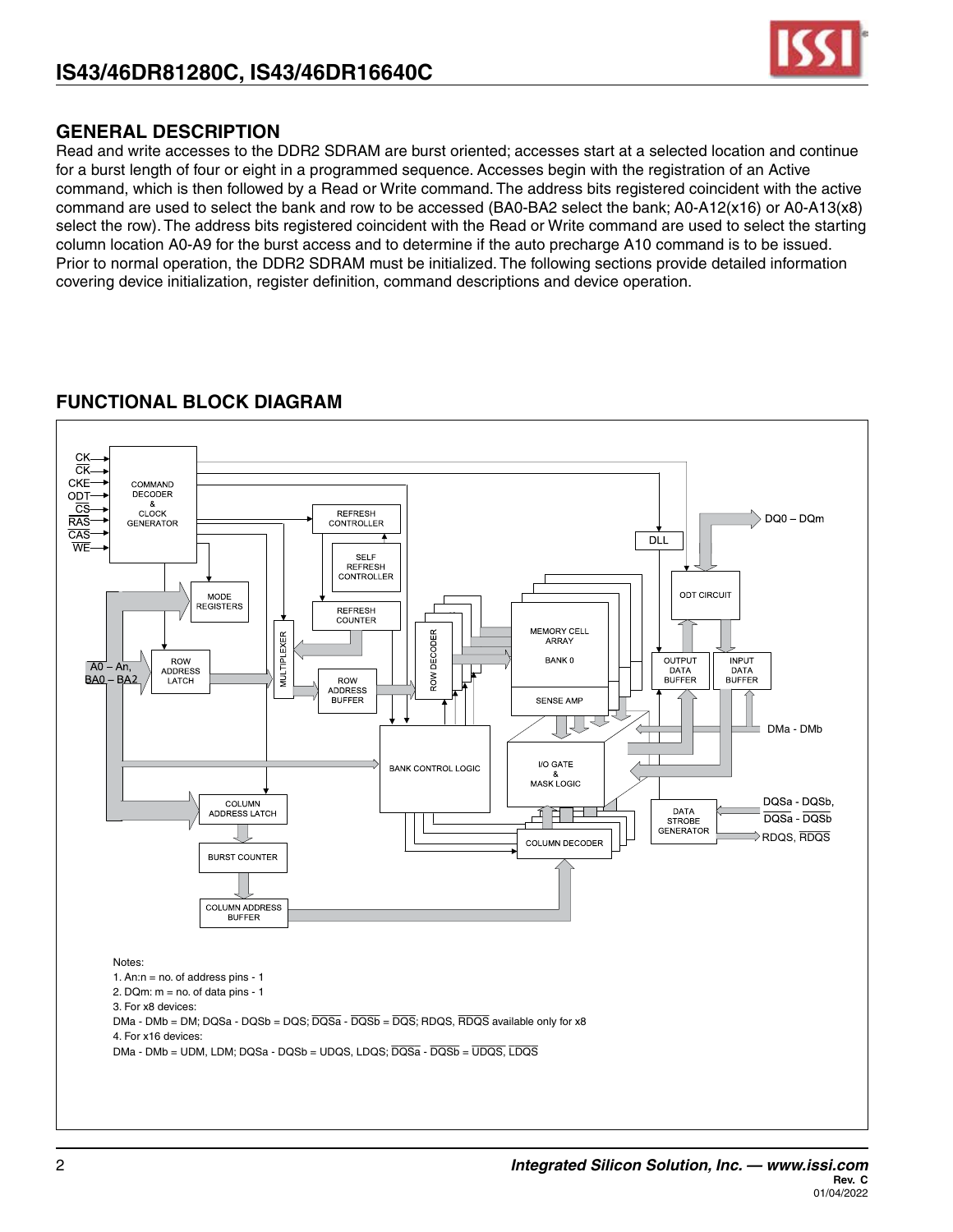## GENERAL DESCRIPTION

Read and write accesses to the DDR2 SDRAM are burst oriented; accesses start at a selected location and continue for a burst length of four or eight in a programmed sequence. Accesses begin with the registration of an Active command, which is then followed by a Read or Write command. The address bits registered coincident with the active command are used to select the bank and row to be accessed (BA0-BA2 select the bank; A0-A12(x16) or A0-A13(x8) select the row). The address bits registered coincident with the Read or Write command are used to select the starting column location A0-A9 for the burst access and to determine if the auto precharge A10 command is to be issued. Prior to normal operation, the DDR2 SDRAM must be initialized. The following sections provide detailed information covering device initialization, register definition, command descriptions and device operation.

## FUNCTIONAL BLOCK DIAGRAM

Notes:

1. An:n = no. of address pins - 1
2. DQm: m = no. of data pins - 1
3. For x8 devices:
   DMa - DMb = DM; DQSa - DQSb = DQS; $\overline{\text{DQSa}}$ - $\overline{\text{DQSb}}$ = $\overline{\text{DQS}}$; RDQS, $\overline{\text{RDQS}}$ available only for x8
4. For x16 devices:
   DMa - DMb = UDM, LDM; DQSa - DQSb = UDQS, LDQS; $\overline{\text{DQSa}}$ - $\overline{\text{DQSb}}$ = $\overline{\text{UDQS}}$, $\overline{\text{LDQS}}$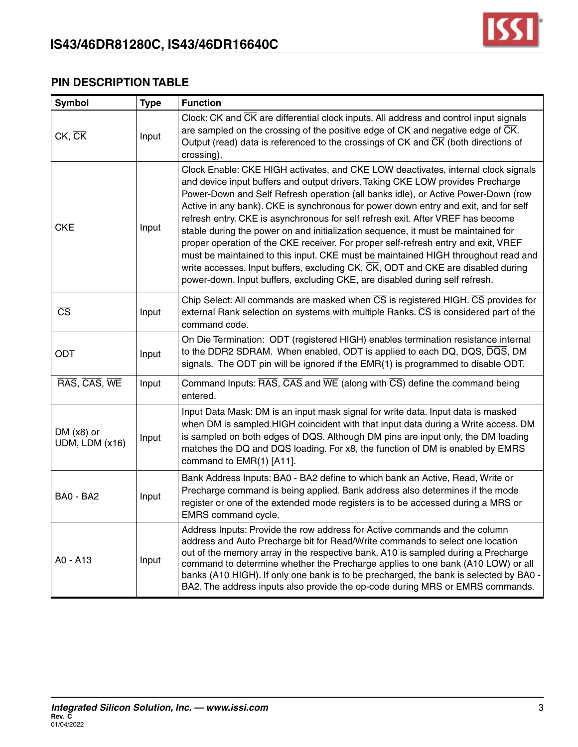## PIN DESCRIPTION TABLE

| Symbol | Type | Function |
|---|---|---|
| CK, $\overline{CK}$ | Input | Clock: CK and $\overline{CK}$ are differential clock inputs. All address and control input signals are sampled on the crossing of the positive edge of CK and negative edge of $\overline{CK}$. Output (read) data is referenced to the crossings of CK and $\overline{CK}$ (both directions of crossing). |
| CKE | Input | Clock Enable: CKE HIGH activates, and CKE LOW deactivates, internal clock signals and device input buffers and output drivers. Taking CKE LOW provides Precharge Power-Down and Self Refresh operation (all banks idle), or Active Power-Down (row Active in any bank). CKE is synchronous for power down entry and exit, and for self refresh entry. CKE is asynchronous for self refresh exit. After VREF has become stable during the power on and initialization sequence, it must be maintained for proper operation of the CKE receiver. For proper self-refresh entry and exit, VREF must be maintained to this input. CKE must be maintained HIGH throughout read and write accesses. Input buffers, excluding CK, $\overline{CK}$, ODT and CKE are disabled during power-down. Input buffers, excluding CKE, are disabled during self refresh. |
| $\overline{CS}$ | Input | Chip Select: All commands are masked when $\overline{CS}$ is registered HIGH. $\overline{CS}$ provides for external Rank selection on systems with multiple Ranks. $\overline{CS}$ is considered part of the command code. |
| ODT | Input | On Die Termination: ODT (registered HIGH) enables termination resistance internal to the DDR2 SDRAM. When enabled, ODT is applied to each DQ, DQS, $\overline{DQS}$, DM signals. The ODT pin will be ignored if the EMR(1) is programmed to disable ODT. |
| $\overline{RAS}$, $\overline{CAS}$, $\overline{WE}$ | Input | Command Inputs: $\overline{RAS}$, $\overline{CAS}$ and $\overline{WE}$ (along with $\overline{CS}$) define the command being entered. |
| DM (x8) or UDM, LDM (x16) | Input | Input Data Mask: DM is an input mask signal for write data. Input data is masked when DM is sampled HIGH coincident with that input data during a Write access. DM is sampled on both edges of DQS. Although DM pins are input only, the DM loading matches the DQ and DQS loading. For x8, the function of DM is enabled by EMRS command to EMR(1) [A11]. |
| BA0 - BA2 | Input | Bank Address Inputs: BA0 - BA2 define to which bank an Active, Read, Write or Precharge command is being applied. Bank address also determines if the mode register or one of the extended mode registers is to be accessed during a MRS or EMRS command cycle. |
| A0 - A13 | Input | Address Inputs: Provide the row address for Active commands and the column address and Auto Precharge bit for Read/Write commands to select one location out of the memory array in the respective bank. A10 is sampled during a Precharge command to determine whether the Precharge applies to one bank (A10 LOW) or all banks (A10 HIGH). If only one bank is to be precharged, the bank is selected by BA0 - BA2. The address inputs also provide the op-code during MRS or EMRS commands. |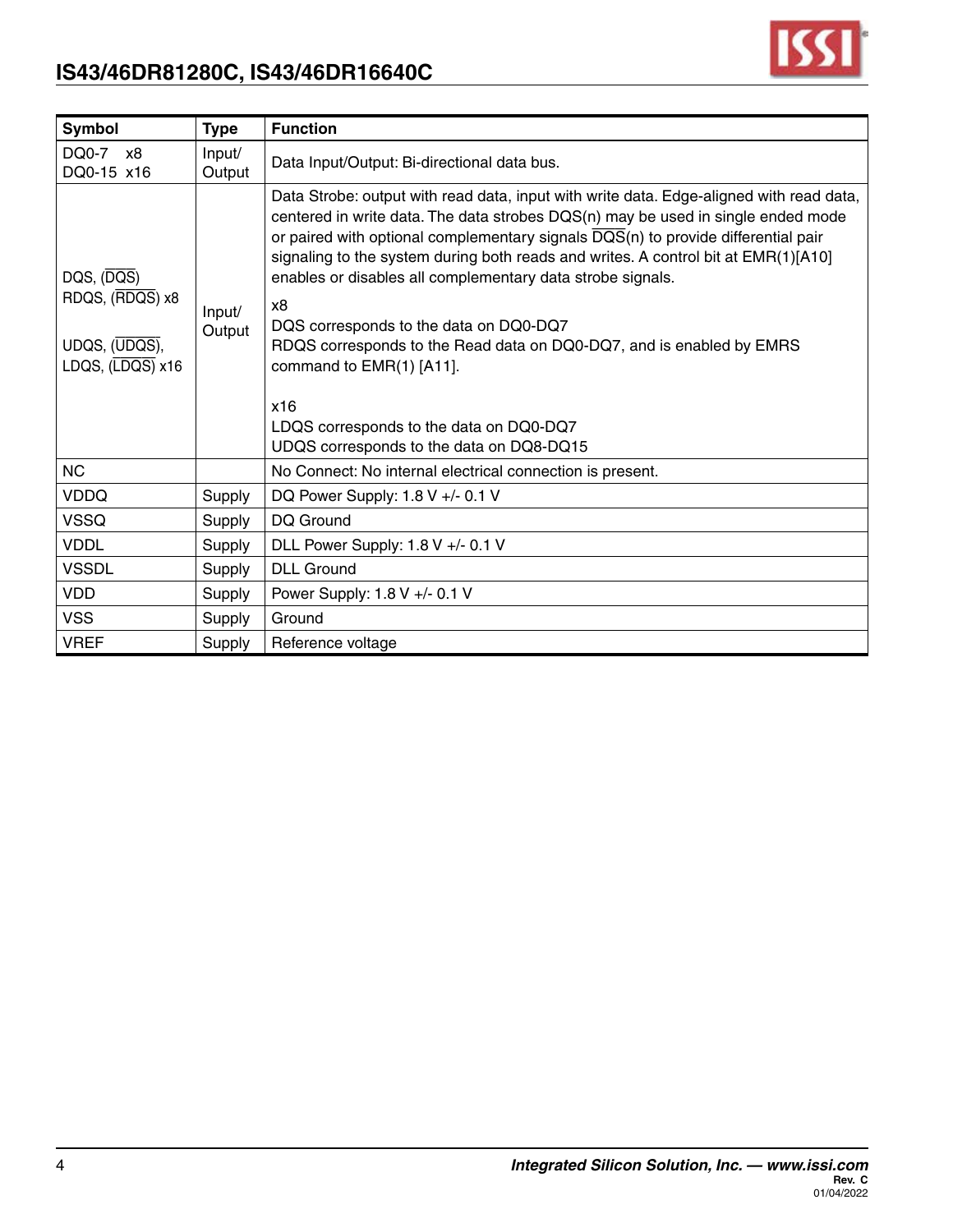| Symbol | Type | Function |
|---|---|---|
| DQ0-7 x8<br>DQ0-15 x16 | Input/<br>Output | Data Input/Output: Bi-directional data bus. |
| DQS, ($\overline{DQS}$)<br>RDQS, ($\overline{RDQS}$) x8<br><br>UDQS, ($\overline{UDQS}$),<br>LDQS, ($\overline{LDQS}$) x16 | Input/<br>Output | Data Strobe: output with read data, input with write data. Edge-aligned with read data, centered in write data. The data strobes DQS(n) may be used in single ended mode or paired with optional complementary signals $\overline{DQS}$(n) to provide differential pair signaling to the system during both reads and writes. A control bit at EMR(1)[A10] enables or disables all complementary data strobe signals.<br><br>x8<br>DQS corresponds to the data on DQ0-DQ7<br>RDQS corresponds to the Read data on DQ0-DQ7, and is enabled by EMRS command to EMR(1) [A11].<br><br>x16<br>LDQS corresponds to the data on DQ0-DQ7<br>UDQS corresponds to the data on DQ8-DQ15 |
| NC | | No Connect: No internal electrical connection is present. |
| VDDQ | Supply | DQ Power Supply: 1.8 V +/- 0.1 V |
| VSSQ | Supply | DQ Ground |
| VDDL | Supply | DLL Power Supply: 1.8 V +/- 0.1 V |
| VSSDL | Supply | DLL Ground |
| VDD | Supply | Power Supply: 1.8 V +/- 0.1 V |
| VSS | Supply | Ground |
| VREF | Supply | Reference voltage |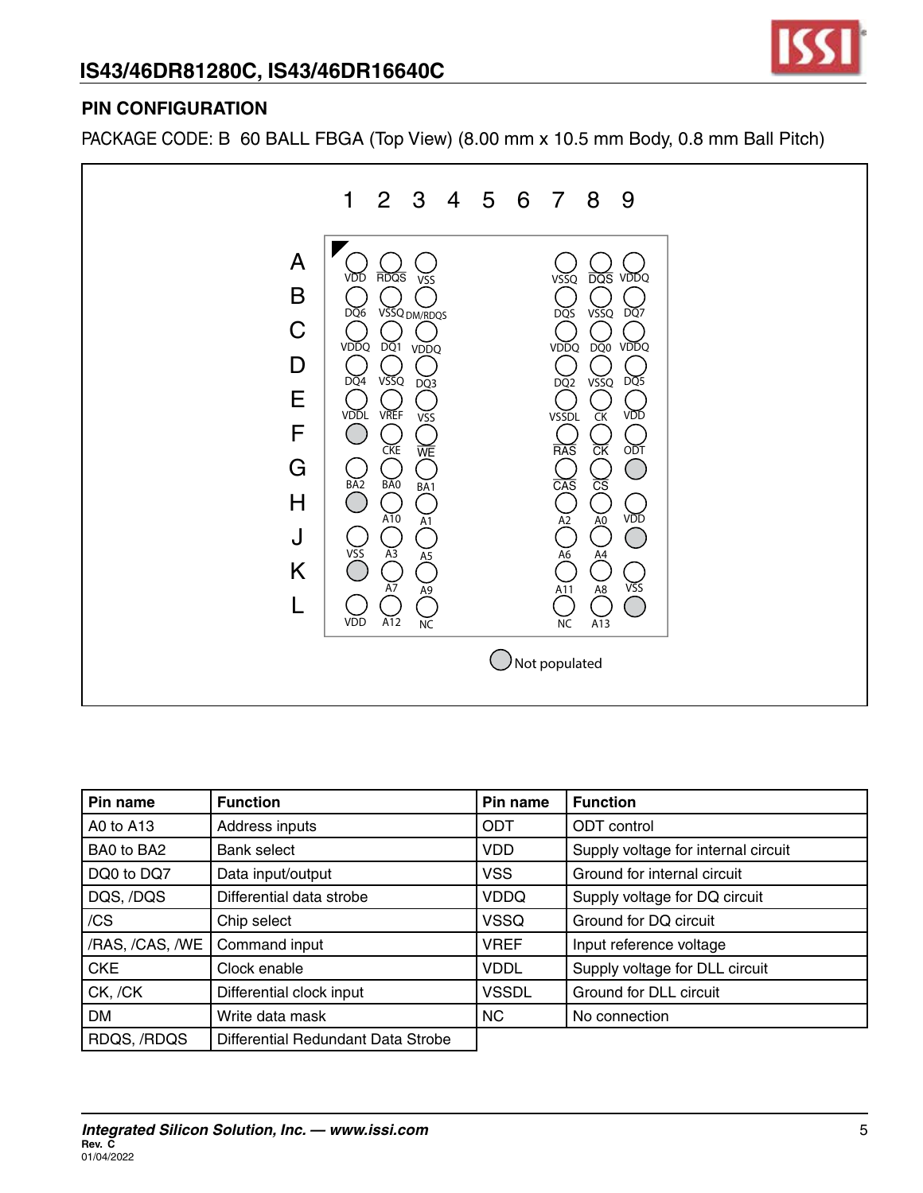## PIN CONFIGURATION

PACKAGE CODE: B 60 BALL FBGA (Top View) (8.00 mm x 10.5 mm Body, 0.8 mm Ball Pitch)

|   | 1 | 2 | 3 | 4 | 5 | 6 | 7 | 8 | 9 |
|---|---|---|---|---|---|---|---|---|---|
| A | VDD | RDQS | VSS | | | | VSSQ | DQS | VDDQ |
| B | DQ6 | VSSQ | DM/RDQS | | | | DQS | VSSQ | DQ7 |
| C | VDDQ | DQ1 | VDDQ | | | | VDDQ | DQ0 | VDDQ |
| D | DQ4 | VSSQ | DQ3 | | | | DQ2 | VSSQ | DQ5 |
| E | VDDL | VREF | VSS | | | | VSSDL | CK | VDD |
| F | Not populated | CKE | WE | | | | RAS | CK | ODT |
| G | BA2 | BA0 | BA1 | | | | CAS | CS | Not populated |
| H | Not populated | A10 | A1 | | | | A2 | A0 | VDD |
| J | VSS | A3 | A5 | | | | A6 | A4 | Not populated |
| K | Not populated | A7 | A9 | | | | A11 | A8 | VSS |
| L | VDD | A12 | NC | | | | NC | A13 | Not populated |

Not populated

| Pin name | Function | Pin name | Function |
|---|---|---|---|
| A0 to A13 | Address inputs | ODT | ODT control |
| BA0 to BA2 | Bank select | VDD | Supply voltage for internal circuit |
| DQ0 to DQ7 | Data input/output | VSS | Ground for internal circuit |
| DQS, /DQS | Differential data strobe | VDDQ | Supply voltage for DQ circuit |
| /CS | Chip select | VSSQ | Ground for DQ circuit |
| /RAS, /CAS, /WE | Command input | VREF | Input reference voltage |
| CKE | Clock enable | VDDL | Supply voltage for DLL circuit |
| CK, /CK | Differential clock input | VSSDL | Ground for DLL circuit |
| DM | Write data mask | NC | No connection |
| RDQS, /RDQS | Differential Redundant Data Strobe | | |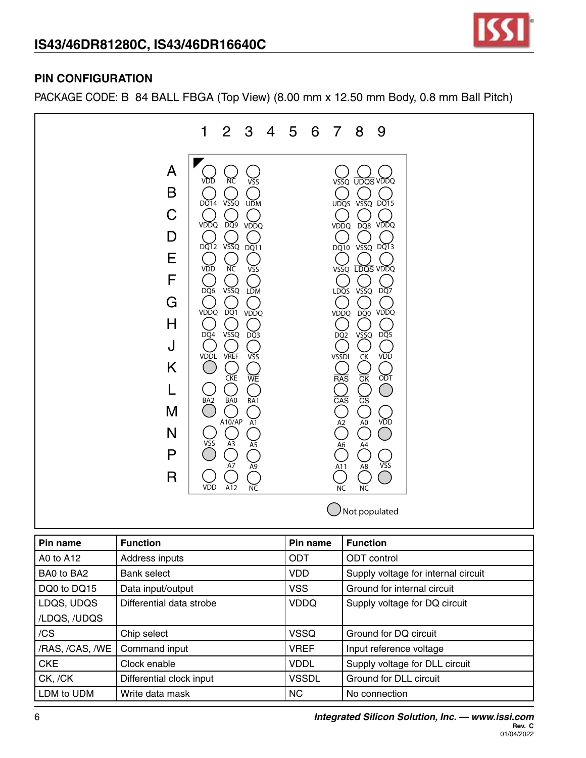## PIN CONFIGURATION

PACKAGE CODE: B 84 BALL FBGA (Top View) (8.00 mm x 12.50 mm Body, 0.8 mm Ball Pitch)

| | 1 | 2 | 3 | 4 | 5 | 6 | 7 | 8 | 9 |
|---|---|---|---|---|---|---|---|---|---|
| A | VDD | NC | VSS | | | | VSSQ | /UDQS | VDDQ |
| B | DQ14 | VSSQ | UDM | | | | UDQS | VSSQ | DQ15 |
| C | VDDQ | DQ9 | VDDQ | | | | VDDQ | DQ8 | VDDQ |
| D | DQ12 | VSSQ | DQ11 | | | | DQ10 | VSSQ | DQ13 |
| E | VDD | NC | VSS | | | | VSSQ | /LDQS | VDDQ |
| F | DQ6 | VSSQ | LDM | | | | LDQS | VSSQ | DQ7 |
| G | VDDQ | DQ1 | VDDQ | | | | VDDQ | DQ0 | VDDQ |
| H | DQ4 | VSSQ | DQ3 | | | | DQ2 | VSSQ | DQ5 |
| J | VDDL | VREF | VSS | | | | VSSDL | CK | VDD |
| K | Not populated | CKE | /WE | | | | /RAS | /CK | ODT |
| L | BA2 | BA0 | BA1 | | | | /CAS | /CS | Not populated |
| M | Not populated | A10/AP | A1 | | | | A2 | A0 | VDD |
| N | VSS | A3 | A5 | | | | A6 | A4 | Not populated |
| P | Not populated | A7 | A9 | | | | A11 | A8 | VSS |
| R | VDD | A12 | NC | | | | NC | NC | Not populated |

Not populated

| Pin name | Function | Pin name | Function |
|---|---|---|---|
| A0 to A12 | Address inputs | ODT | ODT control |
| BA0 to BA2 | Bank select | VDD | Supply voltage for internal circuit |
| DQ0 to DQ15 | Data input/output | VSS | Ground for internal circuit |
| LDQS, UDQS /LDQS, /UDQS | Differential data strobe | VDDQ | Supply voltage for DQ circuit |
| /CS | Chip select | VSSQ | Ground for DQ circuit |
| /RAS, /CAS, /WE | Command input | VREF | Input reference voltage |
| CKE | Clock enable | VDDL | Supply voltage for DLL circuit |
| CK, /CK | Differential clock input | VSSDL | Ground for DLL circuit |
| LDM to UDM | Write data mask | NC | No connection |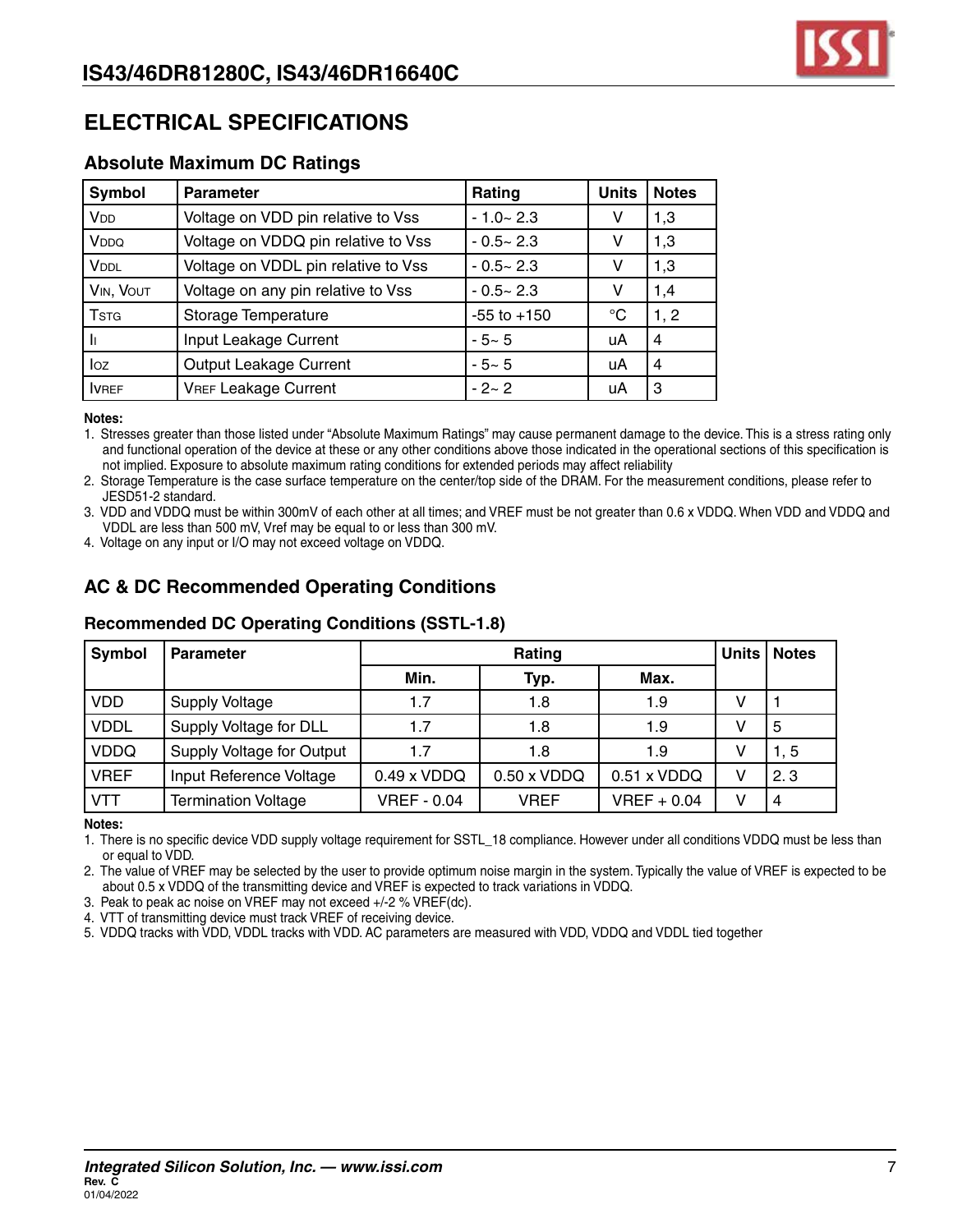# ELECTRICAL SPECIFICATIONS

## Absolute Maximum DC Ratings

| Symbol | Parameter | Rating | Units | Notes |
|---|---|---|---|---|
| $V_{DD}$ | Voltage on VDD pin relative to Vss | - 1.0~ 2.3 | V | 1,3 |
| $V_{DDQ}$ | Voltage on VDDQ pin relative to Vss | - 0.5~ 2.3 | V | 1,3 |
| $V_{DDL}$ | Voltage on VDDL pin relative to Vss | - 0.5~ 2.3 | V | 1,3 |
| $V_{IN}$, $V_{OUT}$ | Voltage on any pin relative to Vss | - 0.5~ 2.3 | V | 1,4 |
| $T_{STG}$ | Storage Temperature | -55 to +150 | °C | 1, 2 |
| $I_I$ | Input Leakage Current | - 5~ 5 | uA | 4 |
| $I_{OZ}$ | Output Leakage Current | - 5~ 5 | uA | 4 |
| $I_{VREF}$ | $V_{REF}$ Leakage Current | - 2~ 2 | uA | 3 |

**Notes:**

1. Stresses greater than those listed under "Absolute Maximum Ratings" may cause permanent damage to the device. This is a stress rating only and functional operation of the device at these or any other conditions above those indicated in the operational sections of this specification is not implied. Exposure to absolute maximum rating conditions for extended periods may affect reliability
2. Storage Temperature is the case surface temperature on the center/top side of the DRAM. For the measurement conditions, please refer to JESD51-2 standard.
3. VDD and VDDQ must be within 300mV of each other at all times; and VREF must be not greater than 0.6 x VDDQ. When VDD and VDDQ and VDDL are less than 500 mV, Vref may be equal to or less than 300 mV.
4. Voltage on any input or I/O may not exceed voltage on VDDQ.

## AC & DC Recommended Operating Conditions

### Recommended DC Operating Conditions (SSTL-1.8)

| Symbol | Parameter | Rating | | | Units | Notes |
|---|---|---|---|---|---|---|
| | | Min. | Typ. | Max. | | |
| VDD | Supply Voltage | 1.7 | 1.8 | 1.9 | V | 1 |
| VDDL | Supply Voltage for DLL | 1.7 | 1.8 | 1.9 | V | 5 |
| VDDQ | Supply Voltage for Output | 1.7 | 1.8 | 1.9 | V | 1, 5 |
| VREF | Input Reference Voltage | 0.49 x VDDQ | 0.50 x VDDQ | 0.51 x VDDQ | V | 2. 3 |
| VTT | Termination Voltage | VREF - 0.04 | VREF | VREF + 0.04 | V | 4 |

**Notes:**

1. There is no specific device VDD supply voltage requirement for SSTL_18 compliance. However under all conditions VDDQ must be less than or equal to VDD.
2. The value of VREF may be selected by the user to provide optimum noise margin in the system. Typically the value of VREF is expected to be about 0.5 x VDDQ of the transmitting device and VREF is expected to track variations in VDDQ.
3. Peak to peak ac noise on VREF may not exceed +/-2 % VREF(dc).
4. VTT of transmitting device must track VREF of receiving device.
5. VDDQ tracks with VDD, VDDL tracks with VDD. AC parameters are measured with VDD, VDDQ and VDDL tied together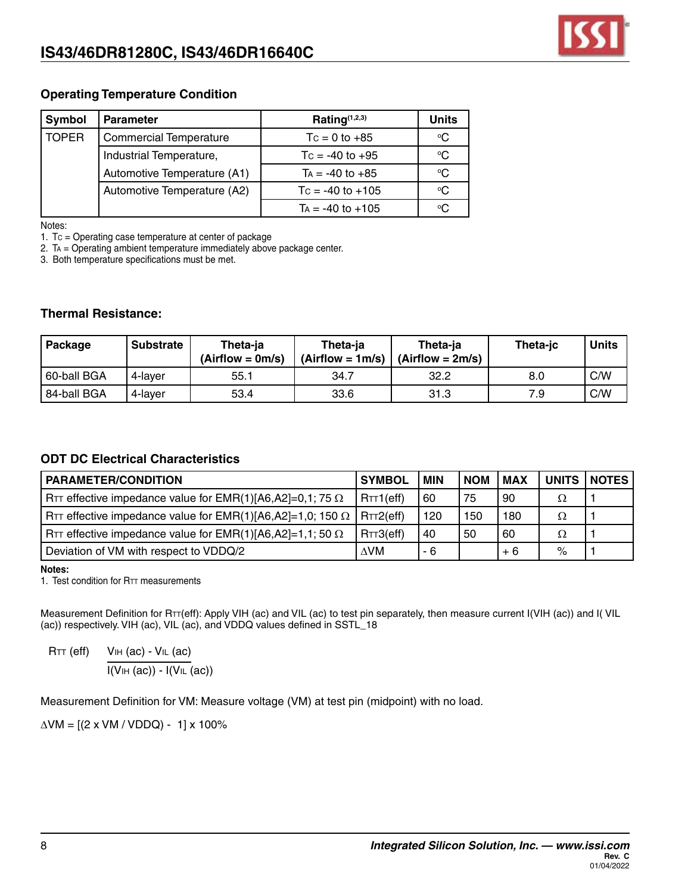### Operating Temperature Condition

| Symbol | Parameter | Rating(1,2,3) | Units |
|---|---|---|---|
| TOPER | Commercial Temperature | $T_C$ = 0 to +85 | °C |
| | Industrial Temperature, | $T_C$ = -40 to +95 | °C |
| | Automotive Temperature (A1) | $T_A$ = -40 to +85 | °C |
| | Automotive Temperature (A2) | $T_C$ = -40 to +105 | °C |
| | | $T_A$ = -40 to +105 | °C |

Notes:

1. $T_C$ = Operating case temperature at center of package
2. $T_A$ = Operating ambient temperature immediately above package center.
3. Both temperature specifications must be met.

### Thermal Resistance:

| Package | Substrate | Theta-ja (Airflow = 0m/s) | Theta-ja (Airflow = 1m/s) | Theta-ja (Airflow = 2m/s) | Theta-jc | Units |
|---|---|---|---|---|---|---|
| 60-ball BGA | 4-layer | 55.1 | 34.7 | 32.2 | 8.0 | C/W |
| 84-ball BGA | 4-layer | 53.4 | 33.6 | 31.3 | 7.9 | C/W |

### ODT DC Electrical Characteristics

| PARAMETER/CONDITION | SYMBOL | MIN | NOM | MAX | UNITS | NOTES |
|---|---|---|---|---|---|---|
| $R_{TT}$ effective impedance value for EMR(1)[A6,A2]=0,1; 75 Ω | $R_{TT}1(eff)$ | 60 | 75 | 90 | Ω | 1 |
| $R_{TT}$ effective impedance value for EMR(1)[A6,A2]=1,0; 150 Ω | $R_{TT}2(eff)$ | 120 | 150 | 180 | Ω | 1 |
| $R_{TT}$ effective impedance value for EMR(1)[A6,A2]=1,1; 50 Ω | $R_{TT}3(eff)$ | 40 | 50 | 60 | Ω | 1 |
| Deviation of VM with respect to VDDQ/2 | ΔVM | - 6 | | + 6 | % | 1 |

**Notes:**

1. Test condition for $R_{TT}$ measurements

Measurement Definition for $R_{TT}$(eff): Apply VIH (ac) and VIL (ac) to test pin separately, then measure current I(VIH (ac)) and I( VIL (ac)) respectively. VIH (ac), VIL (ac), and VDDQ values defined in SSTL_18

$$R_{TT}(eff) = \frac{V_{IH}(ac) - V_{IL}(ac)}{I(V_{IH}(ac)) - I(V_{IL}(ac))}$$

Measurement Definition for VM: Measure voltage (VM) at test pin (midpoint) with no load.

$$\Delta VM = [(2 \times VM / VDDQ) - 1] \times 100\%$$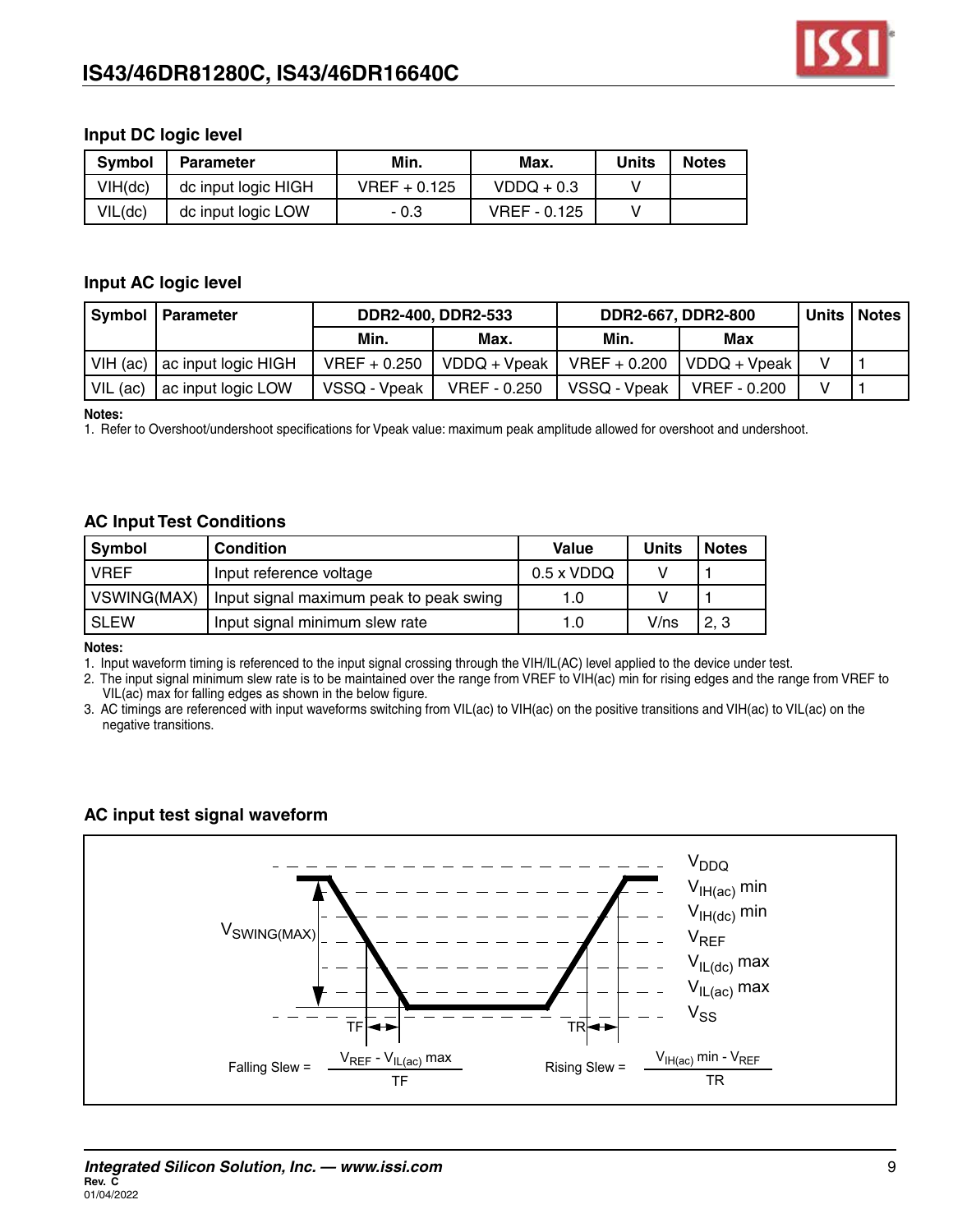### Input DC logic level

| Symbol | Parameter | Min. | Max. | Units | Notes |
|---|---|---|---|---|---|
| VIH(dc) | dc input logic HIGH | VREF + 0.125 | VDDQ + 0.3 | V | |
| VIL(dc) | dc input logic LOW | - 0.3 | VREF - 0.125 | V | |

### Input AC logic level

| Symbol | Parameter | DDR2-400, DDR2-533 | | DDR2-667, DDR2-800 | | Units | Notes |
|---|---|---|---|---|---|---|---|
| | | Min. | Max. | Min. | Max | | |
| VIH (ac) | ac input logic HIGH | VREF + 0.250 | VDDQ + Vpeak | VREF + 0.200 | VDDQ + Vpeak | V | 1 |
| VIL (ac) | ac input logic LOW | VSSQ - Vpeak | VREF - 0.250 | VSSQ - Vpeak | VREF - 0.200 | V | 1 |

**Notes:**

1. Refer to Overshoot/undershoot specifications for Vpeak value: maximum peak amplitude allowed for overshoot and undershoot.

### AC Input Test Conditions

| Symbol | Condition | Value | Units | Notes |
|---|---|---|---|---|
| VREF | Input reference voltage | 0.5 x VDDQ | V | 1 |
| VSWING(MAX) | Input signal maximum peak to peak swing | 1.0 | V | 1 |
| SLEW | Input signal minimum slew rate | 1.0 | V/ns | 2, 3 |

**Notes:**

1. Input waveform timing is referenced to the input signal crossing through the VIH/IL(AC) level applied to the device under test.
2. The input signal minimum slew rate is to be maintained over the range from VREF to VIH(ac) min for rising edges and the range from VREF to VIL(ac) max for falling edges as shown in the below figure.
3. AC timings are referenced with input waveforms switching from VIL(ac) to VIH(ac) on the positive transitions and VIH(ac) to VIL(ac) on the negative transitions.

### AC input test signal waveform

$V_{DDQ}$, $V_{IH(ac)}$ min, $V_{IH(dc)}$ min, $V_{REF}$, $V_{IL(dc)}$ max, $V_{IL(ac)}$ max, $V_{SS}$, $V_{SWING(MAX)}$, TF, TR

$$\text{Falling Slew} = \frac{V_{REF} - V_{IL(ac)}\ \text{max}}{TF}$$

$$\text{Rising Slew} = \frac{V_{IH(ac)}\ \text{min} - V_{REF}}{TR}$$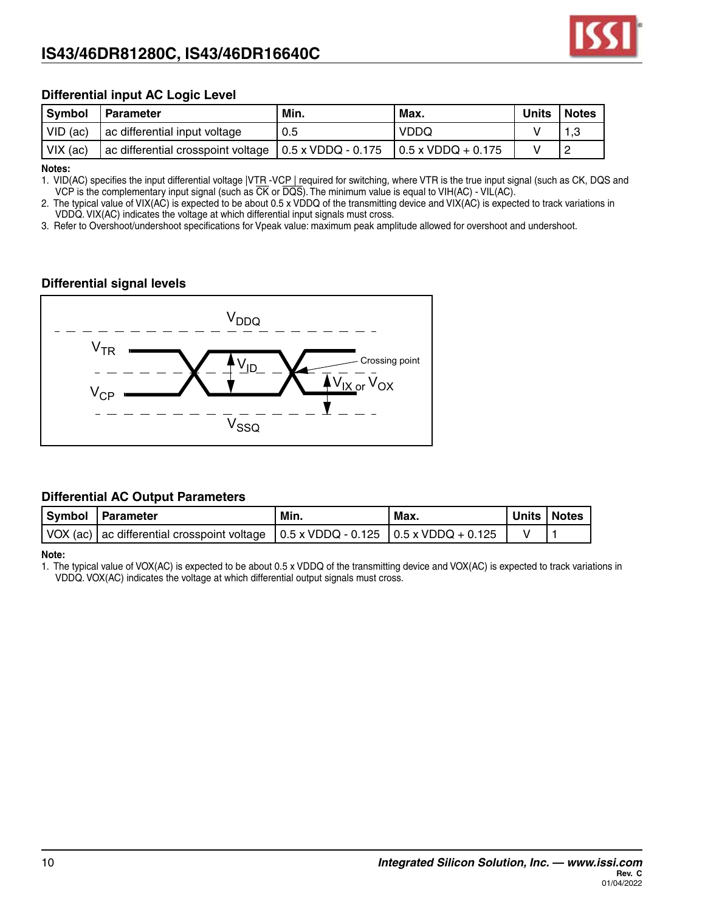### Differential input AC Logic Level

| Symbol | Parameter | Min. | Max. | Units | Notes |
|---|---|---|---|---|---|
| VID (ac) | ac differential input voltage | 0.5 | VDDQ | V | 1,3 |
| VIX (ac) | ac differential crosspoint voltage | 0.5 x VDDQ - 0.175 | 0.5 x VDDQ + 0.175 | V | 2 |

**Notes:**

1. VID(AC) specifies the input differential voltage |VTR -VCP | required for switching, where VTR is the true input signal (such as CK, DQS and VCP is the complementary input signal (such as $\overline{CK}$ or $\overline{DQS}$). The minimum value is equal to VIH(AC) - VIL(AC).
2. The typical value of VIX(AC) is expected to be about 0.5 x VDDQ of the transmitting device and VIX(AC) is expected to track variations in VDDQ. VIX(AC) indicates the voltage at which differential input signals must cross.
3. Refer to Overshoot/undershoot specifications for Vpeak value: maximum peak amplitude allowed for overshoot and undershoot.

### Differential signal levels

$V_{DDQ}$

$V_{TR}$

$V_{ID}$

Crossing point

$V_{IX}$ or $V_{OX}$

$V_{CP}$

$V_{SSQ}$

### Differential AC Output Parameters

| Symbol | Parameter | Min. | Max. | Units | Notes |
|---|---|---|---|---|---|
| VOX (ac) | ac differential crosspoint voltage | 0.5 x VDDQ - 0.125 | 0.5 x VDDQ + 0.125 | V | 1 |

**Note:**

1. The typical value of VOX(AC) is expected to be about 0.5 x VDDQ of the transmitting device and VOX(AC) is expected to track variations in VDDQ. VOX(AC) indicates the voltage at which differential output signals must cross.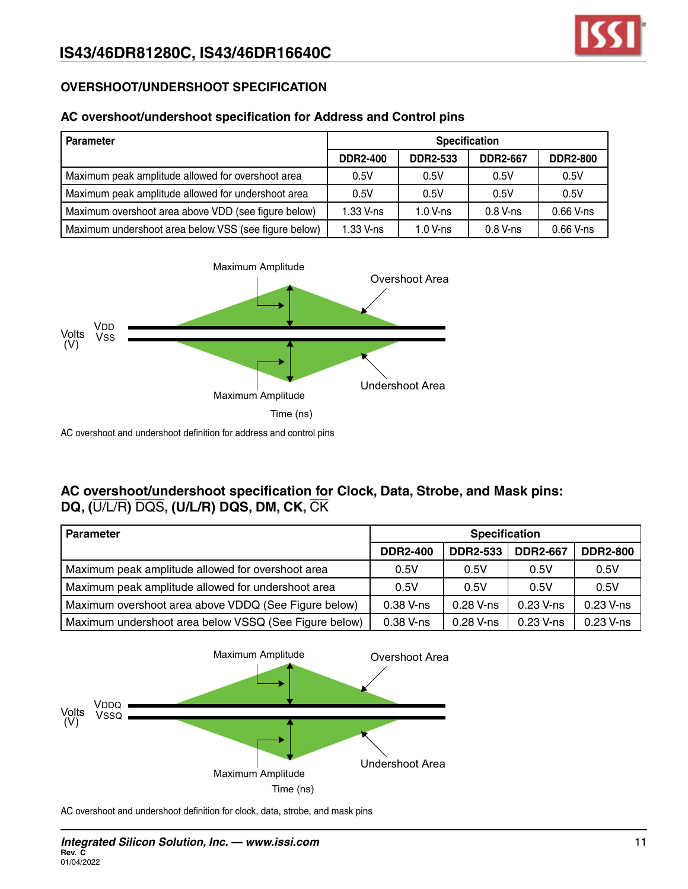## OVERSHOOT/UNDERSHOOT SPECIFICATION

### AC overshoot/undershoot specification for Address and Control pins

| Parameter | Specification | | | |
|---|---|---|---|---|
| | DDR2-400 | DDR2-533 | DDR2-667 | DDR2-800 |
| Maximum peak amplitude allowed for overshoot area | 0.5V | 0.5V | 0.5V | 0.5V |
| Maximum peak amplitude allowed for undershoot area | 0.5V | 0.5V | 0.5V | 0.5V |
| Maximum overshoot area above VDD (see figure below) | 1.33 V-ns | 1.0 V-ns | 0.8 V-ns | 0.66 V-ns |
| Maximum undershoot area below VSS (see figure below) | 1.33 V-ns | 1.0 V-ns | 0.8 V-ns | 0.66 V-ns |

AC overshoot and undershoot definition for address and control pins

### AC overshoot/undershoot specification for Clock, Data, Strobe, and Mask pins: DQ, (U/L/R) $\overline{\text{DQS}}$, (U/L/R) DQS, DM, CK, $\overline{\text{CK}}$

| Parameter | Specification | | | |
|---|---|---|---|---|
| | DDR2-400 | DDR2-533 | DDR2-667 | DDR2-800 |
| Maximum peak amplitude allowed for overshoot area | 0.5V | 0.5V | 0.5V | 0.5V |
| Maximum peak amplitude allowed for undershoot area | 0.5V | 0.5V | 0.5V | 0.5V |
| Maximum overshoot area above VDDQ (See Figure below) | 0.38 V-ns | 0.28 V-ns | 0.23 V-ns | 0.23 V-ns |
| Maximum undershoot area below VSSQ (See Figure below) | 0.38 V-ns | 0.28 V-ns | 0.23 V-ns | 0.23 V-ns |

AC overshoot and undershoot definition for clock, data, strobe, and mask pins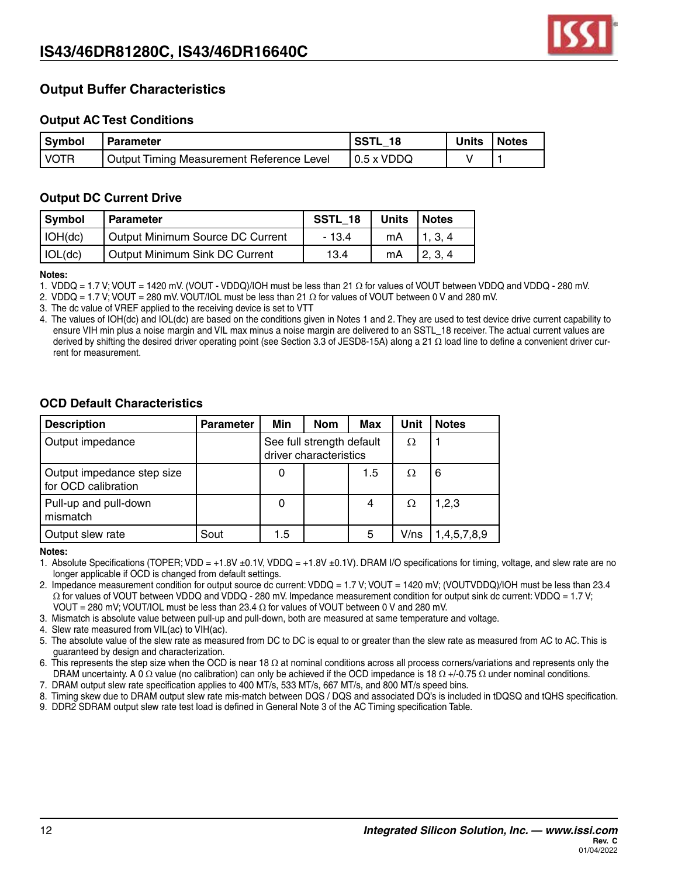## Output Buffer Characteristics

### Output AC Test Conditions

| Symbol | Parameter | SSTL_18 | Units | Notes |
|---|---|---|---|---|
| VOTR | Output Timing Measurement Reference Level | 0.5 x VDDQ | V | 1 |

### Output DC Current Drive

| Symbol | Parameter | SSTL_18 | Units | Notes |
|---|---|---|---|---|
| IOH(dc) | Output Minimum Source DC Current | - 13.4 | mA | 1, 3, 4 |
| IOL(dc) | Output Minimum Sink DC Current | 13.4 | mA | 2, 3, 4 |

**Notes:**

1. VDDQ = 1.7 V; VOUT = 1420 mV. (VOUT - VDDQ)/IOH must be less than 21 Ω for values of VOUT between VDDQ and VDDQ - 280 mV.
2. VDDQ = 1.7 V; VOUT = 280 mV. VOUT/IOL must be less than 21 Ω for values of VOUT between 0 V and 280 mV.
3. The dc value of VREF applied to the receiving device is set to VTT
4. The values of IOH(dc) and IOL(dc) are based on the conditions given in Notes 1 and 2. They are used to test device drive current capability to ensure VIH min plus a noise margin and VIL max minus a noise margin are delivered to an SSTL_18 receiver. The actual current values are derived by shifting the desired driver operating point (see Section 3.3 of JESD8-15A) along a 21 Ω load line to define a convenient driver current for measurement.

### OCD Default Characteristics

| Description | Parameter | Min | Nom | Max | Unit | Notes |
|---|---|---|---|---|---|---|
| Output impedance | | See full strength default driver characteristics | | | Ω | 1 |
| Output impedance step size for OCD calibration | | 0 | | 1.5 | Ω | 6 |
| Pull-up and pull-down mismatch | | 0 | | 4 | Ω | 1,2,3 |
| Output slew rate | Sout | 1.5 | | 5 | V/ns | 1,4,5,7,8,9 |

**Notes:**

1. Absolute Specifications (TOPER; VDD = +1.8V ±0.1V, VDDQ = +1.8V ±0.1V). DRAM I/O specifications for timing, voltage, and slew rate are no longer applicable if OCD is changed from default settings.
2. Impedance measurement condition for output source dc current: VDDQ = 1.7 V; VOUT = 1420 mV; (VOUTVDDQ)/IOH must be less than 23.4 Ω for values of VOUT between VDDQ and VDDQ - 280 mV. Impedance measurement condition for output sink dc current: VDDQ = 1.7 V; VOUT = 280 mV; VOUT/IOL must be less than 23.4 Ω for values of VOUT between 0 V and 280 mV.
3. Mismatch is absolute value between pull-up and pull-down, both are measured at same temperature and voltage.
4. Slew rate measured from VIL(ac) to VIH(ac).
5. The absolute value of the slew rate as measured from DC to DC is equal to or greater than the slew rate as measured from AC to AC. This is guaranteed by design and characterization.
6. This represents the step size when the OCD is near 18 Ω at nominal conditions across all process corners/variations and represents only the DRAM uncertainty. A 0 Ω value (no calibration) can only be achieved if the OCD impedance is 18 Ω +/-0.75 Ω under nominal conditions.
7. DRAM output slew rate specification applies to 400 MT/s, 533 MT/s, 667 MT/s, and 800 MT/s speed bins.
8. Timing skew due to DRAM output slew rate mis-match between DQS / DQS and associated DQ's is included in tDQSQ and tQHS specification.
9. DDR2 SDRAM output slew rate test load is defined in General Note 3 of the AC Timing specification Table.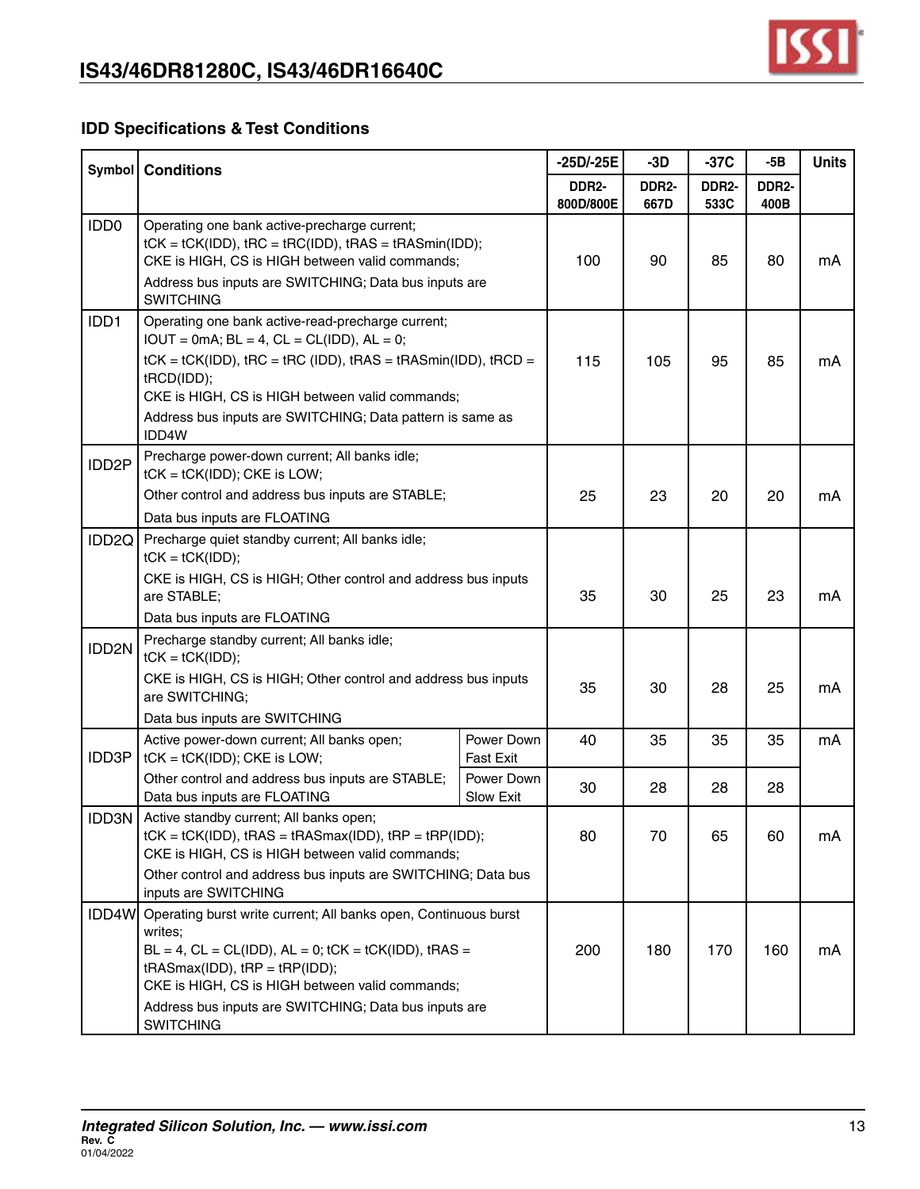## IDD Specifications & Test Conditions

| Symbol | Conditions | | -25D/-25E DDR2-800D/800E | -3D DDR2-667D | -37C DDR2-533C | -5B DDR2-400B | Units |
|---|---|---|---|---|---|---|---|
| IDD0 | Operating one bank active-precharge current; tCK = tCK(IDD), tRC = tRC(IDD), tRAS = tRASmin(IDD); CKE is HIGH, CS is HIGH between valid commands; Address bus inputs are SWITCHING; Data bus inputs are SWITCHING | | 100 | 90 | 85 | 80 | mA |
| IDD1 | Operating one bank active-read-precharge current; IOUT = 0mA; BL = 4, CL = CL(IDD), AL = 0; tCK = tCK(IDD), tRC = tRC (IDD), tRAS = tRASmin(IDD), tRCD = tRCD(IDD); CKE is HIGH, CS is HIGH between valid commands; Address bus inputs are SWITCHING; Data pattern is same as IDD4W | | 115 | 105 | 95 | 85 | mA |
| IDD2P | Precharge power-down current; All banks idle; tCK = tCK(IDD); CKE is LOW; Other control and address bus inputs are STABLE; Data bus inputs are FLOATING | | 25 | 23 | 20 | 20 | mA |
| IDD2Q | Precharge quiet standby current; All banks idle; tCK = tCK(IDD); CKE is HIGH, CS is HIGH; Other control and address bus inputs are STABLE; Data bus inputs are FLOATING | | 35 | 30 | 25 | 23 | mA |
| IDD2N | Precharge standby current; All banks idle; tCK = tCK(IDD); CKE is HIGH, CS is HIGH; Other control and address bus inputs are SWITCHING; Data bus inputs are SWITCHING | | 35 | 30 | 28 | 25 | mA |
| IDD3P | Active power-down current; All banks open; tCK = tCK(IDD); CKE is LOW; Other control and address bus inputs are STABLE; Data bus inputs are FLOATING | Power Down Fast Exit | 40 | 35 | 35 | 35 | mA |
| | | Power Down Slow Exit | 30 | 28 | 28 | 28 | |
| IDD3N | Active standby current; All banks open; tCK = tCK(IDD), tRAS = tRASmax(IDD), tRP = tRP(IDD); CKE is HIGH, CS is HIGH between valid commands; Other control and address bus inputs are SWITCHING; Data bus inputs are SWITCHING | | 80 | 70 | 65 | 60 | mA |
| IDD4W | Operating burst write current; All banks open, Continuous burst writes; BL = 4, CL = CL(IDD), AL = 0; tCK = tCK(IDD), tRAS = tRASmax(IDD), tRP = tRP(IDD); CKE is HIGH, CS is HIGH between valid commands; Address bus inputs are SWITCHING; Data bus inputs are SWITCHING | | 200 | 180 | 170 | 160 | mA |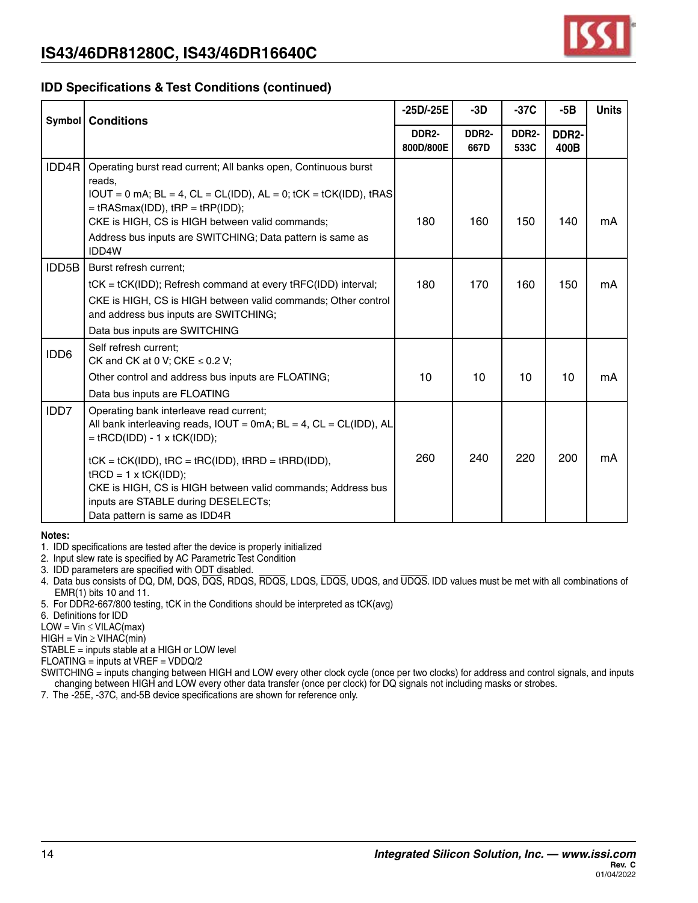## IDD Specifications & Test Conditions (continued)

| Symbol | Conditions | -25D/-25E | -3D | -37C | -5B | Units |
|---|---|---|---|---|---|---|
| | | DDR2-800D/800E | DDR2-667D | DDR2-533C | DDR2-400B | |
| IDD4R | Operating burst read current; All banks open, Continuous burst reads, IOUT = 0 mA; BL = 4, CL = CL(IDD), AL = 0; tCK = tCK(IDD), tRAS = tRASmax(IDD), tRP = tRP(IDD); CKE is HIGH, CS is HIGH between valid commands; Address bus inputs are SWITCHING; Data pattern is same as IDD4W | 180 | 160 | 150 | 140 | mA |
| IDD5B | Burst refresh current; tCK = tCK(IDD); Refresh command at every tRFC(IDD) interval; CKE is HIGH, CS is HIGH between valid commands; Other control and address bus inputs are SWITCHING; Data bus inputs are SWITCHING | 180 | 170 | 160 | 150 | mA |
| IDD6 | Self refresh current; CK and CK at 0 V; CKE ≤ 0.2 V; Other control and address bus inputs are FLOATING; Data bus inputs are FLOATING | 10 | 10 | 10 | 10 | mA |
| IDD7 | Operating bank interleave read current; All bank interleaving reads, IOUT = 0mA; BL = 4, CL = CL(IDD), AL = tRCD(IDD) - 1 x tCK(IDD); tCK = tCK(IDD), tRC = tRC(IDD), tRRD = tRRD(IDD), tRCD = 1 x tCK(IDD); CKE is HIGH, CS is HIGH between valid commands; Address bus inputs are STABLE during DESELECTs; Data pattern is same as IDD4R | 260 | 240 | 220 | 200 | mA |

**Notes:**

1. IDD specifications are tested after the device is properly initialized
2. Input slew rate is specified by AC Parametric Test Condition
3. IDD parameters are specified with ODT disabled.
4. Data bus consists of DQ, DM, DQS, $\overline{DQS}$, RDQS, $\overline{RDQS}$, LDQS, $\overline{LDQS}$, UDQS, and $\overline{UDQS}$. IDD values must be met with all combinations of EMR(1) bits 10 and 11.
5. For DDR2-667/800 testing, tCK in the Conditions should be interpreted as tCK(avg)
6. Definitions for IDD

LOW = Vin ≤ VILAC(max)

HIGH = Vin ≥ VIHAC(min)

STABLE = inputs stable at a HIGH or LOW level

FLOATING = inputs at VREF = VDDQ/2

SWITCHING = inputs changing between HIGH and LOW every other clock cycle (once per two clocks) for address and control signals, and inputs changing between HIGH and LOW every other data transfer (once per clock) for DQ signals not including masks or strobes.

7. The -25E, -37C, and-5B device specifications are shown for reference only.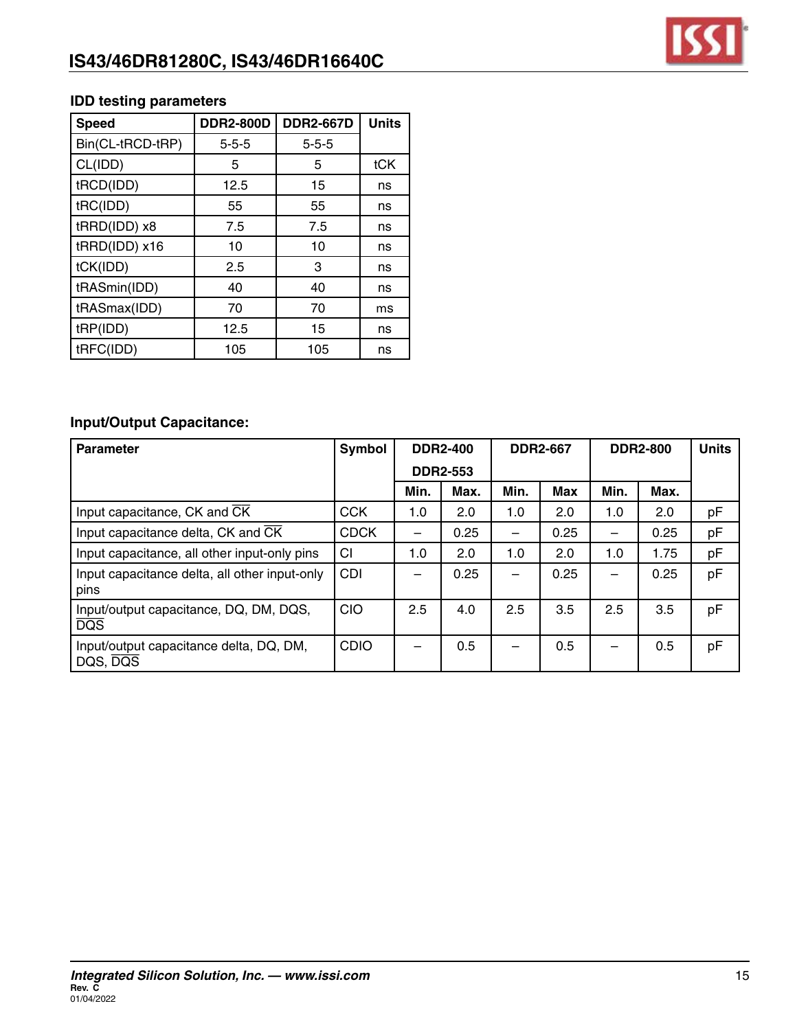### IDD testing parameters

| Speed | DDR2-800D | DDR2-667D | Units |
|---|---|---|---|
| Bin(CL-tRCD-tRP) | 5-5-5 | 5-5-5 | |
| CL(IDD) | 5 | 5 | tCK |
| tRCD(IDD) | 12.5 | 15 | ns |
| tRC(IDD) | 55 | 55 | ns |
| tRRD(IDD) x8 | 7.5 | 7.5 | ns |
| tRRD(IDD) x16 | 10 | 10 | ns |
| tCK(IDD) | 2.5 | 3 | ns |
| tRASmin(IDD) | 40 | 40 | ns |
| tRASmax(IDD) | 70 | 70 | ms |
| tRP(IDD) | 12.5 | 15 | ns |
| tRFC(IDD) | 105 | 105 | ns |

### Input/Output Capacitance:

| Parameter | Symbol | DDR2-400 DDR2-553 | | DDR2-667 | | DDR2-800 | | Units |
|---|---|---|---|---|---|---|---|---|
| | | Min. | Max. | Min. | Max | Min. | Max. | |
| Input capacitance, CK and $\overline{CK}$ | CCK | 1.0 | 2.0 | 1.0 | 2.0 | 1.0 | 2.0 | pF |
| Input capacitance delta, CK and $\overline{CK}$ | CDCK | – | 0.25 | – | 0.25 | – | 0.25 | pF |
| Input capacitance, all other input-only pins | CI | 1.0 | 2.0 | 1.0 | 2.0 | 1.0 | 1.75 | pF |
| Input capacitance delta, all other input-only pins | CDI | – | 0.25 | – | 0.25 | – | 0.25 | pF |
| Input/output capacitance, DQ, DM, DQS, $\overline{DQS}$ | CIO | 2.5 | 4.0 | 2.5 | 3.5 | 2.5 | 3.5 | pF |
| Input/output capacitance delta, DQ, DM, DQS, $\overline{DQS}$ | CDIO | – | 0.5 | – | 0.5 | – | 0.5 | pF |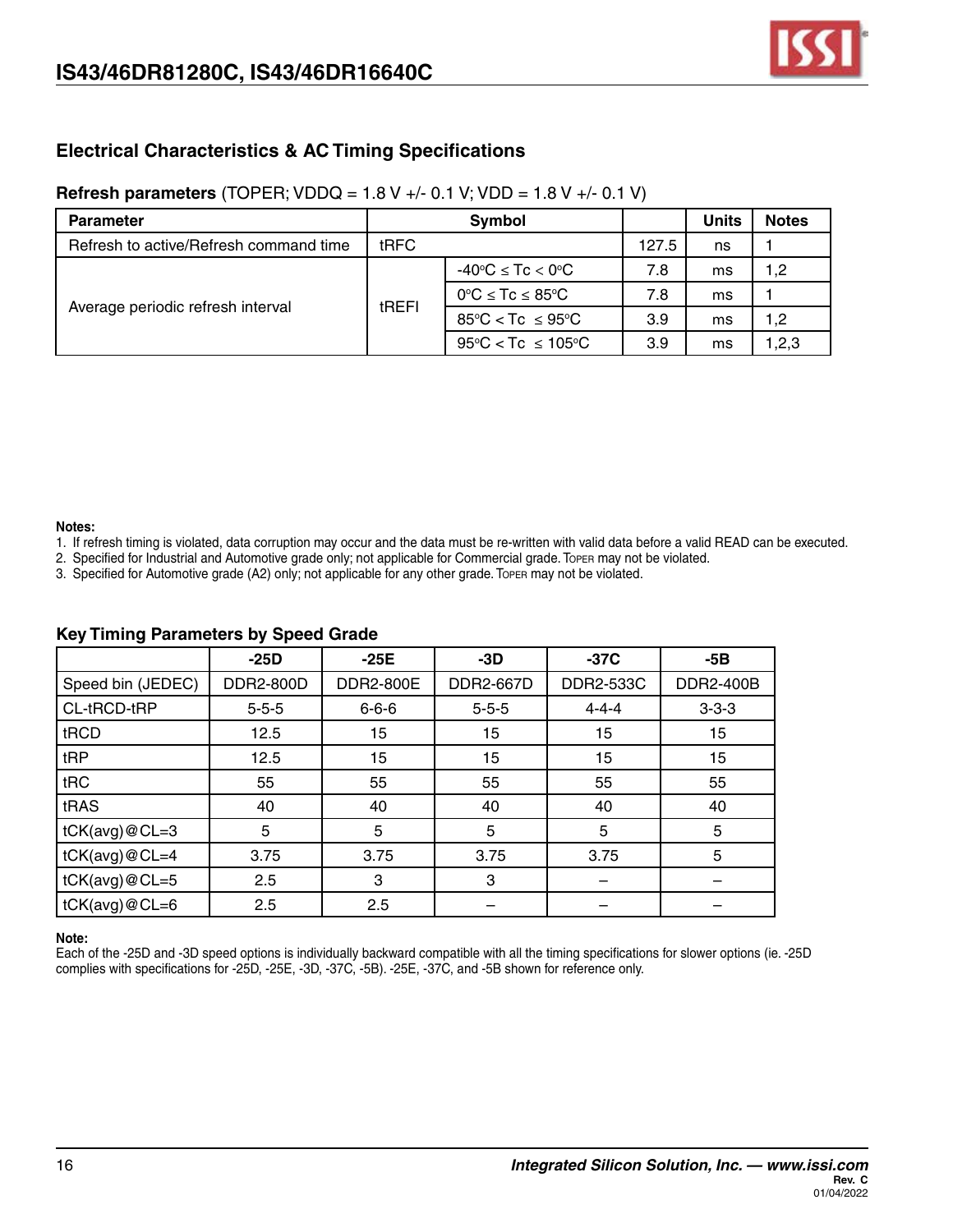## Electrical Characteristics & AC Timing Specifications

**Refresh parameters** (TOPER; VDDQ = 1.8 V +/- 0.1 V; VDD = 1.8 V +/- 0.1 V)

| Parameter | Symbol | | | Units | Notes |
|---|---|---|---|---|---|
| Refresh to active/Refresh command time | tRFC | | 127.5 | ns | 1 |
| Average periodic refresh interval | tREFI | -40°C ≤ Tc < 0°C | 7.8 | ms | 1,2 |
| | | 0°C ≤ Tc ≤ 85°C | 7.8 | ms | 1 |
| | | 85°C < Tc ≤ 95°C | 3.9 | ms | 1,2 |
| | | 95°C < Tc ≤ 105°C | 3.9 | ms | 1,2,3 |

**Notes:**

1. If refresh timing is violated, data corruption may occur and the data must be re-written with valid data before a valid READ can be executed.
2. Specified for Industrial and Automotive grade only; not applicable for Commercial grade. TOPER may not be violated.
3. Specified for Automotive grade (A2) only; not applicable for any other grade. TOPER may not be violated.

### Key Timing Parameters by Speed Grade

| | -25D | -25E | -3D | -37C | -5B |
|---|---|---|---|---|---|
| Speed bin (JEDEC) | DDR2-800D | DDR2-800E | DDR2-667D | DDR2-533C | DDR2-400B |
| CL-tRCD-tRP | 5-5-5 | 6-6-6 | 5-5-5 | 4-4-4 | 3-3-3 |
| tRCD | 12.5 | 15 | 15 | 15 | 15 |
| tRP | 12.5 | 15 | 15 | 15 | 15 |
| tRC | 55 | 55 | 55 | 55 | 55 |
| tRAS | 40 | 40 | 40 | 40 | 40 |
| tCK(avg)@CL=3 | 5 | 5 | 5 | 5 | 5 |
| tCK(avg)@CL=4 | 3.75 | 3.75 | 3.75 | 3.75 | 5 |
| tCK(avg)@CL=5 | 2.5 | 3 | 3 | – | – |
| tCK(avg)@CL=6 | 2.5 | 2.5 | – | – | – |

**Note:**

Each of the -25D and -3D speed options is individually backward compatible with all the timing specifications for slower options (ie. -25D complies with specifications for -25D, -25E, -3D, -37C, -5B). -25E, -37C, and -5B shown for reference only.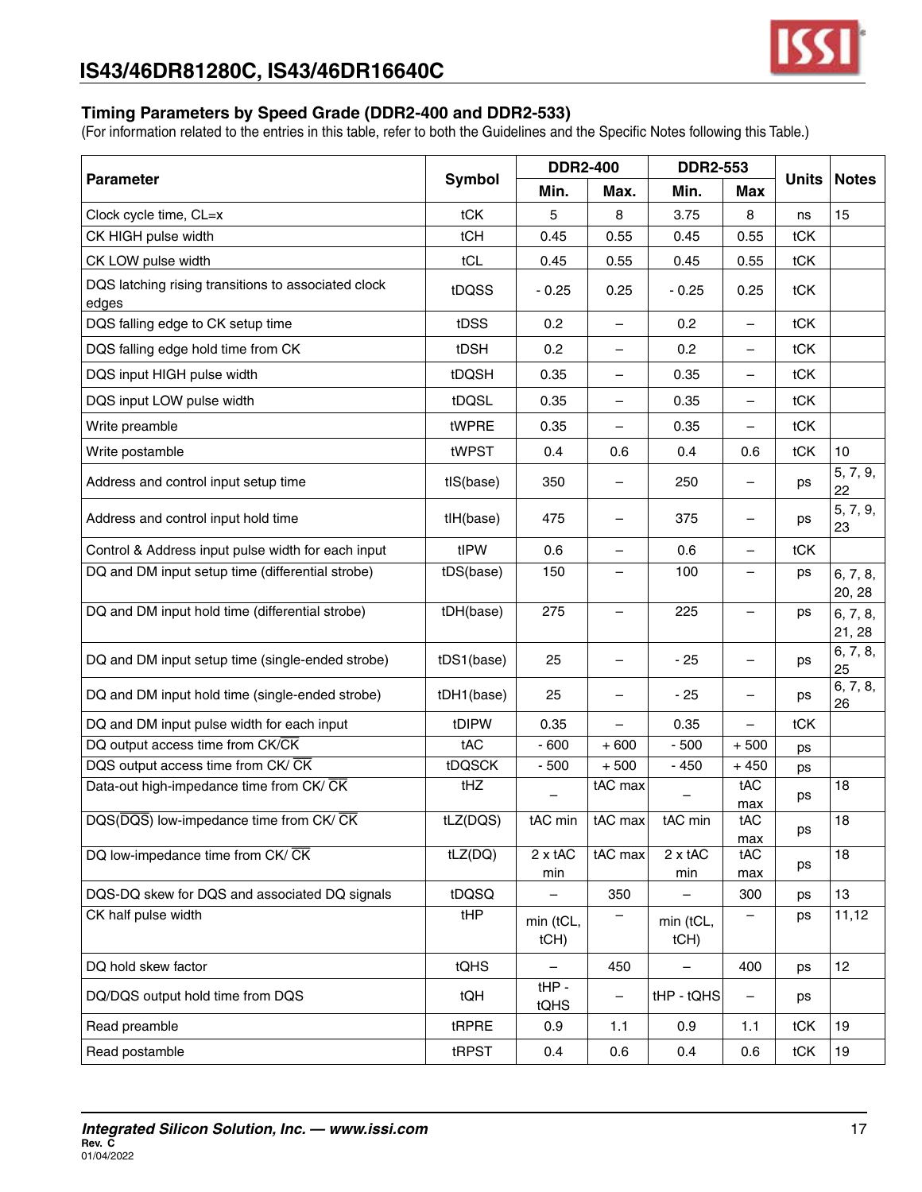## Timing Parameters by Speed Grade (DDR2-400 and DDR2-533)

(For information related to the entries in this table, refer to both the Guidelines and the Specific Notes following this Table.)

| Parameter | Symbol | DDR2-400 | | DDR2-553 | | Units | Notes |
|---|---|---|---|---|---|---|---|
| | | Min. | Max. | Min. | Max | | |
| Clock cycle time, CL=x | tCK | 5 | 8 | 3.75 | 8 | ns | 15 |
| CK HIGH pulse width | tCH | 0.45 | 0.55 | 0.45 | 0.55 | tCK | |
| CK LOW pulse width | tCL | 0.45 | 0.55 | 0.45 | 0.55 | tCK | |
| DQS latching rising transitions to associated clock edges | tDQSS | - 0.25 | 0.25 | - 0.25 | 0.25 | tCK | |
| DQS falling edge to CK setup time | tDSS | 0.2 | – | 0.2 | – | tCK | |
| DQS falling edge hold time from CK | tDSH | 0.2 | – | 0.2 | – | tCK | |
| DQS input HIGH pulse width | tDQSH | 0.35 | – | 0.35 | – | tCK | |
| DQS input LOW pulse width | tDQSL | 0.35 | – | 0.35 | – | tCK | |
| Write preamble | tWPRE | 0.35 | – | 0.35 | – | tCK | |
| Write postamble | tWPST | 0.4 | 0.6 | 0.4 | 0.6 | tCK | 10 |
| Address and control input setup time | tIS(base) | 350 | – | 250 | – | ps | 5, 7, 9, 22 |
| Address and control input hold time | tIH(base) | 475 | – | 375 | – | ps | 5, 7, 9, 23 |
| Control & Address input pulse width for each input | tIPW | 0.6 | – | 0.6 | – | tCK | |
| DQ and DM input setup time (differential strobe) | tDS(base) | 150 | – | 100 | – | ps | 6, 7, 8, 20, 28 |
| DQ and DM input hold time (differential strobe) | tDH(base) | 275 | – | 225 | – | ps | 6, 7, 8, 21, 28 |
| DQ and DM input setup time (single-ended strobe) | tDS1(base) | 25 | – | - 25 | – | ps | 6, 7, 8, 25 |
| DQ and DM input hold time (single-ended strobe) | tDH1(base) | 25 | – | - 25 | – | ps | 6, 7, 8, 26 |
| DQ and DM input pulse width for each input | tDIPW | 0.35 | – | 0.35 | – | tCK | |
| DQ output access time from CK/$\overline{\text{CK}}$ | tAC | - 600 | + 600 | - 500 | + 500 | ps | |
| DQS output access time from CK/ $\overline{\text{CK}}$ | tDQSCK | - 500 | + 500 | - 450 | + 450 | ps | |
| Data-out high-impedance time from CK/ $\overline{\text{CK}}$ | tHZ | – | tAC max | – | tAC max | ps | 18 |
| DQS($\overline{\text{DQS}}$) low-impedance time from CK/ $\overline{\text{CK}}$ | tLZ(DQS) | tAC min | tAC max | tAC min | tAC max | ps | 18 |
| DQ low-impedance time from CK/ $\overline{\text{CK}}$ | tLZ(DQ) | 2 x tAC min | tAC max | 2 x tAC min | tAC max | ps | 18 |
| DQS-DQ skew for DQS and associated DQ signals | tDQSQ | – | 350 | – | 300 | ps | 13 |
| CK half pulse width | tHP | min (tCL, tCH) | – | min (tCL, tCH) | – | ps | 11,12 |
| DQ hold skew factor | tQHS | – | 450 | – | 400 | ps | 12 |
| DQ/DQS output hold time from DQS | tQH | tHP - tQHS | – | tHP - tQHS | – | ps | |
| Read preamble | tRPRE | 0.9 | 1.1 | 0.9 | 1.1 | tCK | 19 |
| Read postamble | tRPST | 0.4 | 0.6 | 0.4 | 0.6 | tCK | 19 |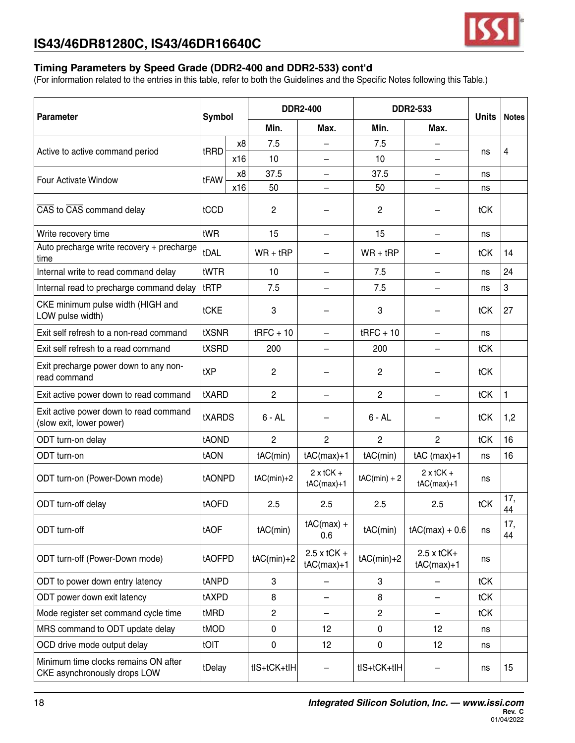### Timing Parameters by Speed Grade (DDR2-400 and DDR2-533) cont'd

(For information related to the entries in this table, refer to both the Guidelines and the Specific Notes following this Table.)

| Parameter | Symbol | | DDR2-400 | | DDR2-533 | | Units | Notes |
|---|---|---|---|---|---|---|---|---|
| | | | Min. | Max. | Min. | Max. | | |
| Active to active command period | tRRD | x8 | 7.5 | – | 7.5 | – | ns | 4 |
| | | x16 | 10 | – | 10 | – | | |
| Four Activate Window | tFAW | x8 | 37.5 | – | 37.5 | – | ns | |
| | | x16 | 50 | – | 50 | – | ns | |
| $\overline{CAS}$ to $\overline{CAS}$ command delay | tCCD | | 2 | – | 2 | – | tCK | |
| Write recovery time | tWR | | 15 | – | 15 | – | ns | |
| Auto precharge write recovery + precharge time | tDAL | | WR + tRP | – | WR + tRP | – | tCK | 14 |
| Internal write to read command delay | tWTR | | 10 | – | 7.5 | – | ns | 24 |
| Internal read to precharge command delay | tRTP | | 7.5 | – | 7.5 | – | ns | 3 |
| CKE minimum pulse width (HIGH and LOW pulse width) | tCKE | | 3 | – | 3 | – | tCK | 27 |
| Exit self refresh to a non-read command | tXSNR | | tRFC + 10 | – | tRFC + 10 | – | ns | |
| Exit self refresh to a read command | tXSRD | | 200 | – | 200 | – | tCK | |
| Exit precharge power down to any non-read command | tXP | | 2 | – | 2 | – | tCK | |
| Exit active power down to read command | tXARD | | 2 | – | 2 | – | tCK | 1 |
| Exit active power down to read command (slow exit, lower power) | tXARDS | | 6 - AL | – | 6 - AL | – | tCK | 1,2 |
| ODT turn-on delay | tAOND | | 2 | 2 | 2 | 2 | tCK | 16 |
| ODT turn-on | tAON | | tAC(min) | tAC(max)+1 | tAC(min) | tAC (max)+1 | ns | 16 |
| ODT turn-on (Power-Down mode) | tAONPD | | tAC(min)+2 | 2 x tCK + tAC(max)+1 | tAC(min) + 2 | 2 x tCK + tAC(max)+1 | ns | |
| ODT turn-off delay | tAOFD | | 2.5 | 2.5 | 2.5 | 2.5 | tCK | 17, 44 |
| ODT turn-off | tAOF | | tAC(min) | tAC(max) + 0.6 | tAC(min) | tAC(max) + 0.6 | ns | 17, 44 |
| ODT turn-off (Power-Down mode) | tAOFPD | | tAC(min)+2 | 2.5 x tCK + tAC(max)+1 | tAC(min)+2 | 2.5 x tCK+ tAC(max)+1 | ns | |
| ODT to power down entry latency | tANPD | | 3 | – | 3 | – | tCK | |
| ODT power down exit latency | tAXPD | | 8 | – | 8 | – | tCK | |
| Mode register set command cycle time | tMRD | | 2 | – | 2 | – | tCK | |
| MRS command to ODT update delay | tMOD | | 0 | 12 | 0 | 12 | ns | |
| OCD drive mode output delay | tOIT | | 0 | 12 | 0 | 12 | ns | |
| Minimum time clocks remains ON after CKE asynchronously drops LOW | tDelay | | tIS+tCK+tIH | – | tIS+tCK+tIH | – | ns | 15 |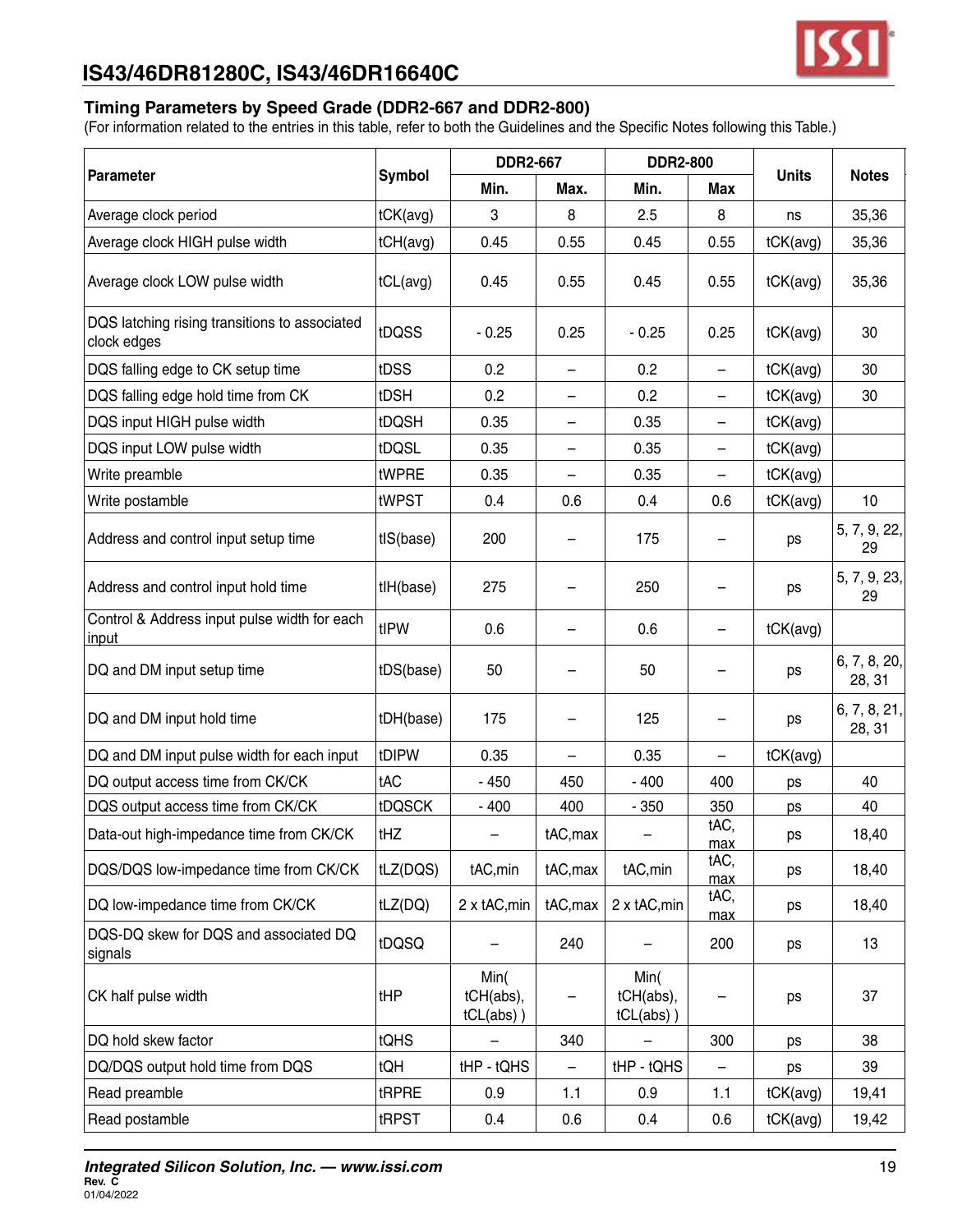## Timing Parameters by Speed Grade (DDR2-667 and DDR2-800)

(For information related to the entries in this table, refer to both the Guidelines and the Specific Notes following this Table.)

| Parameter | Symbol | DDR2-667 | | DDR2-800 | | Units | Notes |
|---|---|---|---|---|---|---|---|
| | | Min. | Max. | Min. | Max | | |
| Average clock period | tCK(avg) | 3 | 8 | 2.5 | 8 | ns | 35,36 |
| Average clock HIGH pulse width | tCH(avg) | 0.45 | 0.55 | 0.45 | 0.55 | tCK(avg) | 35,36 |
| Average clock LOW pulse width | tCL(avg) | 0.45 | 0.55 | 0.45 | 0.55 | tCK(avg) | 35,36 |
| DQS latching rising transitions to associated clock edges | tDQSS | - 0.25 | 0.25 | - 0.25 | 0.25 | tCK(avg) | 30 |
| DQS falling edge to CK setup time | tDSS | 0.2 | – | 0.2 | – | tCK(avg) | 30 |
| DQS falling edge hold time from CK | tDSH | 0.2 | – | 0.2 | – | tCK(avg) | 30 |
| DQS input HIGH pulse width | tDQSH | 0.35 | – | 0.35 | – | tCK(avg) | |
| DQS input LOW pulse width | tDQSL | 0.35 | – | 0.35 | – | tCK(avg) | |
| Write preamble | tWPRE | 0.35 | – | 0.35 | – | tCK(avg) | |
| Write postamble | tWPST | 0.4 | 0.6 | 0.4 | 0.6 | tCK(avg) | 10 |
| Address and control input setup time | tIS(base) | 200 | – | 175 | – | ps | 5, 7, 9, 22, 29 |
| Address and control input hold time | tIH(base) | 275 | – | 250 | – | ps | 5, 7, 9, 23, 29 |
| Control & Address input pulse width for each input | tIPW | 0.6 | – | 0.6 | – | tCK(avg) | |
| DQ and DM input setup time | tDS(base) | 50 | – | 50 | – | ps | 6, 7, 8, 20, 28, 31 |
| DQ and DM input hold time | tDH(base) | 175 | – | 125 | – | ps | 6, 7, 8, 21, 28, 31 |
| DQ and DM input pulse width for each input | tDIPW | 0.35 | – | 0.35 | – | tCK(avg) | |
| DQ output access time from CK/CK | tAC | - 450 | 450 | - 400 | 400 | ps | 40 |
| DQS output access time from CK/CK | tDQSCK | - 400 | 400 | - 350 | 350 | ps | 40 |
| Data-out high-impedance time from CK/CK | tHZ | – | tAC,max | – | tAC, max | ps | 18,40 |
| DQS/DQS low-impedance time from CK/CK | tLZ(DQS) | tAC,min | tAC,max | tAC,min | tAC, max | ps | 18,40 |
| DQ low-impedance time from CK/CK | tLZ(DQ) | 2 x tAC,min | tAC,max | 2 x tAC,min | tAC, max | ps | 18,40 |
| DQS-DQ skew for DQS and associated DQ signals | tDQSQ | – | 240 | – | 200 | ps | 13 |
| CK half pulse width | tHP | Min( tCH(abs), tCL(abs) ) | – | Min( tCH(abs), tCL(abs) ) | – | ps | 37 |
| DQ hold skew factor | tQHS | – | 340 | – | 300 | ps | 38 |
| DQ/DQS output hold time from DQS | tQH | tHP - tQHS | – | tHP - tQHS | – | ps | 39 |
| Read preamble | tRPRE | 0.9 | 1.1 | 0.9 | 1.1 | tCK(avg) | 19,41 |
| Read postamble | tRPST | 0.4 | 0.6 | 0.4 | 0.6 | tCK(avg) | 19,42 |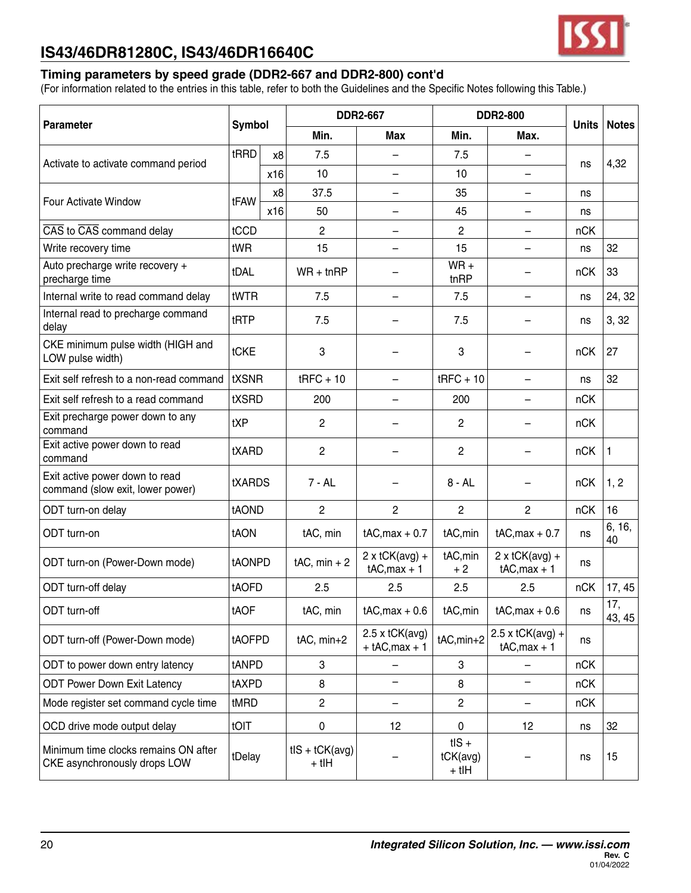## IS43/46DR81280C, IS43/46DR16640C

### Timing parameters by speed grade (DDR2-667 and DDR2-800) cont'd

(For information related to the entries in this table, refer to both the Guidelines and the Specific Notes following this Table.)

| Parameter | Symbol | | DDR2-667 | | DDR2-800 | | Units | Notes |
|---|---|---|---|---|---|---|---|---|
| | | | Min. | Max | Min. | Max. | | |
| Activate to activate command period | tRRD | x8 | 7.5 | – | 7.5 | – | ns | 4,32 |
| | | x16 | 10 | – | 10 | – | | |
| Four Activate Window | tFAW | x8 | 37.5 | – | 35 | – | ns | |
| | | x16 | 50 | – | 45 | – | ns | |
| $\overline{CAS}$ to $\overline{CAS}$ command delay | tCCD | | 2 | – | 2 | – | nCK | |
| Write recovery time | tWR | | 15 | – | 15 | – | ns | 32 |
| Auto precharge write recovery + precharge time | tDAL | | WR + tnRP | – | WR + tnRP | – | nCK | 33 |
| Internal write to read command delay | tWTR | | 7.5 | – | 7.5 | – | ns | 24, 32 |
| Internal read to precharge command delay | tRTP | | 7.5 | – | 7.5 | – | ns | 3, 32 |
| CKE minimum pulse width (HIGH and LOW pulse width) | tCKE | | 3 | – | 3 | – | nCK | 27 |
| Exit self refresh to a non-read command | tXSNR | | tRFC + 10 | – | tRFC + 10 | – | ns | 32 |
| Exit self refresh to a read command | tXSRD | | 200 | – | 200 | – | nCK | |
| Exit precharge power down to any command | tXP | | 2 | – | 2 | – | nCK | |
| Exit active power down to read command | tXARD | | 2 | – | 2 | – | nCK | 1 |
| Exit active power down to read command (slow exit, lower power) | tXARDS | | 7 - AL | – | 8 - AL | – | nCK | 1, 2 |
| ODT turn-on delay | tAOND | | 2 | 2 | 2 | 2 | nCK | 16 |
| ODT turn-on | tAON | | tAC, min | tAC,max + 0.7 | tAC,min | tAC,max + 0.7 | ns | 6, 16, 40 |
| ODT turn-on (Power-Down mode) | tAONPD | | tAC, min + 2 | 2 x tCK(avg) + tAC,max + 1 | tAC,min + 2 | 2 x tCK(avg) + tAC,max + 1 | ns | |
| ODT turn-off delay | tAOFD | | 2.5 | 2.5 | 2.5 | 2.5 | nCK | 17, 45 |
| ODT turn-off | tAOF | | tAC, min | tAC,max + 0.6 | tAC,min | tAC,max + 0.6 | ns | 17, 43, 45 |
| ODT turn-off (Power-Down mode) | tAOFPD | | tAC, min+2 | 2.5 x tCK(avg) + tAC,max + 1 | tAC,min+2 | 2.5 x tCK(avg) + tAC,max + 1 | ns | |
| ODT to power down entry latency | tANPD | | 3 | – | 3 | – | nCK | |
| ODT Power Down Exit Latency | tAXPD | | 8 | – | 8 | – | nCK | |
| Mode register set command cycle time | tMRD | | 2 | – | 2 | – | nCK | |
| OCD drive mode output delay | tOIT | | 0 | 12 | 0 | 12 | ns | 32 |
| Minimum time clocks remains ON after CKE asynchronously drops LOW | tDelay | | tIS + tCK(avg) + tIH | – | tIS + tCK(avg) + tIH | – | ns | 15 |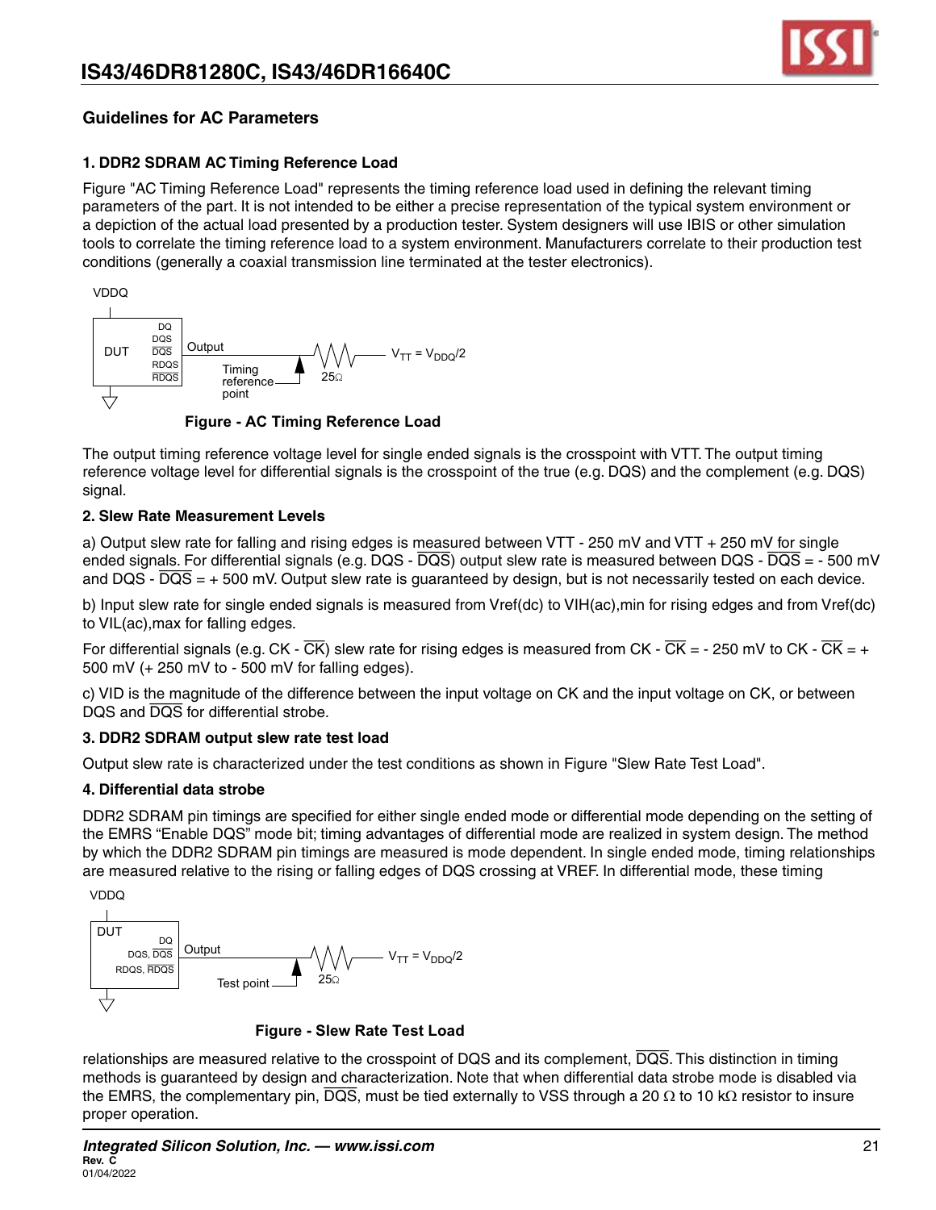## Guidelines for AC Parameters

### 1. DDR2 SDRAM AC Timing Reference Load

Figure "AC Timing Reference Load" represents the timing reference load used in defining the relevant timing parameters of the part. It is not intended to be either a precise representation of the typical system environment or a depiction of the actual load presented by a production tester. System designers will use IBIS or other simulation tools to correlate the timing reference load to a system environment. Manufacturers correlate to their production test conditions (generally a coaxial transmission line terminated at the tester electronics).

VDDQ

DUT — DQ, DQS, $\overline{DQS}$, RDQS, $\overline{RDQS}$ — Output — Timing reference point — 25Ω — $V_{TT} = V_{DDQ}/2$

**Figure - AC Timing Reference Load**

The output timing reference voltage level for single ended signals is the crosspoint with VTT. The output timing reference voltage level for differential signals is the crosspoint of the true (e.g. DQS) and the complement (e.g. DQS) signal.

### 2. Slew Rate Measurement Levels

a) Output slew rate for falling and rising edges is measured between VTT - 250 mV and VTT + 250 mV for single ended signals. For differential signals (e.g. DQS - $\overline{DQS}$) output slew rate is measured between DQS - $\overline{DQS}$ = - 500 mV and DQS - $\overline{DQS}$ = + 500 mV. Output slew rate is guaranteed by design, but is not necessarily tested on each device.

b) Input slew rate for single ended signals is measured from Vref(dc) to VIH(ac),min for rising edges and from Vref(dc) to VIL(ac),max for falling edges.

For differential signals (e.g. CK - $\overline{CK}$) slew rate for rising edges is measured from CK - $\overline{CK}$ = - 250 mV to CK - $\overline{CK}$ = + 500 mV (+ 250 mV to - 500 mV for falling edges).

c) VID is the magnitude of the difference between the input voltage on CK and the input voltage on CK, or between DQS and $\overline{DQS}$ for differential strobe.

### 3. DDR2 SDRAM output slew rate test load

Output slew rate is characterized under the test conditions as shown in Figure "Slew Rate Test Load".

### 4. Differential data strobe

DDR2 SDRAM pin timings are specified for either single ended mode or differential mode depending on the setting of the EMRS "Enable DQS" mode bit; timing advantages of differential mode are realized in system design. The method by which the DDR2 SDRAM pin timings are measured is mode dependent. In single ended mode, timing relationships are measured relative to the rising or falling edges of DQS crossing at VREF. In differential mode, these timing relationships are measured relative to the crosspoint of DQS and its complement, $\overline{DQS}$. This distinction in timing methods is guaranteed by design and characterization. Note that when differential data strobe mode is disabled via the EMRS, the complementary pin, $\overline{DQS}$, must be tied externally to VSS through a 20 Ω to 10 kΩ resistor to insure proper operation.

VDDQ

DUT — DQ, DQS, $\overline{DQS}$, RDQS, $\overline{RDQS}$ — Output — Test point — 25Ω — $V_{TT} = V_{DDQ}/2$

**Figure - Slew Rate Test Load**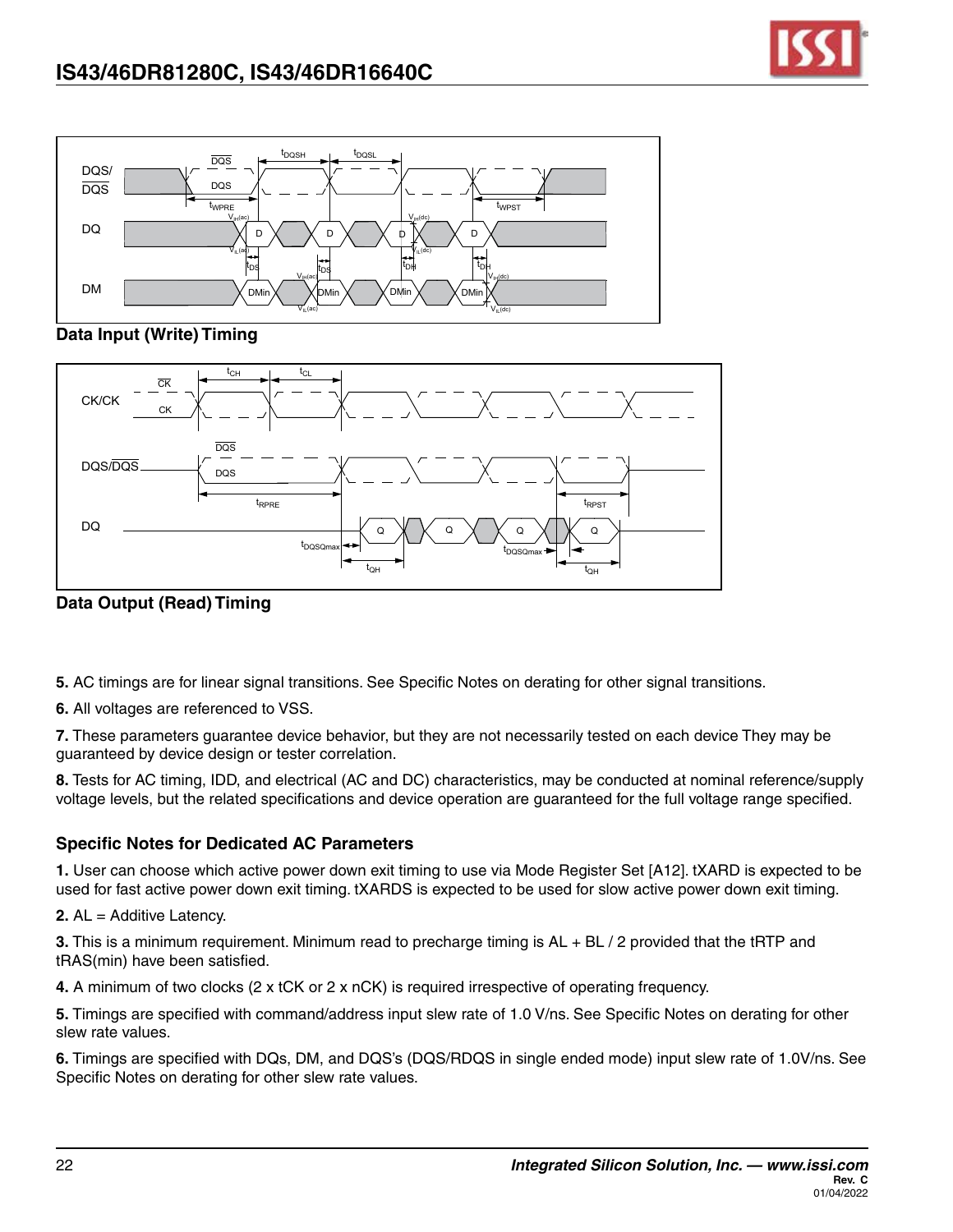**Data Input (Write) Timing**

**Data Output (Read) Timing**

**5.** AC timings are for linear signal transitions. See Specific Notes on derating for other signal transitions.

**6.** All voltages are referenced to VSS.

**7.** These parameters guarantee device behavior, but they are not necessarily tested on each device They may be guaranteed by device design or tester correlation.

**8.** Tests for AC timing, IDD, and electrical (AC and DC) characteristics, may be conducted at nominal reference/supply voltage levels, but the related specifications and device operation are guaranteed for the full voltage range specified.

### Specific Notes for Dedicated AC Parameters

**1.** User can choose which active power down exit timing to use via Mode Register Set [A12]. tXARD is expected to be used for fast active power down exit timing. tXARDS is expected to be used for slow active power down exit timing.

**2.** AL = Additive Latency.

**3.** This is a minimum requirement. Minimum read to precharge timing is AL + BL / 2 provided that the tRTP and tRAS(min) have been satisfied.

**4.** A minimum of two clocks (2 x tCK or 2 x nCK) is required irrespective of operating frequency.

**5.** Timings are specified with command/address input slew rate of 1.0 V/ns. See Specific Notes on derating for other slew rate values.

**6.** Timings are specified with DQs, DM, and DQS's (DQS/RDQS in single ended mode) input slew rate of 1.0V/ns. See Specific Notes on derating for other slew rate values.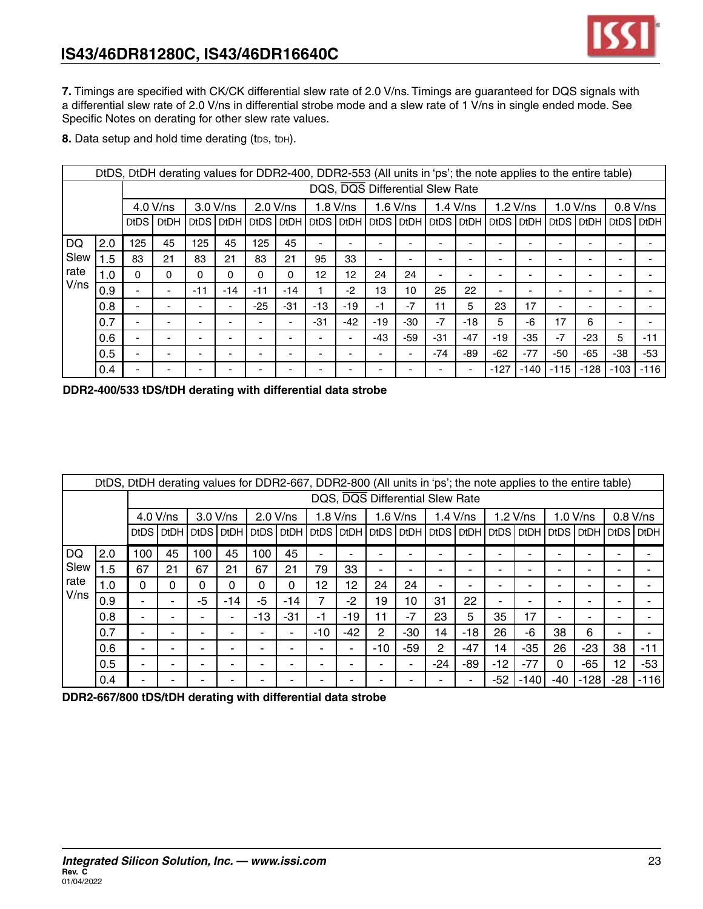**7.** Timings are specified with CK/CK differential slew rate of 2.0 V/ns. Timings are guaranteed for DQS signals with a differential slew rate of 2.0 V/ns in differential strobe mode and a slew rate of 1 V/ns in single ended mode. See Specific Notes on derating for other slew rate values.

**8.** Data setup and hold time derating (tDS, tDH).

| DtDS, DtDH derating values for DDR2-400, DDR2-553 (All units in 'ps'; the note applies to the entire table) | | | | | | | | | | | | | | | | | | | |
|---|---|---|---|---|---|---|---|---|---|---|---|---|---|---|---|---|---|---|---|
| | | DQS, $\overline{DQS}$ Differential Slew Rate | | | | | | | | | | | | | | | | | |
| | | 4.0 V/ns | | 3.0 V/ns | | 2.0 V/ns | | 1.8 V/ns | | 1.6 V/ns | | 1.4 V/ns | | 1.2 V/ns | | 1.0 V/ns | | 0.8 V/ns | |
| | | DtDS | DtDH | DtDS | DtDH | DtDS | DtDH | DtDS | DtDH | DtDS | DtDH | DtDS | DtDH | DtDS | DtDH | DtDS | DtDH | DtDS | DtDH |
| DQ Slew rate V/ns | 2.0 | 125 | 45 | 125 | 45 | 125 | 45 | - | - | - | - | - | - | - | - | - | - | - | - |
| | 1.5 | 83 | 21 | 83 | 21 | 83 | 21 | 95 | 33 | - | - | - | - | - | - | - | - | - | - |
| | 1.0 | 0 | 0 | 0 | 0 | 0 | 0 | 12 | 12 | 24 | 24 | - | - | - | - | - | - | - | - |
| | 0.9 | - | - | -11 | -14 | -11 | -14 | 1 | -2 | 13 | 10 | 25 | 22 | - | - | - | - | - | - |
| | 0.8 | - | - | - | - | -25 | -31 | -13 | -19 | -1 | -7 | 11 | 5 | 23 | 17 | - | - | - | - |
| | 0.7 | - | - | - | - | - | - | -31 | -42 | -19 | -30 | -7 | -18 | 5 | -6 | 17 | 6 | - | - |
| | 0.6 | - | - | - | - | - | - | - | - | -43 | -59 | -31 | -47 | -19 | -35 | -7 | -23 | 5 | -11 |
| | 0.5 | - | - | - | - | - | - | - | - | - | - | -74 | -89 | -62 | -77 | -50 | -65 | -38 | -53 |
| | 0.4 | - | - | - | - | - | - | - | - | - | - | - | - | -127 | -140 | -115 | -128 | -103 | -116 |

**DDR2-400/533 tDS/tDH derating with differential data strobe**

| DtDS, DtDH derating values for DDR2-667, DDR2-800 (All units in 'ps'; the note applies to the entire table) | | | | | | | | | | | | | | | | | | | |
|---|---|---|---|---|---|---|---|---|---|---|---|---|---|---|---|---|---|---|---|
| | | DQS, $\overline{DQS}$ Differential Slew Rate | | | | | | | | | | | | | | | | | |
| | | 4.0 V/ns | | 3.0 V/ns | | 2.0 V/ns | | 1.8 V/ns | | 1.6 V/ns | | 1.4 V/ns | | 1.2 V/ns | | 1.0 V/ns | | 0.8 V/ns | |
| | | DtDS | DtDH | DtDS | DtDH | DtDS | DtDH | DtDS | DtDH | DtDS | DtDH | DtDS | DtDH | DtDS | DtDH | DtDS | DtDH | DtDS | DtDH |
| DQ Slew rate V/ns | 2.0 | 100 | 45 | 100 | 45 | 100 | 45 | - | - | - | - | - | - | - | - | - | - | - | - |
| | 1.5 | 67 | 21 | 67 | 21 | 67 | 21 | 79 | 33 | - | - | - | - | - | - | - | - | - | - |
| | 1.0 | 0 | 0 | 0 | 0 | 0 | 0 | 12 | 12 | 24 | 24 | - | - | - | - | - | - | - | - |
| | 0.9 | - | - | -5 | -14 | -5 | -14 | 7 | -2 | 19 | 10 | 31 | 22 | - | - | - | - | - | - |
| | 0.8 | - | - | - | - | -13 | -31 | -1 | -19 | 11 | -7 | 23 | 5 | 35 | 17 | - | - | - | - |
| | 0.7 | - | - | - | - | - | - | -10 | -42 | 2 | -30 | 14 | -18 | 26 | -6 | 38 | 6 | - | - |
| | 0.6 | - | - | - | - | - | - | - | - | -10 | -59 | 2 | -47 | 14 | -35 | 26 | -23 | 38 | -11 |
| | 0.5 | - | - | - | - | - | - | - | - | - | - | -24 | -89 | -12 | -77 | 0 | -65 | 12 | -53 |
| | 0.4 | - | - | - | - | - | - | - | - | - | - | - | - | -52 | -140 | -40 | -128 | -28 | -116 |

**DDR2-667/800 tDS/tDH derating with differential data strobe**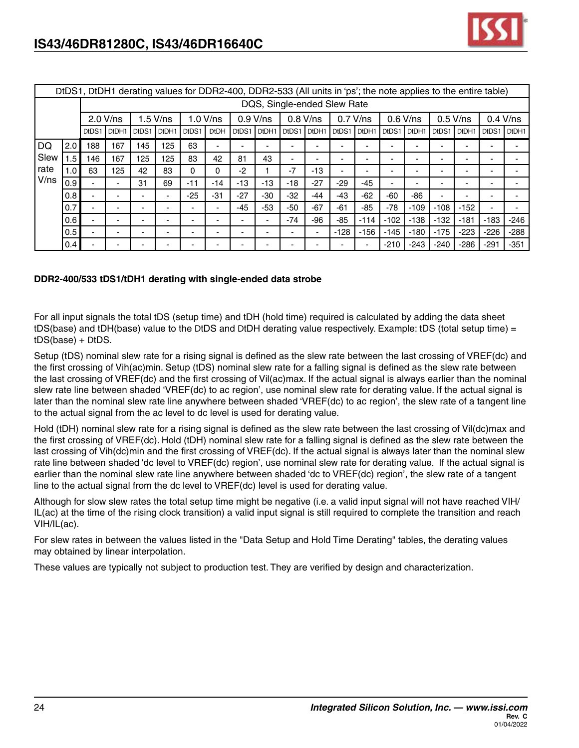| DtDS1, DtDH1 derating values for DDR2-400, DDR2-533 (All units in 'ps'; the note applies to the entire table) | | | | | | | | | | | | | | | | | | | | |
|---|---|---|---|---|---|---|---|---|---|---|---|---|---|---|---|---|---|---|---|---|
| | | DQS, Single-ended Slew Rate | | | | | | | | | | | | | | | | | | |
| | | 2.0 V/ns | | 1.5 V/ns | | 1.0 V/ns | | 0.9 V/ns | | 0.8 V/ns | | 0.7 V/ns | | 0.6 V/ns | | 0.5 V/ns | | 0.4 V/ns | |
| | | DtDS1 | DtDH1 | DtDS1 | DtDH1 | DtDS1 | DtDH | DtDS1 | DtDH1 | DtDS1 | DtDH1 | DtDS1 | DtDH1 | DtDS1 | DtDH1 | DtDS1 | DtDH1 | DtDS1 | DtDH1 |
| DQ Slew rate V/ns | 2.0 | 188 | 167 | 145 | 125 | 63 | - | - | - | - | - | - | - | - | - | - | - | - | - |
| | 1.5 | 146 | 167 | 125 | 125 | 83 | 42 | 81 | 43 | - | - | - | - | - | - | - | - | - | - |
| | 1.0 | 63 | 125 | 42 | 83 | 0 | 0 | -2 | 1 | -7 | -13 | - | - | - | - | - | - | - | - |
| | 0.9 | - | - | 31 | 69 | -11 | -14 | -13 | -13 | -18 | -27 | -29 | -45 | - | - | - | - | - | - |
| | 0.8 | - | - | - | - | -25 | -31 | -27 | -30 | -32 | -44 | -43 | -62 | -60 | -86 | - | - | - | - |
| | 0.7 | - | - | - | - | - | - | -45 | -53 | -50 | -67 | -61 | -85 | -78 | -109 | -108 | -152 | - | - |
| | 0.6 | - | - | - | - | - | - | - | - | -74 | -96 | -85 | -114 | -102 | -138 | -132 | -181 | -183 | -246 |
| | 0.5 | - | - | - | - | - | - | - | - | - | - | -128 | -156 | -145 | -180 | -175 | -223 | -226 | -288 |
| | 0.4 | - | - | - | - | - | - | - | - | - | - | - | - | -210 | -243 | -240 | -286 | -291 | -351 |

**DDR2-400/533 tDS1/tDH1 derating with single-ended data strobe**

For all input signals the total tDS (setup time) and tDH (hold time) required is calculated by adding the data sheet tDS(base) and tDH(base) value to the DtDS and DtDH derating value respectively. Example: tDS (total setup time) = tDS(base) + DtDS.

Setup (tDS) nominal slew rate for a rising signal is defined as the slew rate between the last crossing of VREF(dc) and the first crossing of Vih(ac)min. Setup (tDS) nominal slew rate for a falling signal is defined as the slew rate between the last crossing of VREF(dc) and the first crossing of Vil(ac)max. If the actual signal is always earlier than the nominal slew rate line between shaded 'VREF(dc) to ac region', use nominal slew rate for derating value. If the actual signal is later than the nominal slew rate line anywhere between shaded 'VREF(dc) to ac region', the slew rate of a tangent line to the actual signal from the ac level to dc level is used for derating value.

Hold (tDH) nominal slew rate for a rising signal is defined as the slew rate between the last crossing of Vil(dc)max and the first crossing of VREF(dc). Hold (tDH) nominal slew rate for a falling signal is defined as the slew rate between the last crossing of Vih(dc)min and the first crossing of VREF(dc). If the actual signal is always later than the nominal slew rate line between shaded 'dc level to VREF(dc) region', use nominal slew rate for derating value. If the actual signal is earlier than the nominal slew rate line anywhere between shaded 'dc to VREF(dc) region', the slew rate of a tangent line to the actual signal from the dc level to VREF(dc) level is used for derating value.

Although for slow slew rates the total setup time might be negative (i.e. a valid input signal will not have reached VIH/IL(ac) at the time of the rising clock transition) a valid input signal is still required to complete the transition and reach VIH/IL(ac).

For slew rates in between the values listed in the "Data Setup and Hold Time Derating" tables, the derating values may obtained by linear interpolation.

These values are typically not subject to production test. They are verified by design and characterization.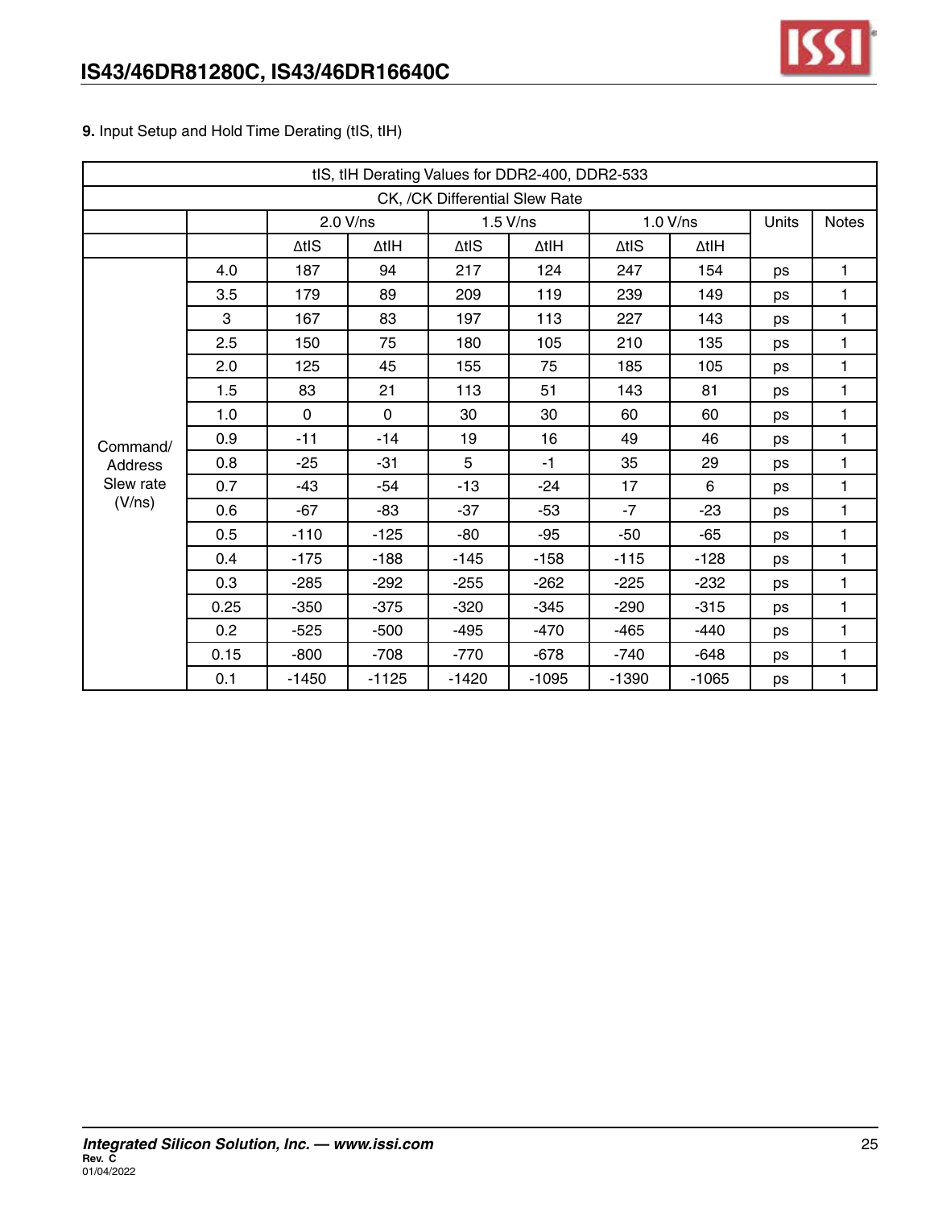**9.** Input Setup and Hold Time Derating (tIS, tIH)

| tIS, tIH Derating Values for DDR2-400, DDR2-533 | | | | | | | | | |
|---|---|---|---|---|---|---|---|---|---|
| CK, /CK Differential Slew Rate | | | | | | | | | |
| | | 2.0 V/ns | | 1.5 V/ns | | 1.0 V/ns | | Units | Notes |
| | | ΔtIS | ΔtIH | ΔtIS | ΔtIH | ΔtIS | ΔtIH | | |
| Command/ Address Slew rate (V/ns) | 4.0 | 187 | 94 | 217 | 124 | 247 | 154 | ps | 1 |
| | 3.5 | 179 | 89 | 209 | 119 | 239 | 149 | ps | 1 |
| | 3 | 167 | 83 | 197 | 113 | 227 | 143 | ps | 1 |
| | 2.5 | 150 | 75 | 180 | 105 | 210 | 135 | ps | 1 |
| | 2.0 | 125 | 45 | 155 | 75 | 185 | 105 | ps | 1 |
| | 1.5 | 83 | 21 | 113 | 51 | 143 | 81 | ps | 1 |
| | 1.0 | 0 | 0 | 30 | 30 | 60 | 60 | ps | 1 |
| | 0.9 | -11 | -14 | 19 | 16 | 49 | 46 | ps | 1 |
| | 0.8 | -25 | -31 | 5 | -1 | 35 | 29 | ps | 1 |
| | 0.7 | -43 | -54 | -13 | -24 | 17 | 6 | ps | 1 |
| | 0.6 | -67 | -83 | -37 | -53 | -7 | -23 | ps | 1 |
| | 0.5 | -110 | -125 | -80 | -95 | -50 | -65 | ps | 1 |
| | 0.4 | -175 | -188 | -145 | -158 | -115 | -128 | ps | 1 |
| | 0.3 | -285 | -292 | -255 | -262 | -225 | -232 | ps | 1 |
| | 0.25 | -350 | -375 | -320 | -345 | -290 | -315 | ps | 1 |
| | 0.2 | -525 | -500 | -495 | -470 | -465 | -440 | ps | 1 |
| | 0.15 | -800 | -708 | -770 | -678 | -740 | -648 | ps | 1 |
| | 0.1 | -1450 | -1125 | -1420 | -1095 | -1390 | -1065 | ps | 1 |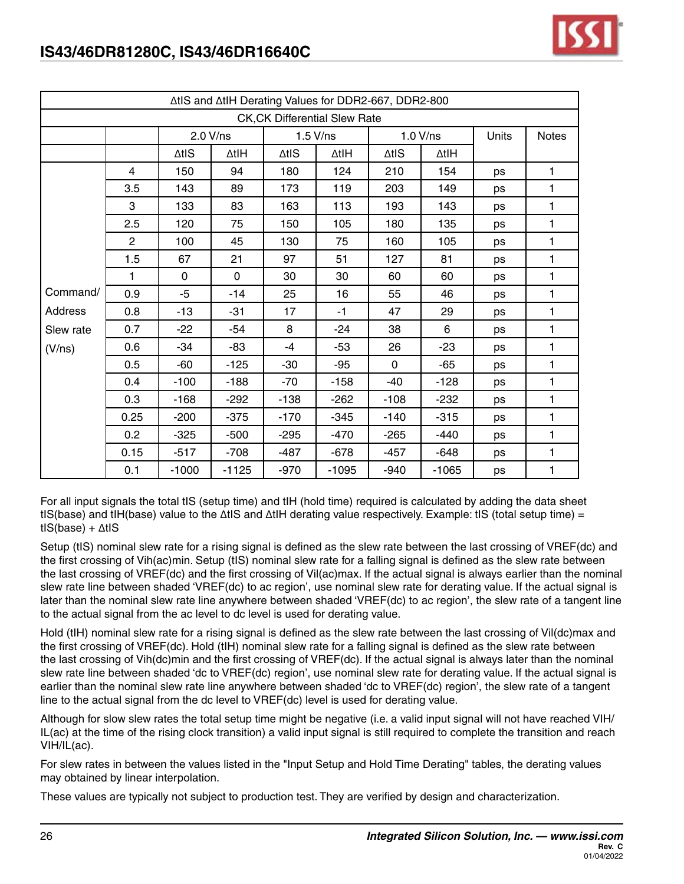| ΔtIS and ΔtIH Derating Values for DDR2-667, DDR2-800 | | | | | | | | | |
|---|---|---|---|---|---|---|---|---|---|
| CK,CK Differential Slew Rate | | | | | | | | | |
| | | 2.0 V/ns | | 1.5 V/ns | | 1.0 V/ns | | Units | Notes |
| | | ΔtIS | ΔtIH | ΔtIS | ΔtIH | ΔtIS | ΔtIH | | |
| Command/ Address Slew rate (V/ns) | 4 | 150 | 94 | 180 | 124 | 210 | 154 | ps | 1 |
| | 3.5 | 143 | 89 | 173 | 119 | 203 | 149 | ps | 1 |
| | 3 | 133 | 83 | 163 | 113 | 193 | 143 | ps | 1 |
| | 2.5 | 120 | 75 | 150 | 105 | 180 | 135 | ps | 1 |
| | 2 | 100 | 45 | 130 | 75 | 160 | 105 | ps | 1 |
| | 1.5 | 67 | 21 | 97 | 51 | 127 | 81 | ps | 1 |
| | 1 | 0 | 0 | 30 | 30 | 60 | 60 | ps | 1 |
| | 0.9 | -5 | -14 | 25 | 16 | 55 | 46 | ps | 1 |
| | 0.8 | -13 | -31 | 17 | -1 | 47 | 29 | ps | 1 |
| | 0.7 | -22 | -54 | 8 | -24 | 38 | 6 | ps | 1 |
| | 0.6 | -34 | -83 | -4 | -53 | 26 | -23 | ps | 1 |
| | 0.5 | -60 | -125 | -30 | -95 | 0 | -65 | ps | 1 |
| | 0.4 | -100 | -188 | -70 | -158 | -40 | -128 | ps | 1 |
| | 0.3 | -168 | -292 | -138 | -262 | -108 | -232 | ps | 1 |
| | 0.25 | -200 | -375 | -170 | -345 | -140 | -315 | ps | 1 |
| | 0.2 | -325 | -500 | -295 | -470 | -265 | -440 | ps | 1 |
| | 0.15 | -517 | -708 | -487 | -678 | -457 | -648 | ps | 1 |
| | 0.1 | -1000 | -1125 | -970 | -1095 | -940 | -1065 | ps | 1 |

For all input signals the total tIS (setup time) and tIH (hold time) required is calculated by adding the data sheet tIS(base) and tIH(base) value to the ΔtIS and ΔtIH derating value respectively. Example: tIS (total setup time) = tIS(base) + ΔtIS

Setup (tIS) nominal slew rate for a rising signal is defined as the slew rate between the last crossing of VREF(dc) and the first crossing of Vih(ac)min. Setup (tIS) nominal slew rate for a falling signal is defined as the slew rate between the last crossing of VREF(dc) and the first crossing of Vil(ac)max. If the actual signal is always earlier than the nominal slew rate line between shaded 'VREF(dc) to ac region', use nominal slew rate for derating value. If the actual signal is later than the nominal slew rate line anywhere between shaded 'VREF(dc) to ac region', the slew rate of a tangent line to the actual signal from the ac level to dc level is used for derating value.

Hold (tIH) nominal slew rate for a rising signal is defined as the slew rate between the last crossing of Vil(dc)max and the first crossing of VREF(dc). Hold (tIH) nominal slew rate for a falling signal is defined as the slew rate between the last crossing of Vih(dc)min and the first crossing of VREF(dc). If the actual signal is always later than the nominal slew rate line between shaded 'dc to VREF(dc) region', use nominal slew rate for derating value. If the actual signal is earlier than the nominal slew rate line anywhere between shaded 'dc to VREF(dc) region', the slew rate of a tangent line to the actual signal from the dc level to VREF(dc) level is used for derating value.

Although for slow slew rates the total setup time might be negative (i.e. a valid input signal will not have reached VIH/IL(ac) at the time of the rising clock transition) a valid input signal is still required to complete the transition and reach VIH/IL(ac).

For slew rates in between the values listed in the "Input Setup and Hold Time Derating" tables, the derating values may obtained by linear interpolation.

These values are typically not subject to production test. They are verified by design and characterization.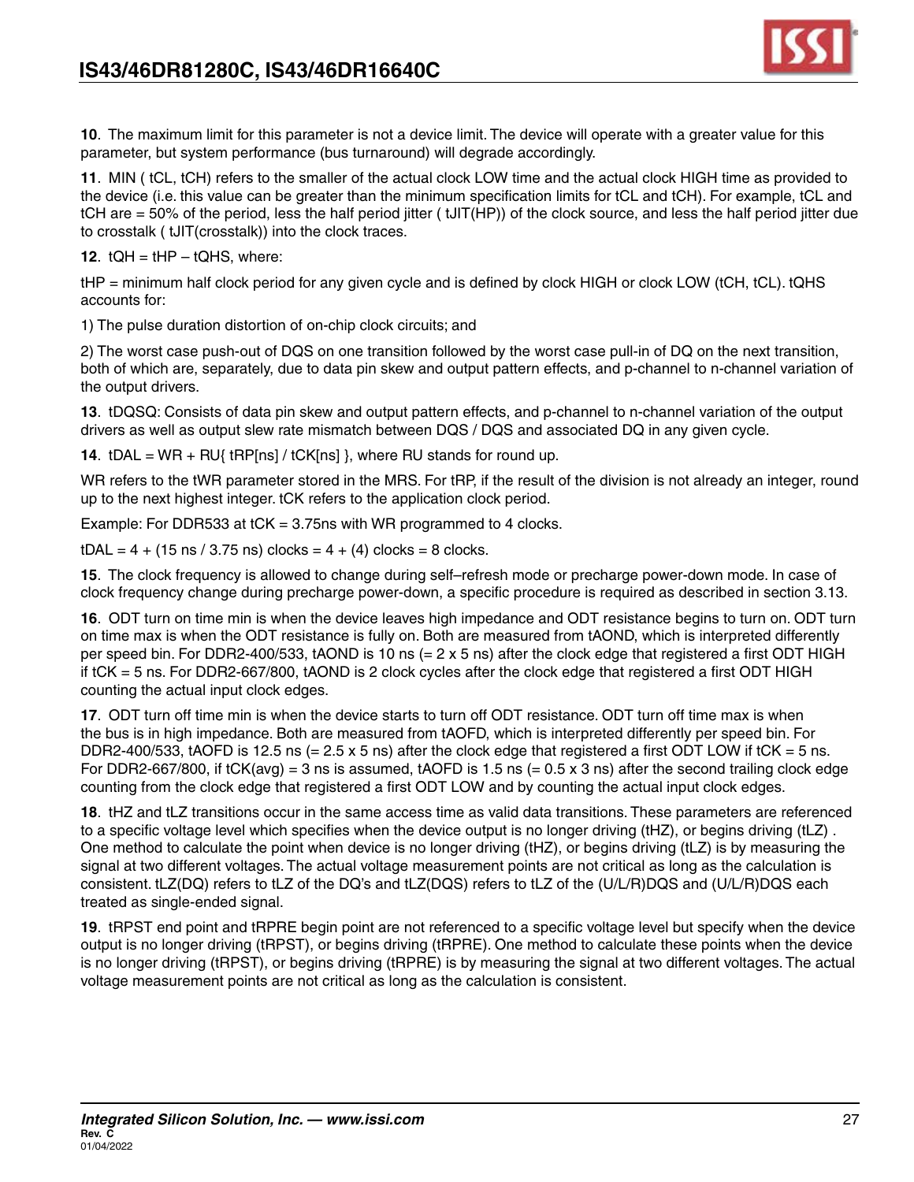**10**. The maximum limit for this parameter is not a device limit. The device will operate with a greater value for this parameter, but system performance (bus turnaround) will degrade accordingly.

**11**. MIN ( tCL, tCH) refers to the smaller of the actual clock LOW time and the actual clock HIGH time as provided to the device (i.e. this value can be greater than the minimum specification limits for tCL and tCH). For example, tCL and tCH are = 50% of the period, less the half period jitter ( tJIT(HP)) of the clock source, and less the half period jitter due to crosstalk ( tJIT(crosstalk)) into the clock traces.

**12**. tQH = tHP – tQHS, where:

tHP = minimum half clock period for any given cycle and is defined by clock HIGH or clock LOW (tCH, tCL). tQHS accounts for:

1) The pulse duration distortion of on-chip clock circuits; and

2) The worst case push-out of DQS on one transition followed by the worst case pull-in of DQ on the next transition, both of which are, separately, due to data pin skew and output pattern effects, and p-channel to n-channel variation of the output drivers.

**13**. tDQSQ: Consists of data pin skew and output pattern effects, and p-channel to n-channel variation of the output drivers as well as output slew rate mismatch between DQS / DQS and associated DQ in any given cycle.

**14**. tDAL = WR + RU{ tRP[ns] / tCK[ns] }, where RU stands for round up.

WR refers to the tWR parameter stored in the MRS. For tRP, if the result of the division is not already an integer, round up to the next highest integer. tCK refers to the application clock period.

Example: For DDR533 at tCK = 3.75ns with WR programmed to 4 clocks.

tDAL = 4 + (15 ns / 3.75 ns) clocks = 4 + (4) clocks = 8 clocks.

**15**. The clock frequency is allowed to change during self–refresh mode or precharge power-down mode. In case of clock frequency change during precharge power-down, a specific procedure is required as described in section 3.13.

**16**. ODT turn on time min is when the device leaves high impedance and ODT resistance begins to turn on. ODT turn on time max is when the ODT resistance is fully on. Both are measured from tAOND, which is interpreted differently per speed bin. For DDR2-400/533, tAOND is 10 ns (= 2 x 5 ns) after the clock edge that registered a first ODT HIGH if tCK = 5 ns. For DDR2-667/800, tAOND is 2 clock cycles after the clock edge that registered a first ODT HIGH counting the actual input clock edges.

**17**. ODT turn off time min is when the device starts to turn off ODT resistance. ODT turn off time max is when the bus is in high impedance. Both are measured from tAOFD, which is interpreted differently per speed bin. For DDR2-400/533, tAOFD is 12.5 ns (= 2.5 x 5 ns) after the clock edge that registered a first ODT LOW if tCK = 5 ns. For DDR2-667/800, if tCK(avg) = 3 ns is assumed, tAOFD is 1.5 ns (= 0.5 x 3 ns) after the second trailing clock edge counting from the clock edge that registered a first ODT LOW and by counting the actual input clock edges.

**18**. tHZ and tLZ transitions occur in the same access time as valid data transitions. These parameters are referenced to a specific voltage level which specifies when the device output is no longer driving (tHZ), or begins driving (tLZ) . One method to calculate the point when device is no longer driving (tHZ), or begins driving (tLZ) is by measuring the signal at two different voltages. The actual voltage measurement points are not critical as long as the calculation is consistent. tLZ(DQ) refers to tLZ of the DQ's and tLZ(DQS) refers to tLZ of the (U/L/R)DQS and (U/L/R)DQS each treated as single-ended signal.

**19**. tRPST end point and tRPRE begin point are not referenced to a specific voltage level but specify when the device output is no longer driving (tRPST), or begins driving (tRPRE). One method to calculate these points when the device is no longer driving (tRPST), or begins driving (tRPRE) is by measuring the signal at two different voltages. The actual voltage measurement points are not critical as long as the calculation is consistent.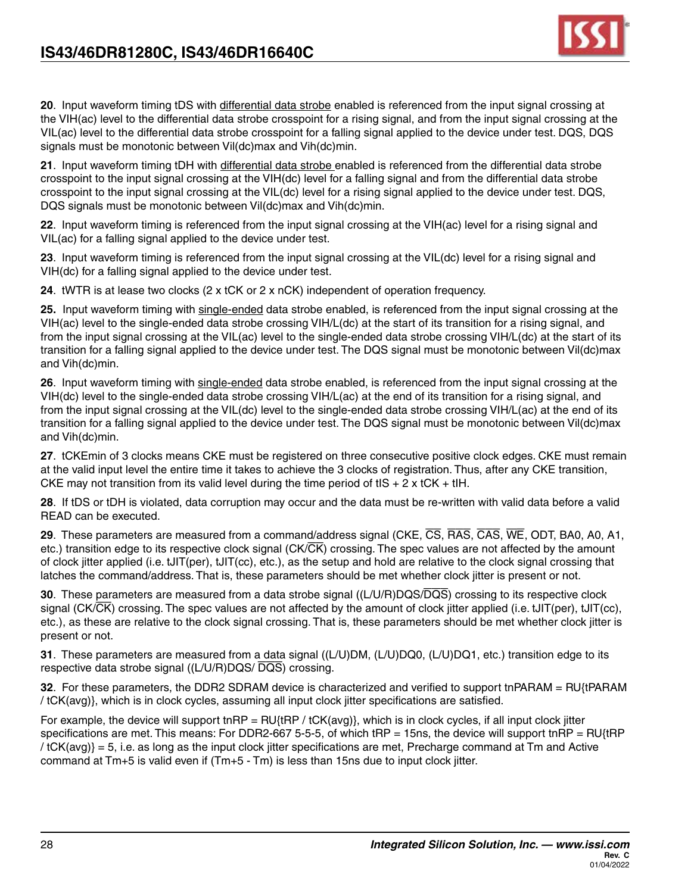**20**. Input waveform timing tDS with differential data strobe enabled is referenced from the input signal crossing at the VIH(ac) level to the differential data strobe crosspoint for a rising signal, and from the input signal crossing at the VIL(ac) level to the differential data strobe crosspoint for a falling signal applied to the device under test. DQS, DQS signals must be monotonic between Vil(dc)max and Vih(dc)min.

**21**. Input waveform timing tDH with differential data strobe enabled is referenced from the differential data strobe crosspoint to the input signal crossing at the VIH(dc) level for a falling signal and from the differential data strobe crosspoint to the input signal crossing at the VIL(dc) level for a rising signal applied to the device under test. DQS, DQS signals must be monotonic between Vil(dc)max and Vih(dc)min.

**22**. Input waveform timing is referenced from the input signal crossing at the VIH(ac) level for a rising signal and VIL(ac) for a falling signal applied to the device under test.

**23**. Input waveform timing is referenced from the input signal crossing at the VIL(dc) level for a rising signal and VIH(dc) for a falling signal applied to the device under test.

**24**. tWTR is at lease two clocks (2 x tCK or 2 x nCK) independent of operation frequency.

**25.** Input waveform timing with single-ended data strobe enabled, is referenced from the input signal crossing at the VIH(ac) level to the single-ended data strobe crossing VIH/L(dc) at the start of its transition for a rising signal, and from the input signal crossing at the VIL(ac) level to the single-ended data strobe crossing VIH/L(dc) at the start of its transition for a falling signal applied to the device under test. The DQS signal must be monotonic between Vil(dc)max and Vih(dc)min.

**26**. Input waveform timing with single-ended data strobe enabled, is referenced from the input signal crossing at the VIH(dc) level to the single-ended data strobe crossing VIH/L(ac) at the end of its transition for a rising signal, and from the input signal crossing at the VIL(dc) level to the single-ended data strobe crossing VIH/L(ac) at the end of its transition for a falling signal applied to the device under test. The DQS signal must be monotonic between Vil(dc)max and Vih(dc)min.

**27**. tCKEmin of 3 clocks means CKE must be registered on three consecutive positive clock edges. CKE must remain at the valid input level the entire time it takes to achieve the 3 clocks of registration. Thus, after any CKE transition, CKE may not transition from its valid level during the time period of tIS + 2 x tCK + tIH.

**28**. If tDS or tDH is violated, data corruption may occur and the data must be re-written with valid data before a valid READ can be executed.

**29**. These parameters are measured from a command/address signal (CKE, CS, RAS, CAS, WE, ODT, BA0, A0, A1, etc.) transition edge to its respective clock signal (CK/CK) crossing. The spec values are not affected by the amount of clock jitter applied (i.e. tJIT(per), tJIT(cc), etc.), as the setup and hold are relative to the clock signal crossing that latches the command/address. That is, these parameters should be met whether clock jitter is present or not.

**30**. These parameters are measured from a data strobe signal ((L/U/R)DQS/DQS) crossing to its respective clock signal (CK/CK) crossing. The spec values are not affected by the amount of clock jitter applied (i.e. tJIT(per), tJIT(cc), etc.), as these are relative to the clock signal crossing. That is, these parameters should be met whether clock jitter is present or not.

**31**. These parameters are measured from a data signal ((L/U)DM, (L/U)DQ0, (L/U)DQ1, etc.) transition edge to its respective data strobe signal ((L/U/R)DQS/ DQS) crossing.

**32**. For these parameters, the DDR2 SDRAM device is characterized and verified to support tnPARAM = RU{tPARAM / tCK(avg)}, which is in clock cycles, assuming all input clock jitter specifications are satisfied.

For example, the device will support tnRP = RU{tRP / tCK(avg)}, which is in clock cycles, if all input clock jitter specifications are met. This means: For DDR2-667 5-5-5, of which tRP = 15ns, the device will support tnRP = RU{tRP / tCK(avg)} = 5, i.e. as long as the input clock jitter specifications are met, Precharge command at Tm and Active command at Tm+5 is valid even if (Tm+5 - Tm) is less than 15ns due to input clock jitter.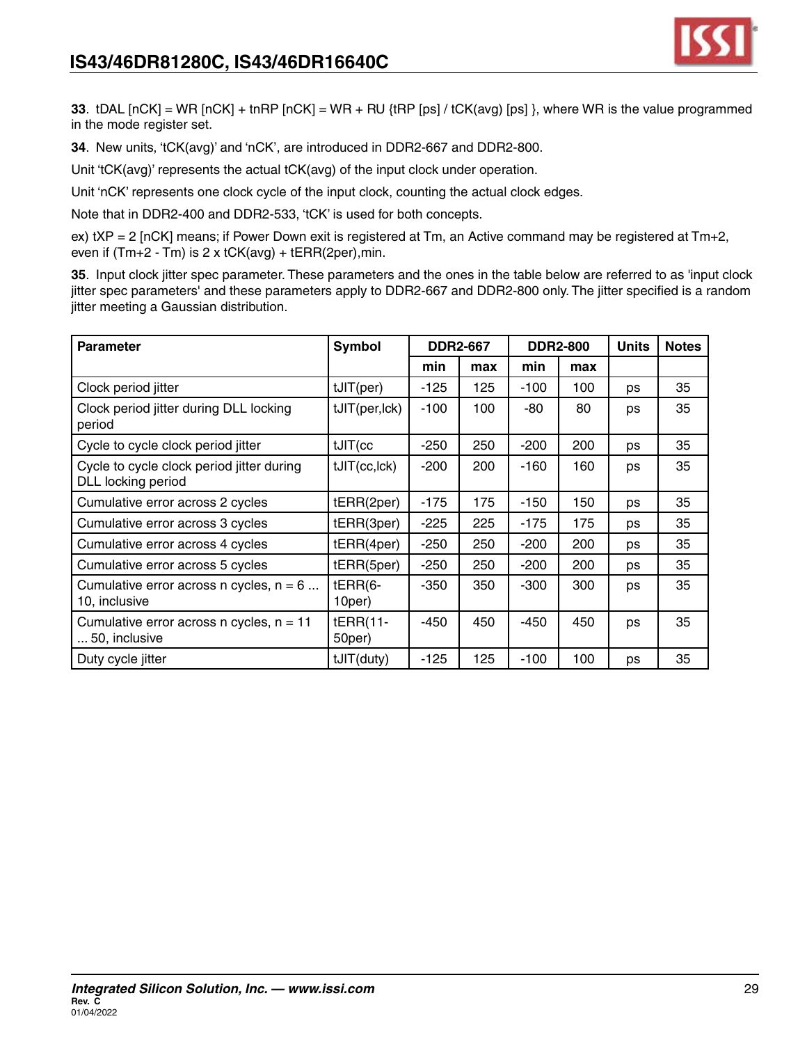**33**. tDAL [nCK] = WR [nCK] + tnRP [nCK] = WR + RU {tRP [ps] / tCK(avg) [ps] }, where WR is the value programmed in the mode register set.

**34**. New units, 'tCK(avg)' and 'nCK', are introduced in DDR2-667 and DDR2-800.

Unit 'tCK(avg)' represents the actual tCK(avg) of the input clock under operation.

Unit 'nCK' represents one clock cycle of the input clock, counting the actual clock edges.

Note that in DDR2-400 and DDR2-533, 'tCK' is used for both concepts.

ex) tXP = 2 [nCK] means; if Power Down exit is registered at Tm, an Active command may be registered at Tm+2, even if (Tm+2 - Tm) is 2 x tCK(avg) + tERR(2per),min.

**35**. Input clock jitter spec parameter. These parameters and the ones in the table below are referred to as 'input clock jitter spec parameters' and these parameters apply to DDR2-667 and DDR2-800 only. The jitter specified is a random jitter meeting a Gaussian distribution.

| Parameter | Symbol | DDR2-667 | | DDR2-800 | | Units | Notes |
|---|---|---|---|---|---|---|---|
| | | min | max | min | max | | |
| Clock period jitter | tJIT(per) | -125 | 125 | -100 | 100 | ps | 35 |
| Clock period jitter during DLL locking period | tJIT(per,lck) | -100 | 100 | -80 | 80 | ps | 35 |
| Cycle to cycle clock period jitter | tJIT(cc | -250 | 250 | -200 | 200 | ps | 35 |
| Cycle to cycle clock period jitter during DLL locking period | tJIT(cc,lck) | -200 | 200 | -160 | 160 | ps | 35 |
| Cumulative error across 2 cycles | tERR(2per) | -175 | 175 | -150 | 150 | ps | 35 |
| Cumulative error across 3 cycles | tERR(3per) | -225 | 225 | -175 | 175 | ps | 35 |
| Cumulative error across 4 cycles | tERR(4per) | -250 | 250 | -200 | 200 | ps | 35 |
| Cumulative error across 5 cycles | tERR(5per) | -250 | 250 | -200 | 200 | ps | 35 |
| Cumulative error across n cycles, n = 6 ... 10, inclusive | tERR(6-10per) | -350 | 350 | -300 | 300 | ps | 35 |
| Cumulative error across n cycles, n = 11 ... 50, inclusive | tERR(11-50per) | -450 | 450 | -450 | 450 | ps | 35 |
| Duty cycle jitter | tJIT(duty) | -125 | 125 | -100 | 100 | ps | 35 |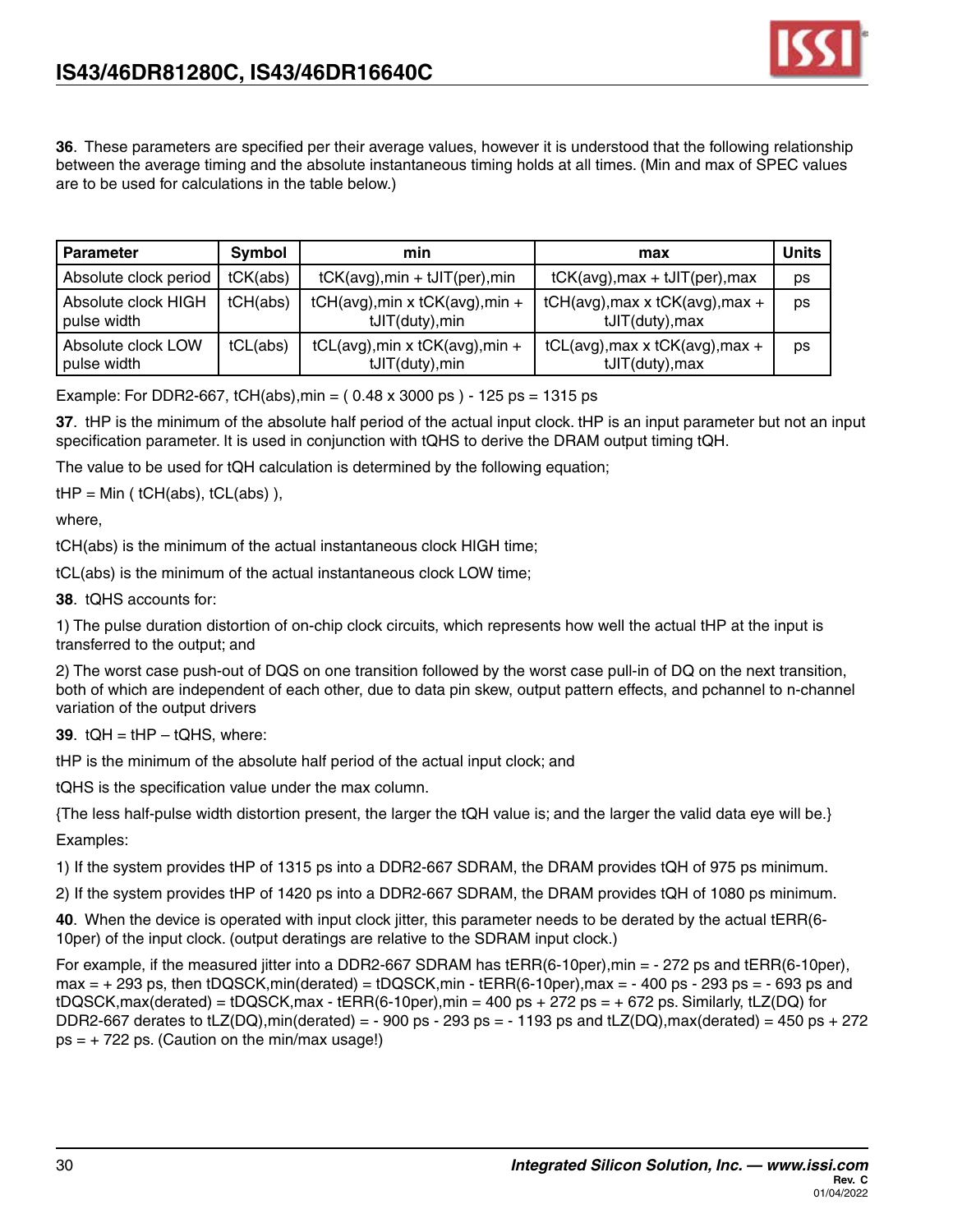**36**. These parameters are specified per their average values, however it is understood that the following relationship between the average timing and the absolute instantaneous timing holds at all times. (Min and max of SPEC values are to be used for calculations in the table below.)

| Parameter | Symbol | min | max | Units |
|---|---|---|---|---|
| Absolute clock period | tCK(abs) | tCK(avg),min + tJIT(per),min | tCK(avg),max + tJIT(per),max | ps |
| Absolute clock HIGH pulse width | tCH(abs) | tCH(avg),min x tCK(avg),min + tJIT(duty),min | tCH(avg),max x tCK(avg),max + tJIT(duty),max | ps |
| Absolute clock LOW pulse width | tCL(abs) | tCL(avg),min x tCK(avg),min + tJIT(duty),min | tCL(avg),max x tCK(avg),max + tJIT(duty),max | ps |

Example: For DDR2-667, tCH(abs),min = ( 0.48 x 3000 ps ) - 125 ps = 1315 ps

**37**. tHP is the minimum of the absolute half period of the actual input clock. tHP is an input parameter but not an input specification parameter. It is used in conjunction with tQHS to derive the DRAM output timing tQH.

The value to be used for tQH calculation is determined by the following equation;

tHP = Min ( tCH(abs), tCL(abs) ),

where,

tCH(abs) is the minimum of the actual instantaneous clock HIGH time;

tCL(abs) is the minimum of the actual instantaneous clock LOW time;

**38**. tQHS accounts for:

1) The pulse duration distortion of on-chip clock circuits, which represents how well the actual tHP at the input is transferred to the output; and

2) The worst case push-out of DQS on one transition followed by the worst case pull-in of DQ on the next transition, both of which are independent of each other, due to data pin skew, output pattern effects, and pchannel to n-channel variation of the output drivers

**39**. tQH = tHP – tQHS, where:

tHP is the minimum of the absolute half period of the actual input clock; and

tQHS is the specification value under the max column.

{The less half-pulse width distortion present, the larger the tQH value is; and the larger the valid data eye will be.}

Examples:

1) If the system provides tHP of 1315 ps into a DDR2-667 SDRAM, the DRAM provides tQH of 975 ps minimum.

2) If the system provides tHP of 1420 ps into a DDR2-667 SDRAM, the DRAM provides tQH of 1080 ps minimum.

**40**. When the device is operated with input clock jitter, this parameter needs to be derated by the actual tERR(6-10per) of the input clock. (output deratings are relative to the SDRAM input clock.)

For example, if the measured jitter into a DDR2-667 SDRAM has tERR(6-10per),min = - 272 ps and tERR(6-10per), max = + 293 ps, then tDQSCK,min(derated) = tDQSCK,min - tERR(6-10per),max = - 400 ps - 293 ps = - 693 ps and tDQSCK,max(derated) = tDQSCK,max - tERR(6-10per),min = 400 ps + 272 ps = + 672 ps. Similarly, tLZ(DQ) for DDR2-667 derates to tLZ(DQ),min(derated) = - 900 ps - 293 ps = - 1193 ps and tLZ(DQ),max(derated) = 450 ps + 272 ps = + 722 ps. (Caution on the min/max usage!)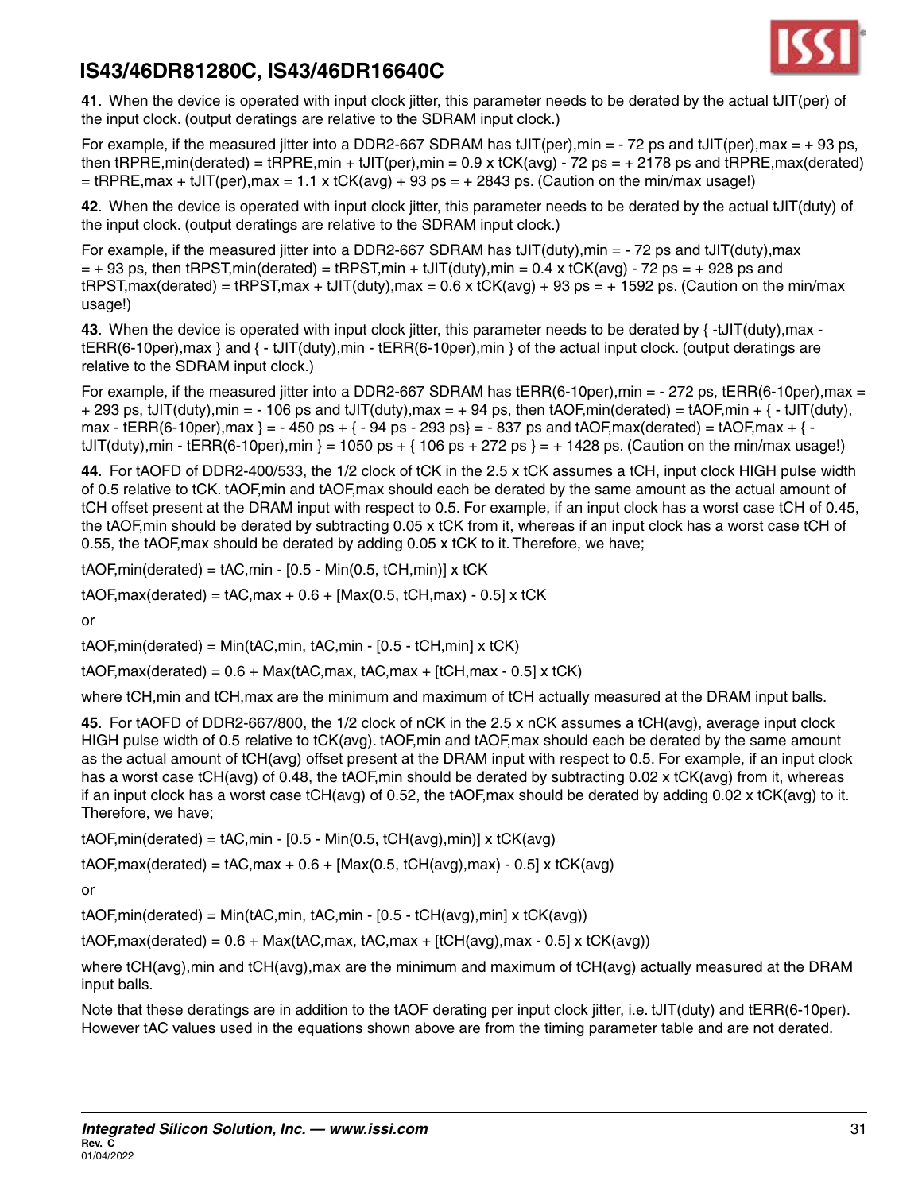**41**. When the device is operated with input clock jitter, this parameter needs to be derated by the actual tJIT(per) of the input clock. (output deratings are relative to the SDRAM input clock.)

For example, if the measured jitter into a DDR2-667 SDRAM has tJIT(per),min = - 72 ps and tJIT(per),max = + 93 ps, then tRPRE,min(derated) = tRPRE,min + tJIT(per),min = 0.9 x tCK(avg) - 72 ps = + 2178 ps and tRPRE,max(derated) = tRPRE,max + tJIT(per),max = 1.1 x tCK(avg) + 93 ps = + 2843 ps. (Caution on the min/max usage!)

**42**. When the device is operated with input clock jitter, this parameter needs to be derated by the actual tJIT(duty) of the input clock. (output deratings are relative to the SDRAM input clock.)

For example, if the measured jitter into a DDR2-667 SDRAM has tJIT(duty),min = - 72 ps and tJIT(duty),max = + 93 ps, then tRPST,min(derated) = tRPST,min + tJIT(duty),min = 0.4 x tCK(avg) - 72 ps = + 928 ps and tRPST,max(derated) = tRPST,max + tJIT(duty),max = 0.6 x tCK(avg) + 93 ps = + 1592 ps. (Caution on the min/max usage!)

**43**. When the device is operated with input clock jitter, this parameter needs to be derated by { -tJIT(duty),max - tERR(6-10per),max } and { - tJIT(duty),min - tERR(6-10per),min } of the actual input clock. (output deratings are relative to the SDRAM input clock.)

For example, if the measured jitter into a DDR2-667 SDRAM has tERR(6-10per),min = - 272 ps, tERR(6-10per),max = + 293 ps, tJIT(duty),min = - 106 ps and tJIT(duty),max = + 94 ps, then tAOF,min(derated) = tAOF,min + { - tJIT(duty),max - tERR(6-10per),max } = - 450 ps + { - 94 ps - 293 ps} = - 837 ps and tAOF,max(derated) = tAOF,max + { - tJIT(duty),min - tERR(6-10per),min } = 1050 ps + { 106 ps + 272 ps } = + 1428 ps. (Caution on the min/max usage!)

**44**. For tAOFD of DDR2-400/533, the 1/2 clock of tCK in the 2.5 x tCK assumes a tCH, input clock HIGH pulse width of 0.5 relative to tCK. tAOF,min and tAOF,max should each be derated by the same amount as the actual amount of tCH offset present at the DRAM input with respect to 0.5. For example, if an input clock has a worst case tCH of 0.45, the tAOF,min should be derated by subtracting 0.05 x tCK from it, whereas if an input clock has a worst case tCH of 0.55, the tAOF,max should be derated by adding 0.05 x tCK to it. Therefore, we have;

tAOF,min(derated) = tAC,min - [0.5 - Min(0.5, tCH,min)] x tCK

tAOF,max(derated) = tAC,max + 0.6 + [Max(0.5, tCH,max) - 0.5] x tCK

or

tAOF,min(derated) = Min(tAC,min, tAC,min - [0.5 - tCH,min] x tCK)

tAOF,max(derated) = 0.6 + Max(tAC,max, tAC,max + [tCH,max - 0.5] x tCK)

where tCH,min and tCH,max are the minimum and maximum of tCH actually measured at the DRAM input balls.

**45**. For tAOFD of DDR2-667/800, the 1/2 clock of nCK in the 2.5 x nCK assumes a tCH(avg), average input clock HIGH pulse width of 0.5 relative to tCK(avg). tAOF,min and tAOF,max should each be derated by the same amount as the actual amount of tCH(avg) offset present at the DRAM input with respect to 0.5. For example, if an input clock has a worst case tCH(avg) of 0.48, the tAOF,min should be derated by subtracting 0.02 x tCK(avg) from it, whereas if an input clock has a worst case tCH(avg) of 0.52, the tAOF,max should be derated by adding 0.02 x tCK(avg) to it. Therefore, we have;

tAOF,min(derated) = tAC,min - [0.5 - Min(0.5, tCH(avg),min)] x tCK(avg)

tAOF,max(derated) = tAC,max + 0.6 + [Max(0.5, tCH(avg),max) - 0.5] x tCK(avg)

or

tAOF,min(derated) = Min(tAC,min, tAC,min - [0.5 - tCH(avg),min] x tCK(avg))

tAOF,max(derated) = 0.6 + Max(tAC,max, tAC,max + [tCH(avg),max - 0.5] x tCK(avg))

where tCH(avg),min and tCH(avg),max are the minimum and maximum of tCH(avg) actually measured at the DRAM input balls.

Note that these deratings are in addition to the tAOF derating per input clock jitter, i.e. tJIT(duty) and tERR(6-10per). However tAC values used in the equations shown above are from the timing parameter table and are not derated.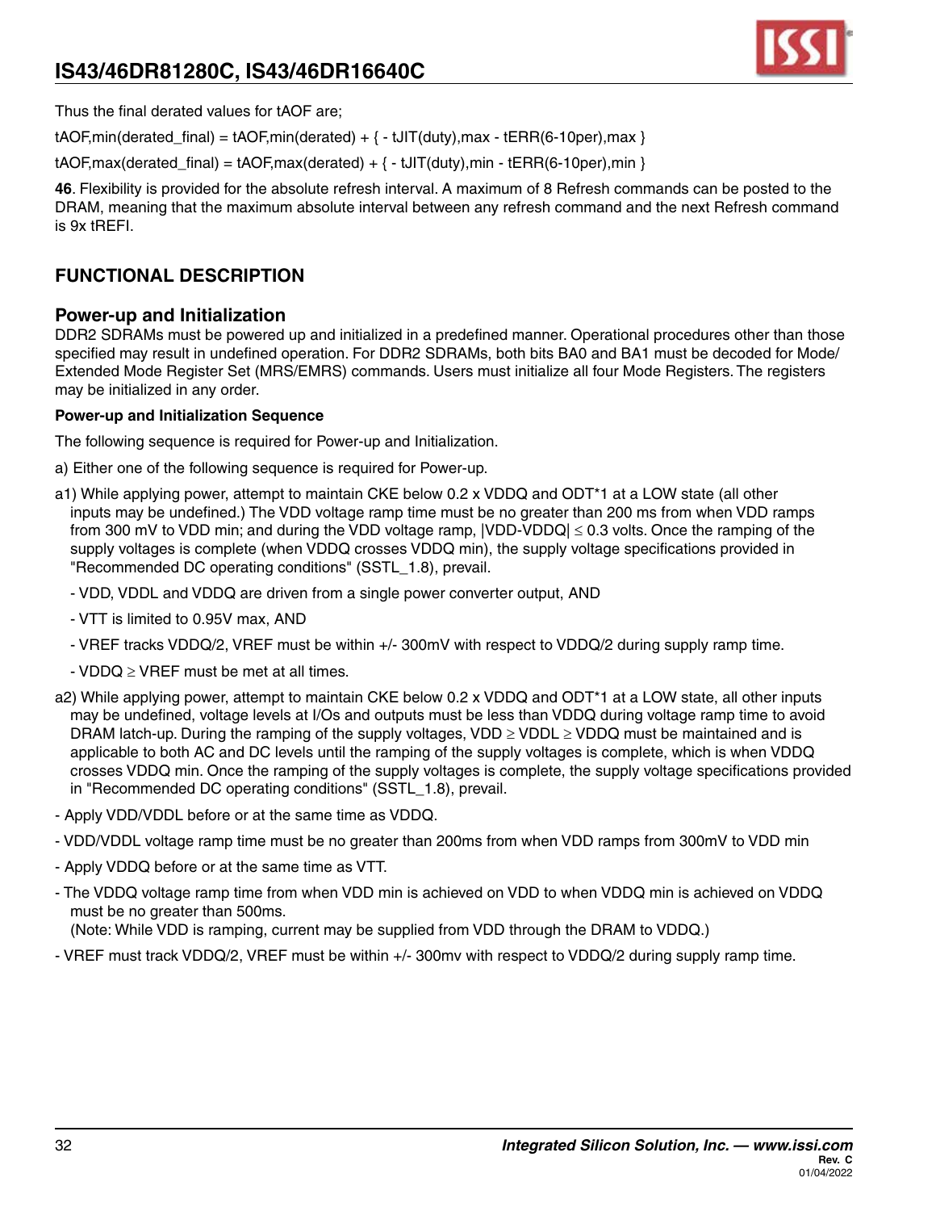Thus the final derated values for tAOF are;

tAOF,min(derated_final) = tAOF,min(derated) + { - tJIT(duty),max - tERR(6-10per),max }

tAOF,max(derated_final) = tAOF,max(derated) + { - tJIT(duty),min - tERR(6-10per),min }

**46**. Flexibility is provided for the absolute refresh interval. A maximum of 8 Refresh commands can be posted to the DRAM, meaning that the maximum absolute interval between any refresh command and the next Refresh command is 9x tREFI.

## FUNCTIONAL DESCRIPTION

### Power-up and Initialization

DDR2 SDRAMs must be powered up and initialized in a predefined manner. Operational procedures other than those specified may result in undefined operation. For DDR2 SDRAMs, both bits BA0 and BA1 must be decoded for Mode/Extended Mode Register Set (MRS/EMRS) commands. Users must initialize all four Mode Registers. The registers may be initialized in any order.

**Power-up and Initialization Sequence**

The following sequence is required for Power-up and Initialization.

a) Either one of the following sequence is required for Power-up.

a1) While applying power, attempt to maintain CKE below 0.2 x VDDQ and ODT*1 at a LOW state (all other inputs may be undefined.) The VDD voltage ramp time must be no greater than 200 ms from when VDD ramps from 300 mV to VDD min; and during the VDD voltage ramp, |VDD-VDDQ| ≤ 0.3 volts. Once the ramping of the supply voltages is complete (when VDDQ crosses VDDQ min), the supply voltage specifications provided in "Recommended DC operating conditions" (SSTL_1.8), prevail.

- VDD, VDDL and VDDQ are driven from a single power converter output, AND
- VTT is limited to 0.95V max, AND
- VREF tracks VDDQ/2, VREF must be within +/- 300mV with respect to VDDQ/2 during supply ramp time.
- VDDQ ≥ VREF must be met at all times.

a2) While applying power, attempt to maintain CKE below 0.2 x VDDQ and ODT*1 at a LOW state, all other inputs may be undefined, voltage levels at I/Os and outputs must be less than VDDQ during voltage ramp time to avoid DRAM latch-up. During the ramping of the supply voltages, VDD ≥ VDDL ≥ VDDQ must be maintained and is applicable to both AC and DC levels until the ramping of the supply voltages is complete, which is when VDDQ crosses VDDQ min. Once the ramping of the supply voltages is complete, the supply voltage specifications provided in "Recommended DC operating conditions" (SSTL_1.8), prevail.

- Apply VDD/VDDL before or at the same time as VDDQ.
- VDD/VDDL voltage ramp time must be no greater than 200ms from when VDD ramps from 300mV to VDD min
- Apply VDDQ before or at the same time as VTT.
- The VDDQ voltage ramp time from when VDD min is achieved on VDD to when VDDQ min is achieved on VDDQ must be no greater than 500ms.
  (Note: While VDD is ramping, current may be supplied from VDD through the DRAM to VDDQ.)
- VREF must track VDDQ/2, VREF must be within +/- 300mv with respect to VDDQ/2 during supply ramp time.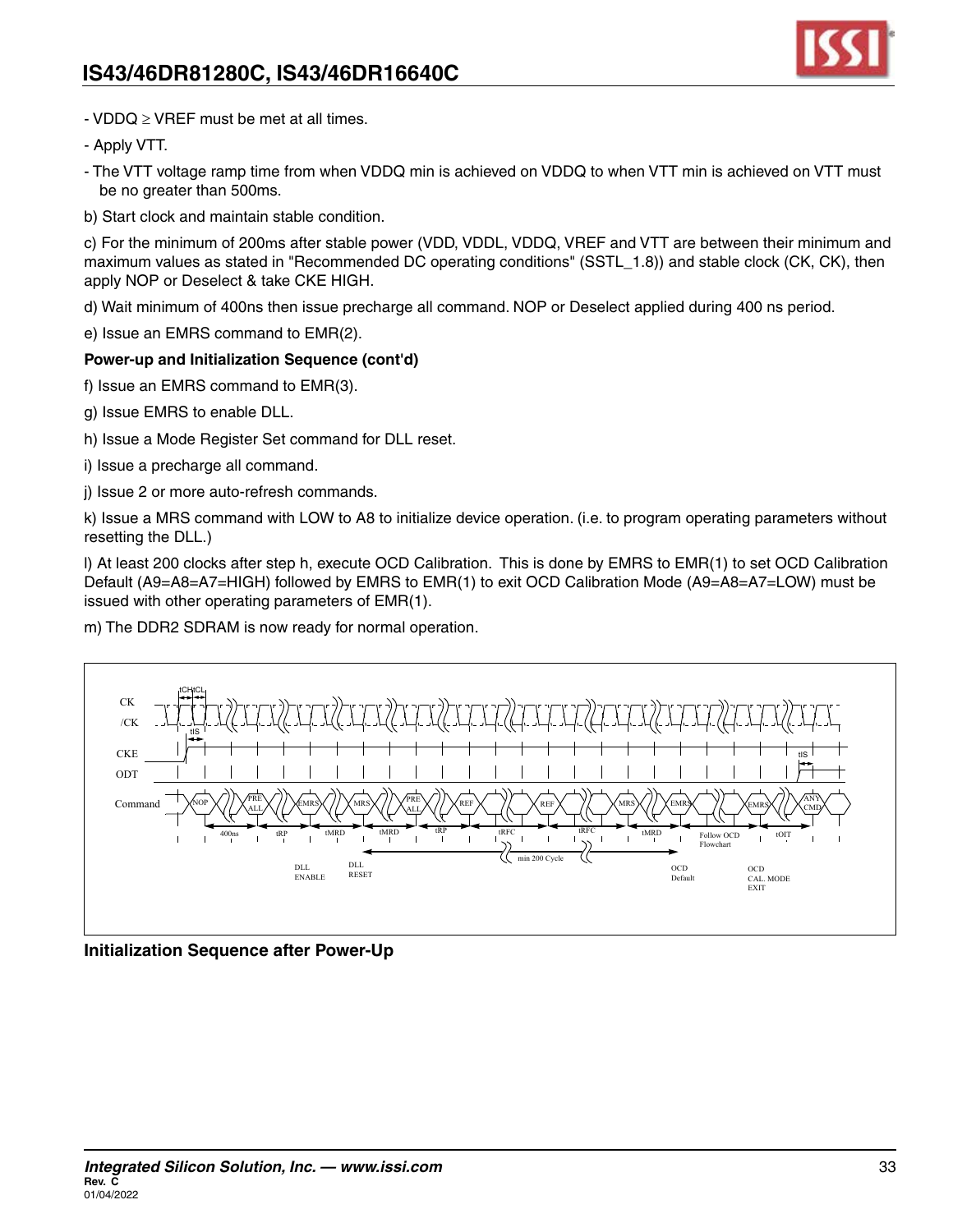- VDDQ ≥ VREF must be met at all times.
- Apply VTT.
- The VTT voltage ramp time from when VDDQ min is achieved on VDDQ to when VTT min is achieved on VTT must be no greater than 500ms.

b) Start clock and maintain stable condition.

c) For the minimum of 200ms after stable power (VDD, VDDL, VDDQ, VREF and VTT are between their minimum and maximum values as stated in "Recommended DC operating conditions" (SSTL_1.8)) and stable clock (CK, CK), then apply NOP or Deselect & take CKE HIGH.

d) Wait minimum of 400ns then issue precharge all command. NOP or Deselect applied during 400 ns period.

e) Issue an EMRS command to EMR(2).

**Power-up and Initialization Sequence (cont'd)**

f) Issue an EMRS command to EMR(3).

g) Issue EMRS to enable DLL.

h) Issue a Mode Register Set command for DLL reset.

i) Issue a precharge all command.

j) Issue 2 or more auto-refresh commands.

k) Issue a MRS command with LOW to A8 to initialize device operation. (i.e. to program operating parameters without resetting the DLL.)

l) At least 200 clocks after step h, execute OCD Calibration. This is done by EMRS to EMR(1) to set OCD Calibration Default (A9=A8=A7=HIGH) followed by EMRS to EMR(1) to exit OCD Calibration Mode (A9=A8=A7=LOW) must be issued with other operating parameters of EMR(1).

m) The DDR2 SDRAM is now ready for normal operation.

**Initialization Sequence after Power-Up**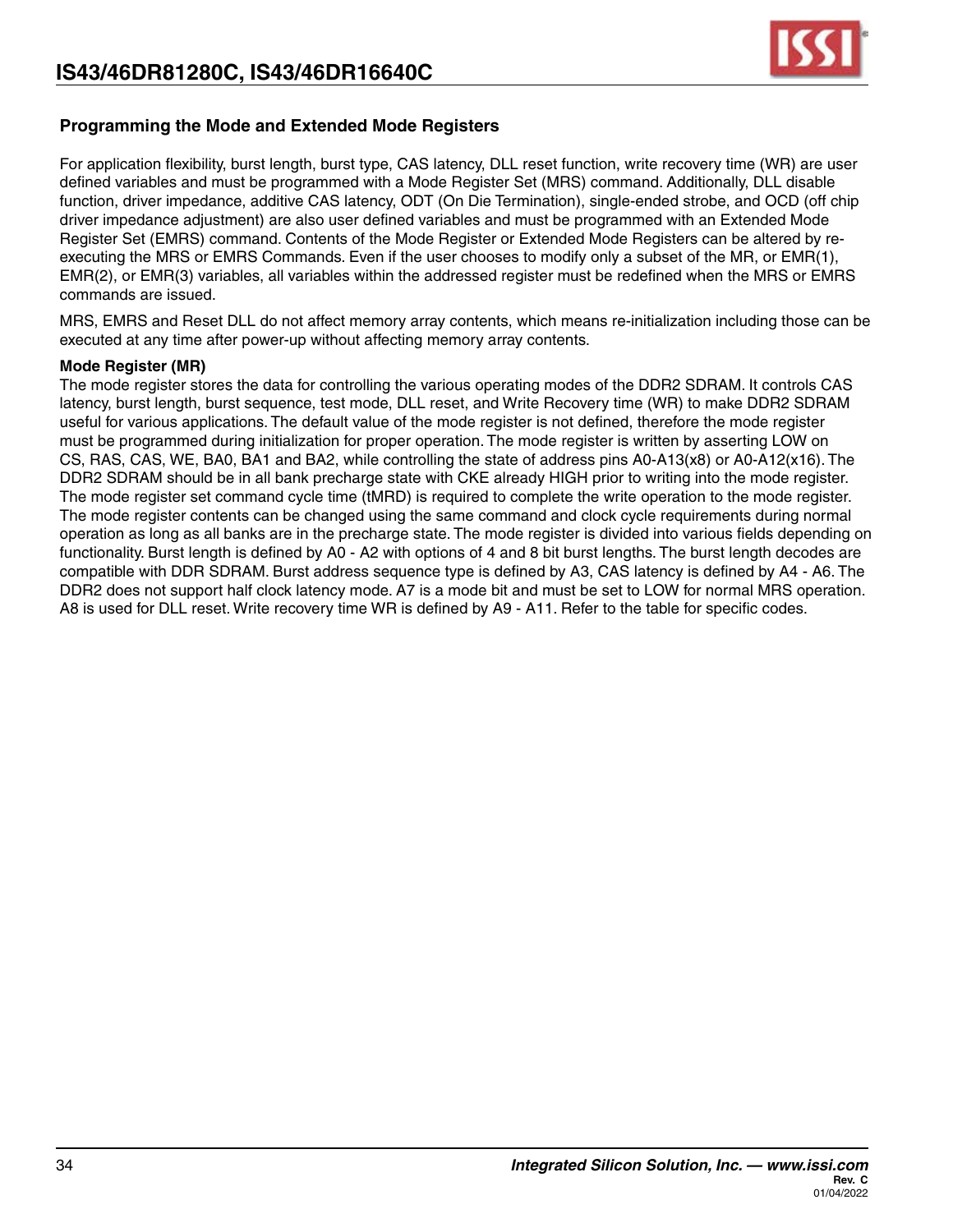## Programming the Mode and Extended Mode Registers

For application flexibility, burst length, burst type, CAS latency, DLL reset function, write recovery time (WR) are user defined variables and must be programmed with a Mode Register Set (MRS) command. Additionally, DLL disable function, driver impedance, additive CAS latency, ODT (On Die Termination), single-ended strobe, and OCD (off chip driver impedance adjustment) are also user defined variables and must be programmed with an Extended Mode Register Set (EMRS) command. Contents of the Mode Register or Extended Mode Registers can be altered by re-executing the MRS or EMRS Commands. Even if the user chooses to modify only a subset of the MR, or EMR(1), EMR(2), or EMR(3) variables, all variables within the addressed register must be redefined when the MRS or EMRS commands are issued.

MRS, EMRS and Reset DLL do not affect memory array contents, which means re-initialization including those can be executed at any time after power-up without affecting memory array contents.

**Mode Register (MR)**

The mode register stores the data for controlling the various operating modes of the DDR2 SDRAM. It controls CAS latency, burst length, burst sequence, test mode, DLL reset, and Write Recovery time (WR) to make DDR2 SDRAM useful for various applications. The default value of the mode register is not defined, therefore the mode register must be programmed during initialization for proper operation. The mode register is written by asserting LOW on CS, RAS, CAS, WE, BA0, BA1 and BA2, while controlling the state of address pins A0-A13(x8) or A0-A12(x16). The DDR2 SDRAM should be in all bank precharge state with CKE already HIGH prior to writing into the mode register. The mode register set command cycle time (tMRD) is required to complete the write operation to the mode register. The mode register contents can be changed using the same command and clock cycle requirements during normal operation as long as all banks are in the precharge state. The mode register is divided into various fields depending on functionality. Burst length is defined by A0 - A2 with options of 4 and 8 bit burst lengths. The burst length decodes are compatible with DDR SDRAM. Burst address sequence type is defined by A3, CAS latency is defined by A4 - A6. The DDR2 does not support half clock latency mode. A7 is a mode bit and must be set to LOW for normal MRS operation. A8 is used for DLL reset. Write recovery time WR is defined by A9 - A11. Refer to the table for specific codes.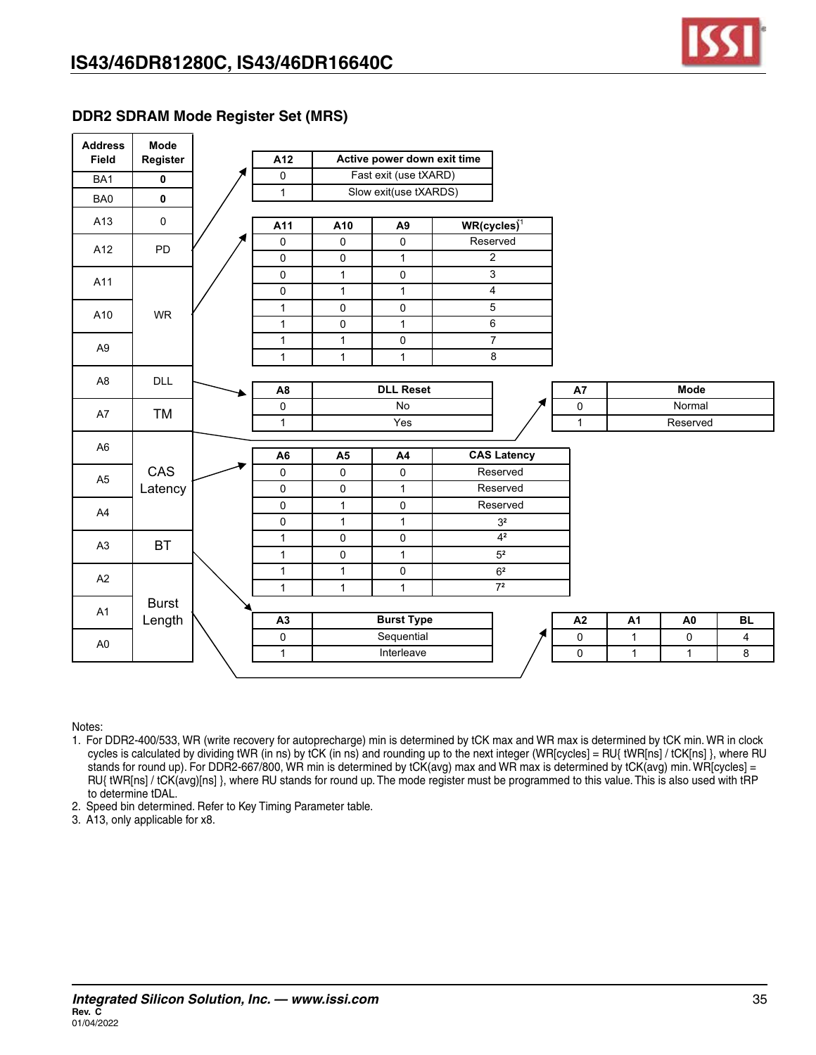## DDR2 SDRAM Mode Register Set (MRS)

| Address Field | Mode Register |
|---|---|
| BA1 | **0** |
| BA0 | **0** |
| A13 | 0 |
| A12 | PD |
| A11 | WR |
| A10 | WR |
| A9 | WR |
| A8 | DLL |
| A7 | TM |
| A6 | CAS Latency |
| A5 | CAS Latency |
| A4 | CAS Latency |
| A3 | BT |
| A2 | Burst Length |
| A1 | Burst Length |
| A0 | Burst Length |

| A12 | Active power down exit time |
|---|---|
| 0 | Fast exit (use tXARD) |
| 1 | Slow exit(use tXARDS) |

| A11 | A10 | A9 | WR(cycles)[1] |
|---|---|---|---|
| 0 | 0 | 0 | Reserved |
| 0 | 0 | 1 | 2 |
| 0 | 1 | 0 | 3 |
| 0 | 1 | 1 | 4 |
| 1 | 0 | 0 | 5 |
| 1 | 0 | 1 | 6 |
| 1 | 1 | 0 | 7 |
| 1 | 1 | 1 | 8 |

| A8 | DLL Reset |
|---|---|
| 0 | No |
| 1 | Yes |

| A7 | Mode |
|---|---|
| 0 | Normal |
| 1 | Reserved |

| A6 | A5 | A4 | CAS Latency |
|---|---|---|---|
| 0 | 0 | 0 | Reserved |
| 0 | 0 | 1 | Reserved |
| 0 | 1 | 0 | Reserved |
| 0 | 1 | 1 | 3[2] |
| 1 | 0 | 0 | 4[2] |
| 1 | 0 | 1 | 5[2] |
| 1 | 1 | 0 | 6[2] |
| 1 | 1 | 1 | 7[2] |

| A3 | Burst Type |
|---|---|
| 0 | Sequential |
| 1 | Interleave |

| A2 | A1 | A0 | BL |
|---|---|---|---|
| 0 | 1 | 0 | 4 |
| 0 | 1 | 1 | 8 |

Notes:
1. For DDR2-400/533, WR (write recovery for autoprecharge) min is determined by tCK max and WR max is determined by tCK min. WR in clock cycles is calculated by dividing tWR (in ns) by tCK (in ns) and rounding up to the next integer (WR[cycles] = RU{ tWR[ns] / tCK[ns] }, where RU stands for round up). For DDR2-667/800, WR min is determined by tCK(avg) max and WR max is determined by tCK(avg) min. WR[cycles] = RU{ tWR[ns] / tCK(avg)[ns] }, where RU stands for round up. The mode register must be programmed to this value. This is also used with tRP to determine tDAL.
2. Speed bin determined. Refer to Key Timing Parameter table.
3. A13, only applicable for x8.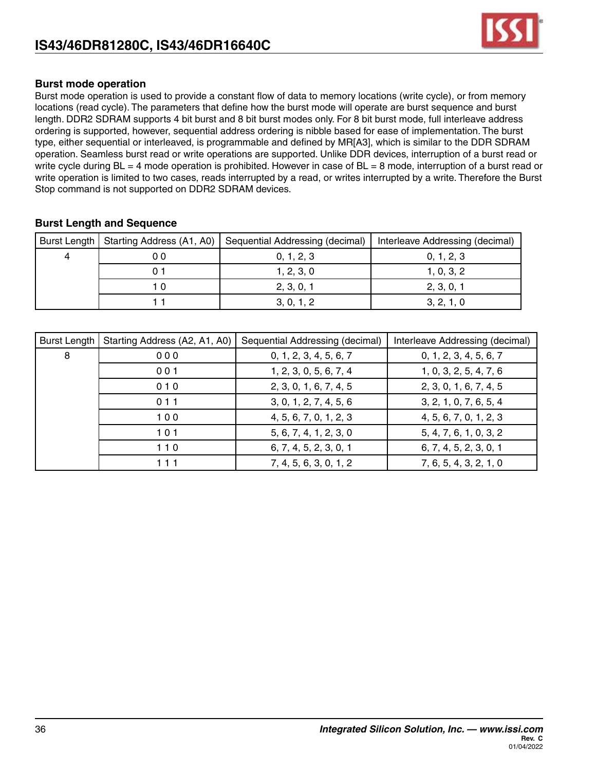### Burst mode operation

Burst mode operation is used to provide a constant flow of data to memory locations (write cycle), or from memory locations (read cycle). The parameters that define how the burst mode will operate are burst sequence and burst length. DDR2 SDRAM supports 4 bit burst and 8 bit burst modes only. For 8 bit burst mode, full interleave address ordering is supported, however, sequential address ordering is nibble based for ease of implementation. The burst type, either sequential or interleaved, is programmable and defined by MR[A3], which is similar to the DDR SDRAM operation. Seamless burst read or write operations are supported. Unlike DDR devices, interruption of a burst read or write cycle during BL = 4 mode operation is prohibited. However in case of BL = 8 mode, interruption of a burst read or write operation is limited to two cases, reads interrupted by a read, or writes interrupted by a write. Therefore the Burst Stop command is not supported on DDR2 SDRAM devices.

### Burst Length and Sequence

| Burst Length | Starting Address (A1, A0) | Sequential Addressing (decimal) | Interleave Addressing (decimal) |
|---|---|---|---|
| 4 | 0 0 | 0, 1, 2, 3 | 0, 1, 2, 3 |
| | 0 1 | 1, 2, 3, 0 | 1, 0, 3, 2 |
| | 1 0 | 2, 3, 0, 1 | 2, 3, 0, 1 |
| | 1 1 | 3, 0, 1, 2 | 3, 2, 1, 0 |

| Burst Length | Starting Address (A2, A1, A0) | Sequential Addressing (decimal) | Interleave Addressing (decimal) |
|---|---|---|---|
| 8 | 0 0 0 | 0, 1, 2, 3, 4, 5, 6, 7 | 0, 1, 2, 3, 4, 5, 6, 7 |
| | 0 0 1 | 1, 2, 3, 0, 5, 6, 7, 4 | 1, 0, 3, 2, 5, 4, 7, 6 |
| | 0 1 0 | 2, 3, 0, 1, 6, 7, 4, 5 | 2, 3, 0, 1, 6, 7, 4, 5 |
| | 0 1 1 | 3, 0, 1, 2, 7, 4, 5, 6 | 3, 2, 1, 0, 7, 6, 5, 4 |
| | 1 0 0 | 4, 5, 6, 7, 0, 1, 2, 3 | 4, 5, 6, 7, 0, 1, 2, 3 |
| | 1 0 1 | 5, 6, 7, 4, 1, 2, 3, 0 | 5, 4, 7, 6, 1, 0, 3, 2 |
| | 1 1 0 | 6, 7, 4, 5, 2, 3, 0, 1 | 6, 7, 4, 5, 2, 3, 0, 1 |
| | 1 1 1 | 7, 4, 5, 6, 3, 0, 1, 2 | 7, 6, 5, 4, 3, 2, 1, 0 |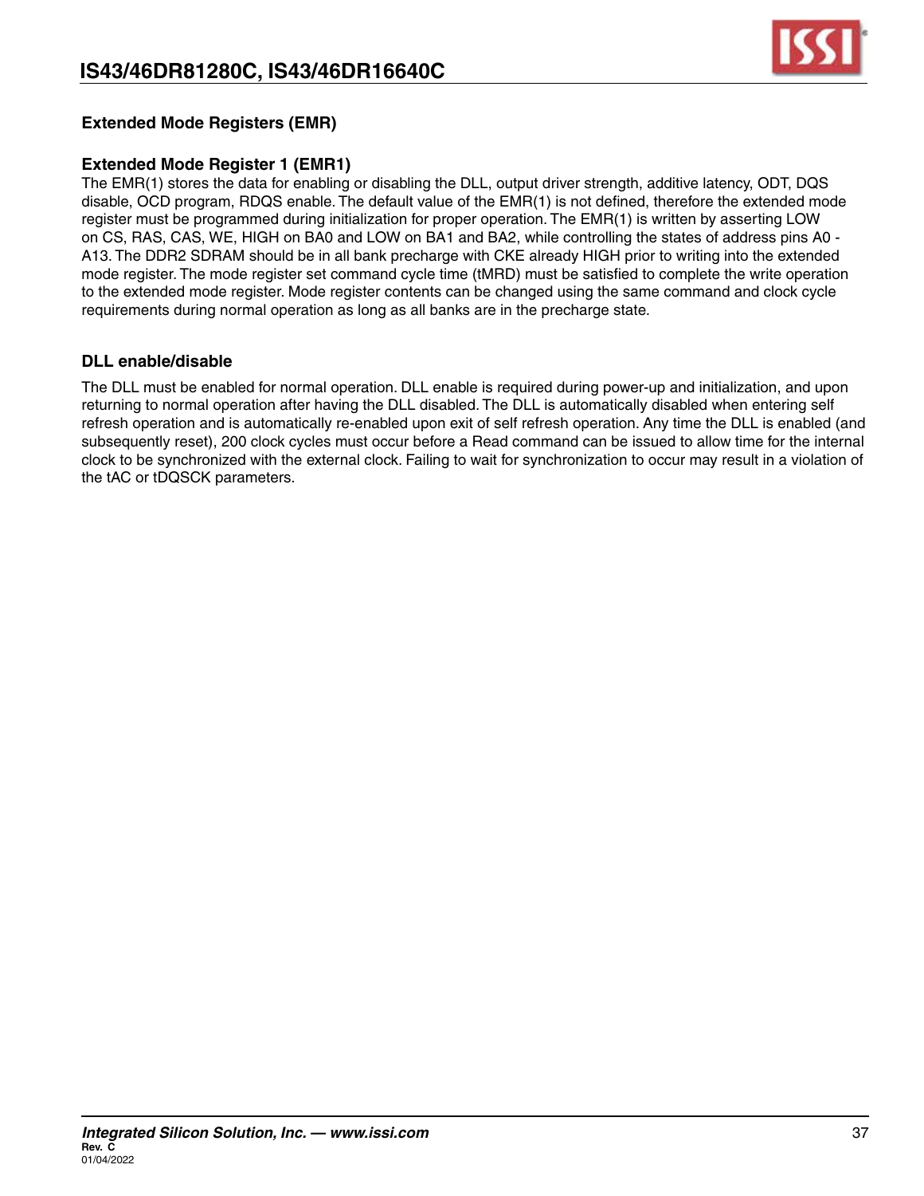## Extended Mode Registers (EMR)

### Extended Mode Register 1 (EMR1)

The EMR(1) stores the data for enabling or disabling the DLL, output driver strength, additive latency, ODT, DQS disable, OCD program, RDQS enable. The default value of the EMR(1) is not defined, therefore the extended mode register must be programmed during initialization for proper operation. The EMR(1) is written by asserting LOW on CS, RAS, CAS, WE, HIGH on BA0 and LOW on BA1 and BA2, while controlling the states of address pins A0 - A13. The DDR2 SDRAM should be in all bank precharge with CKE already HIGH prior to writing into the extended mode register. The mode register set command cycle time (tMRD) must be satisfied to complete the write operation to the extended mode register. Mode register contents can be changed using the same command and clock cycle requirements during normal operation as long as all banks are in the precharge state.

### DLL enable/disable

The DLL must be enabled for normal operation. DLL enable is required during power-up and initialization, and upon returning to normal operation after having the DLL disabled. The DLL is automatically disabled when entering self refresh operation and is automatically re-enabled upon exit of self refresh operation. Any time the DLL is enabled (and subsequently reset), 200 clock cycles must occur before a Read command can be issued to allow time for the internal clock to be synchronized with the external clock. Failing to wait for synchronization to occur may result in a violation of the tAC or tDQSCK parameters.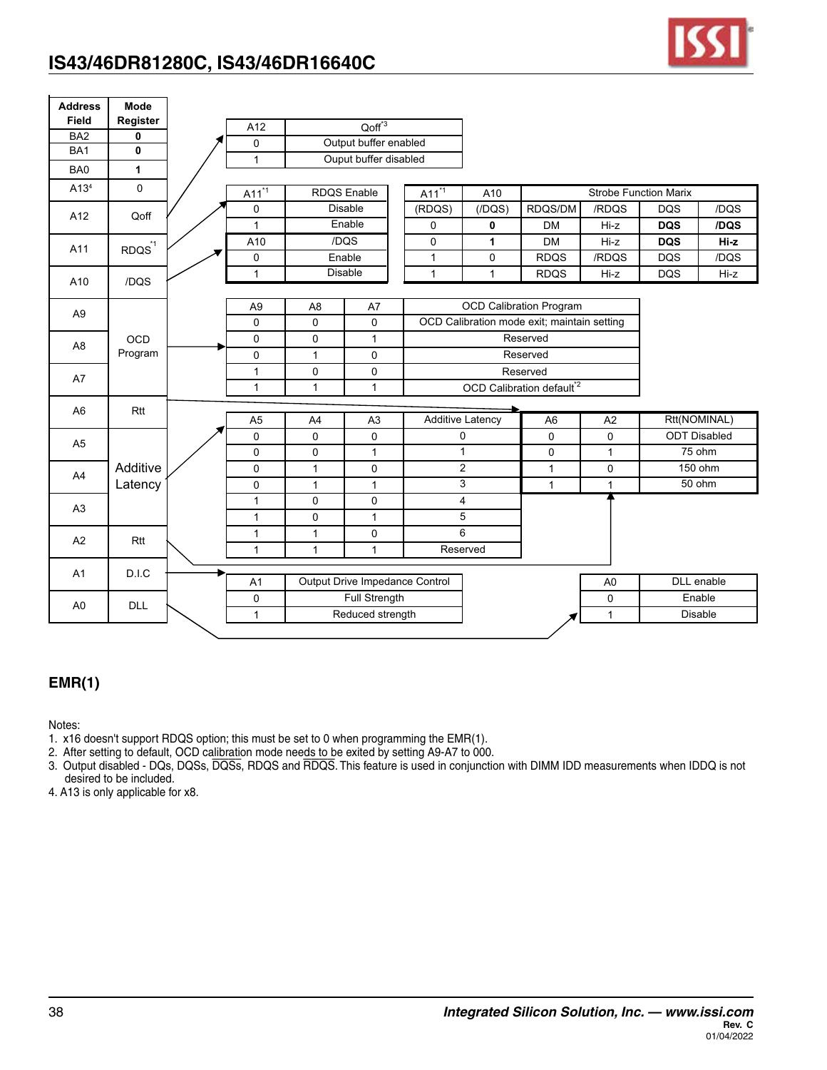| Address Field | Mode Register |
|---|---|
| BA2 | **0** |
| BA1 | **0** |
| BA0 | **1** |
| A13[4] | 0 |
| A12 | Qoff |
| A11 | RDQS[*1] |
| A10 | /DQS |
| A9 | OCD Program |
| A8 | OCD Program |
| A7 | OCD Program |
| A6 | Rtt |
| A5 | Additive Latency |
| A4 | Additive Latency |
| A3 | Additive Latency |
| A2 | Rtt |
| A1 | D.I.C |
| A0 | DLL |

| A12 | Qoff[*3] |
|---|---|
| 0 | Output buffer enabled |
| 1 | Ouput buffer disabled |

| A11[*1] | RDQS Enable |
|---|---|
| 0 | Disable |
| 1 | Enable |

| A10 | /DQS |
|---|---|
| 0 | Enable |
| 1 | Disable |

| A11[*1] | A10 | Strobe Function Marix | | | |
|---|---|---|---|---|---|
| (RDQS) | (/DQS) | RDQS/DM | /RDQS | DQS | /DQS |
| 0 | **0** | DM | Hi-z | **DQS** | **/DQS** |
| 0 | **1** | DM | Hi-z | **DQS** | **Hi-z** |
| 1 | 0 | RDQS | /RDQS | DQS | /DQS |
| 1 | 1 | RDQS | Hi-z | DQS | Hi-z |

| A9 | A8 | A7 | OCD Calibration Program |
|---|---|---|---|
| 0 | 0 | 0 | OCD Calibration mode exit; maintain setting |
| 0 | 0 | 1 | Reserved |
| 0 | 1 | 0 | Reserved |
| 1 | 0 | 0 | Reserved |
| 1 | 1 | 1 | OCD Calibration default[*2] |

| A5 | A4 | A3 | Additive Latency |
|---|---|---|---|
| 0 | 0 | 0 | 0 |
| 0 | 0 | 1 | 1 |
| 0 | 1 | 0 | 2 |
| 0 | 1 | 1 | 3 |
| 1 | 0 | 0 | 4 |
| 1 | 0 | 1 | 5 |
| 1 | 1 | 0 | 6 |
| 1 | 1 | 1 | Reserved |

| A6 | A2 | Rtt(NOMINAL) |
|---|---|---|
| 0 | 0 | ODT Disabled |
| 0 | 1 | 75 ohm |
| 1 | 0 | 150 ohm |
| 1 | 1 | 50 ohm |

| A1 | Output Drive Impedance Control |
|---|---|
| 0 | Full Strength |
| 1 | Reduced strength |

| A0 | DLL enable |
|---|---|
| 0 | Enable |
| 1 | Disable |

**EMR(1)**

Notes:
1. x16 doesn't support RDQS option; this must be set to 0 when programming the EMR(1).
2. After setting to default, OCD calibration mode needs to be exited by setting A9-A7 to 000.
3. Output disabled - DQs, DQSs, $\overline{\text{DQS}}$s, RDQS and $\overline{\text{RDQS}}$. This feature is used in conjunction with DIMM IDD measurements when IDDQ is not desired to be included.
4. A13 is only applicable for x8.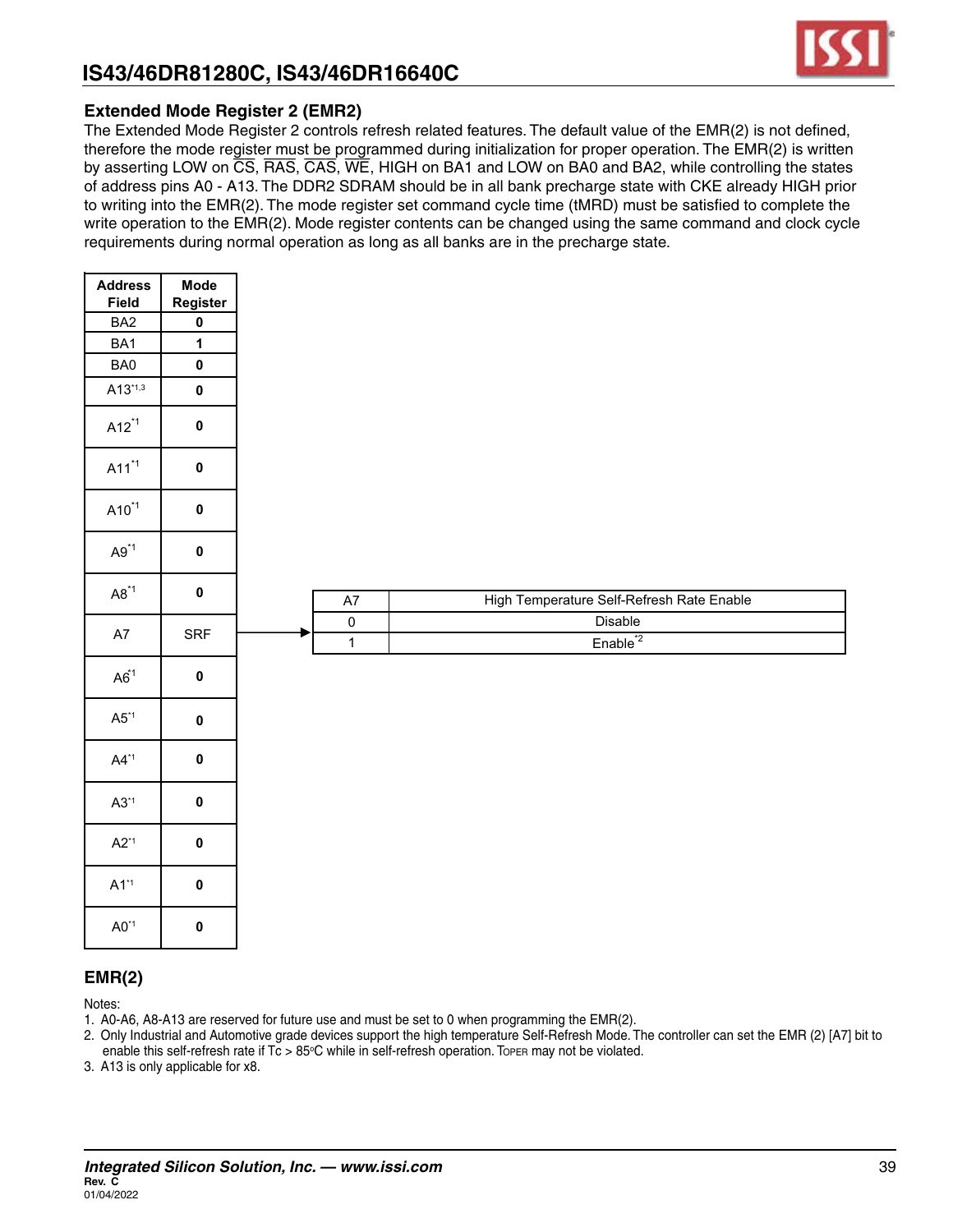## Extended Mode Register 2 (EMR2)

The Extended Mode Register 2 controls refresh related features. The default value of the EMR(2) is not defined, therefore the mode register must be programmed during initialization for proper operation. The EMR(2) is written by asserting LOW on CS, RAS, CAS, WE, HIGH on BA1 and LOW on BA0 and BA2, while controlling the states of address pins A0 - A13. The DDR2 SDRAM should be in all bank precharge state with CKE already HIGH prior to writing into the EMR(2). The mode register set command cycle time (tMRD) must be satisfied to complete the write operation to the EMR(2). Mode register contents can be changed using the same command and clock cycle requirements during normal operation as long as all banks are in the precharge state.

| Address Field | Mode Register |
|---|---|
| BA2 | 0 |
| BA1 | 1 |
| BA0 | 0 |
| A13*1,3 | 0 |
| A12*1 | 0 |
| A11*1 | 0 |
| A10*1 | 0 |
| A9*1 | 0 |
| A8*1 | 0 |
| A7 | SRF |
| A6*1 | 0 |
| A5*1 | 0 |
| A4*1 | 0 |
| A3*1 | 0 |
| A2*1 | 0 |
| A1*1 | 0 |
| A0*1 | 0 |

| A7 | High Temperature Self-Refresh Rate Enable |
|---|---|
| 0 | Disable |
| 1 | Enable*2 |

### EMR(2)

Notes:

1. A0-A6, A8-A13 are reserved for future use and must be set to 0 when programming the EMR(2).
2. Only Industrial and Automotive grade devices support the high temperature Self-Refresh Mode. The controller can set the EMR (2) [A7] bit to enable this self-refresh rate if Tc > 85°C while in self-refresh operation. TOPER may not be violated.
3. A13 is only applicable for x8.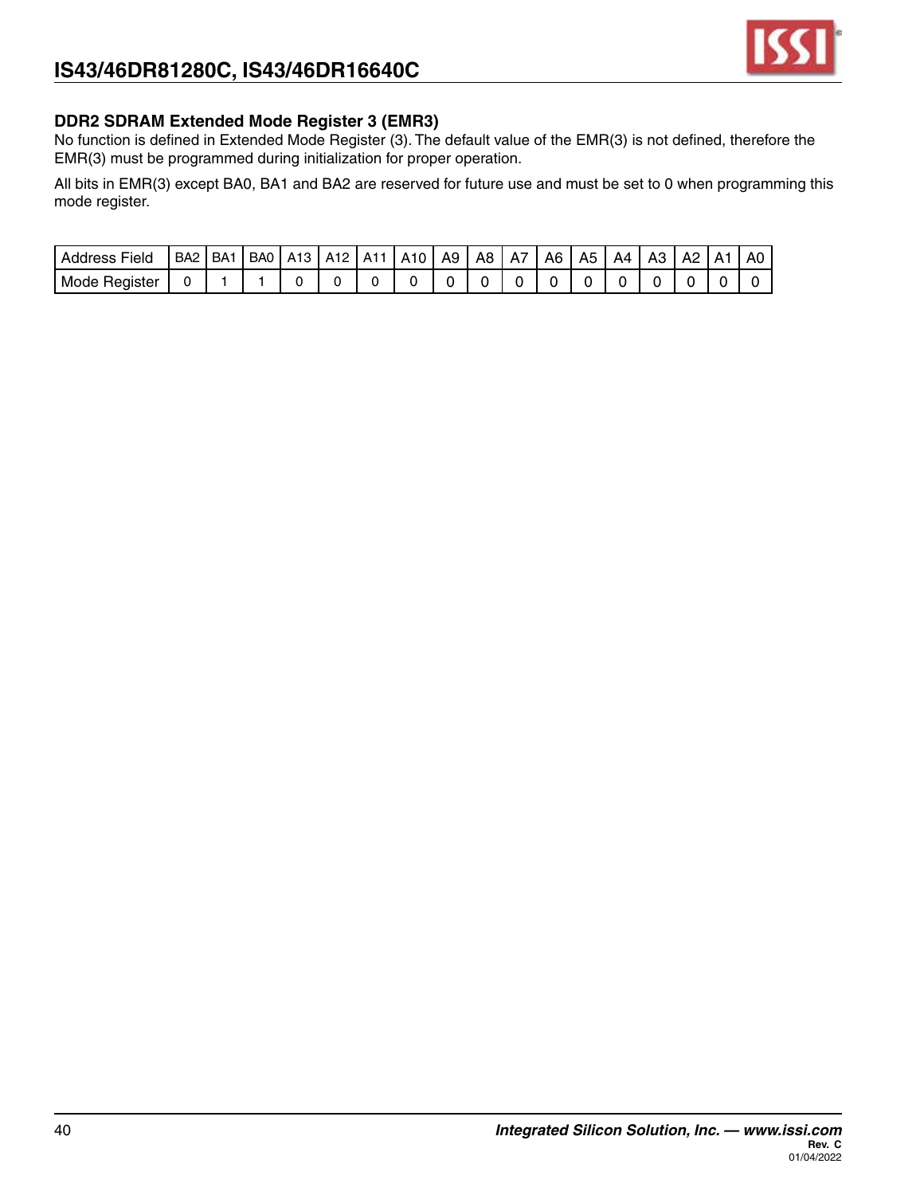## DDR2 SDRAM Extended Mode Register 3 (EMR3)

No function is defined in Extended Mode Register (3). The default value of the EMR(3) is not defined, therefore the EMR(3) must be programmed during initialization for proper operation.

All bits in EMR(3) except BA0, BA1 and BA2 are reserved for future use and must be set to 0 when programming this mode register.

| Address Field | BA2 | BA1 | BA0 | A13 | A12 | A11 | A10 | A9 | A8 | A7 | A6 | A5 | A4 | A3 | A2 | A1 | A0 |
|---|---|---|---|---|---|---|---|---|---|---|---|---|---|---|---|---|---|
| Mode Register | 0 | 1 | 1 | 0 | 0 | 0 | 0 | 0 | 0 | 0 | 0 | 0 | 0 | 0 | 0 | 0 | 0 |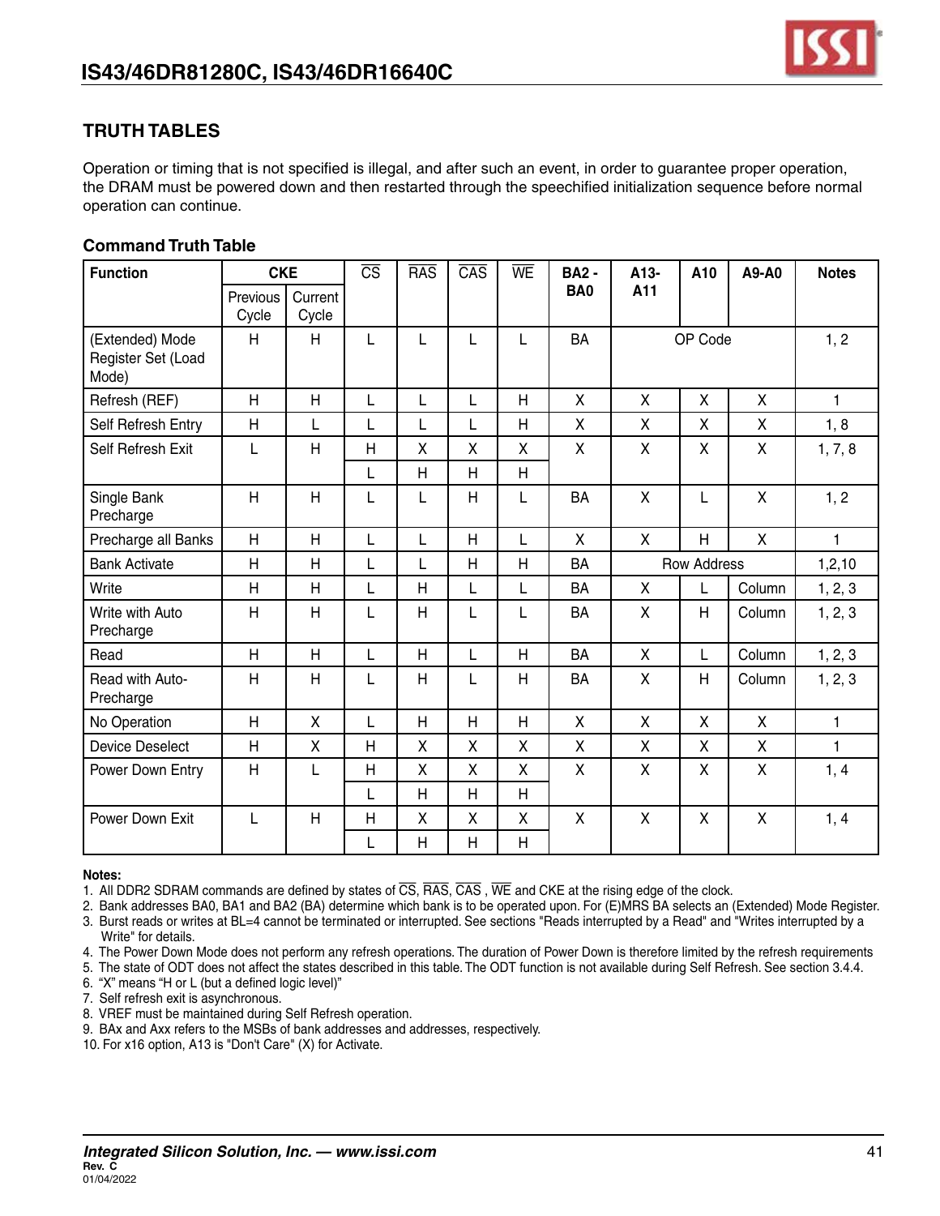## TRUTH TABLES

Operation or timing that is not specified is illegal, and after such an event, in order to guarantee proper operation, the DRAM must be powered down and then restarted through the speechified initialization sequence before normal operation can continue.

### Command Truth Table

| Function | CKE | | $\overline{CS}$ | $\overline{RAS}$ | $\overline{CAS}$ | $\overline{WE}$ | BA2 - BA0 | A13-A11 | A10 | A9-A0 | Notes |
|---|---|---|---|---|---|---|---|---|---|---|---|
| | Previous Cycle | Current Cycle | | | | | | | | | |
| (Extended) Mode Register Set (Load Mode) | H | H | L | L | L | L | BA | OP Code | | | 1, 2 |
| Refresh (REF) | H | H | L | L | L | H | X | X | X | X | 1 |
| Self Refresh Entry | H | L | L | L | L | H | X | X | X | X | 1, 8 |
| Self Refresh Exit | L | H | H | X | X | X | X | X | X | X | 1, 7, 8 |
| | | | L | H | H | H | | | | | |
| Single Bank Precharge | H | H | L | L | H | L | BA | X | L | X | 1, 2 |
| Precharge all Banks | H | H | L | L | H | L | X | X | H | X | 1 |
| Bank Activate | H | H | L | L | H | H | BA | Row Address | | | 1,2,10 |
| Write | H | H | L | H | L | L | BA | X | L | Column | 1, 2, 3 |
| Write with Auto Precharge | H | H | L | H | L | L | BA | X | H | Column | 1, 2, 3 |
| Read | H | H | L | H | L | H | BA | X | L | Column | 1, 2, 3 |
| Read with Auto-Precharge | H | H | L | H | L | H | BA | X | H | Column | 1, 2, 3 |
| No Operation | H | X | L | H | H | H | X | X | X | X | 1 |
| Device Deselect | H | X | H | X | X | X | X | X | X | X | 1 |
| Power Down Entry | H | L | H | X | X | X | X | X | X | X | 1, 4 |
| | | | L | H | H | H | | | | | |
| Power Down Exit | L | H | H | X | X | X | X | X | X | X | 1, 4 |
| | | | L | H | H | H | | | | | |

**Notes:**

1. All DDR2 SDRAM commands are defined by states of $\overline{CS}$, $\overline{RAS}$, $\overline{CAS}$ , $\overline{WE}$ and CKE at the rising edge of the clock.
2. Bank addresses BA0, BA1 and BA2 (BA) determine which bank is to be operated upon. For (E)MRS BA selects an (Extended) Mode Register.
3. Burst reads or writes at BL=4 cannot be terminated or interrupted. See sections "Reads interrupted by a Read" and "Writes interrupted by a Write" for details.
4. The Power Down Mode does not perform any refresh operations. The duration of Power Down is therefore limited by the refresh requirements
5. The state of ODT does not affect the states described in this table. The ODT function is not available during Self Refresh. See section 3.4.4.
6. "X" means "H or L (but a defined logic level)"
7. Self refresh exit is asynchronous.
8. VREF must be maintained during Self Refresh operation.
9. BAx and Axx refers to the MSBs of bank addresses and addresses, respectively.
10. For x16 option, A13 is "Don't Care" (X) for Activate.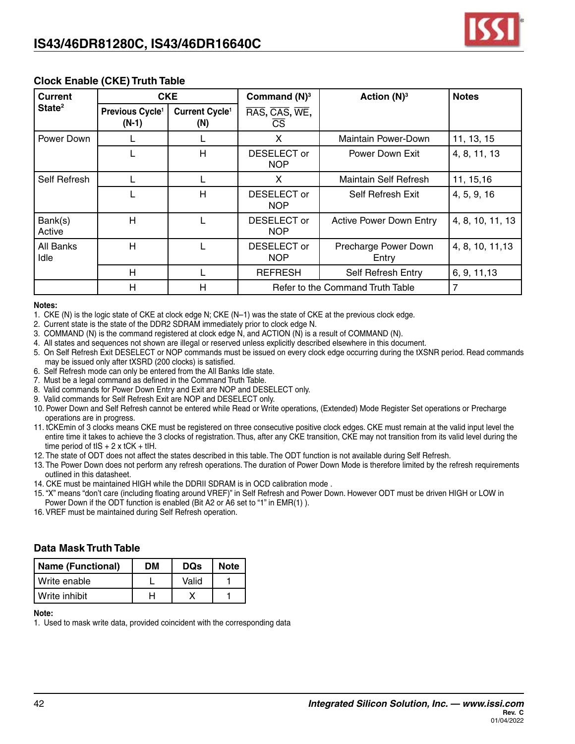## Clock Enable (CKE) Truth Table

| Current State[2] | CKE | | Command (N)[3] | Action (N)[3] | Notes |
|---|---|---|---|---|---|
| | Previous Cycle[1] (N-1) | Current Cycle[1] (N) | RAS, CAS, WE, CS | | |
| Power Down | L | L | X | Maintain Power-Down | 11, 13, 15 |
| | L | H | DESELECT or NOP | Power Down Exit | 4, 8, 11, 13 |
| Self Refresh | L | L | X | Maintain Self Refresh | 11, 15,16 |
| | L | H | DESELECT or NOP | Self Refresh Exit | 4, 5, 9, 16 |
| Bank(s) Active | H | L | DESELECT or NOP | Active Power Down Entry | 4, 8, 10, 11, 13 |
| All Banks Idle | H | L | DESELECT or NOP | Precharge Power Down Entry | 4, 8, 10, 11,13 |
| | H | L | REFRESH | Self Refresh Entry | 6, 9, 11,13 |
| | H | H | Refer to the Command Truth Table | | 7 |

**Notes:**

1. CKE (N) is the logic state of CKE at clock edge N; CKE (N–1) was the state of CKE at the previous clock edge.
2. Current state is the state of the DDR2 SDRAM immediately prior to clock edge N.
3. COMMAND (N) is the command registered at clock edge N, and ACTION (N) is a result of COMMAND (N).
4. All states and sequences not shown are illegal or reserved unless explicitly described elsewhere in this document.
5. On Self Refresh Exit DESELECT or NOP commands must be issued on every clock edge occurring during the tXSNR period. Read commands may be issued only after tXSRD (200 clocks) is satisfied.
6. Self Refresh mode can only be entered from the All Banks Idle state.
7. Must be a legal command as defined in the Command Truth Table.
8. Valid commands for Power Down Entry and Exit are NOP and DESELECT only.
9. Valid commands for Self Refresh Exit are NOP and DESELECT only.
10. Power Down and Self Refresh cannot be entered while Read or Write operations, (Extended) Mode Register Set operations or Precharge operations are in progress.
11. tCKEmin of 3 clocks means CKE must be registered on three consecutive positive clock edges. CKE must remain at the valid input level the entire time it takes to achieve the 3 clocks of registration. Thus, after any CKE transition, CKE may not transition from its valid level during the time period of tIS + 2 x tCK + tIH.
12. The state of ODT does not affect the states described in this table. The ODT function is not available during Self Refresh.
13. The Power Down does not perform any refresh operations. The duration of Power Down Mode is therefore limited by the refresh requirements outlined in this datasheet.
14. CKE must be maintained HIGH while the DDRII SDRAM is in OCD calibration mode .
15. "X" means "don't care (including floating around VREF)" in Self Refresh and Power Down. However ODT must be driven HIGH or LOW in Power Down if the ODT function is enabled (Bit A2 or A6 set to "1" in EMR(1) ).
16. VREF must be maintained during Self Refresh operation.

## Data Mask Truth Table

| Name (Functional) | DM | DQs | Note |
|---|---|---|---|
| Write enable | L | Valid | 1 |
| Write inhibit | H | X | 1 |

**Note:**

1. Used to mask write data, provided coincident with the corresponding data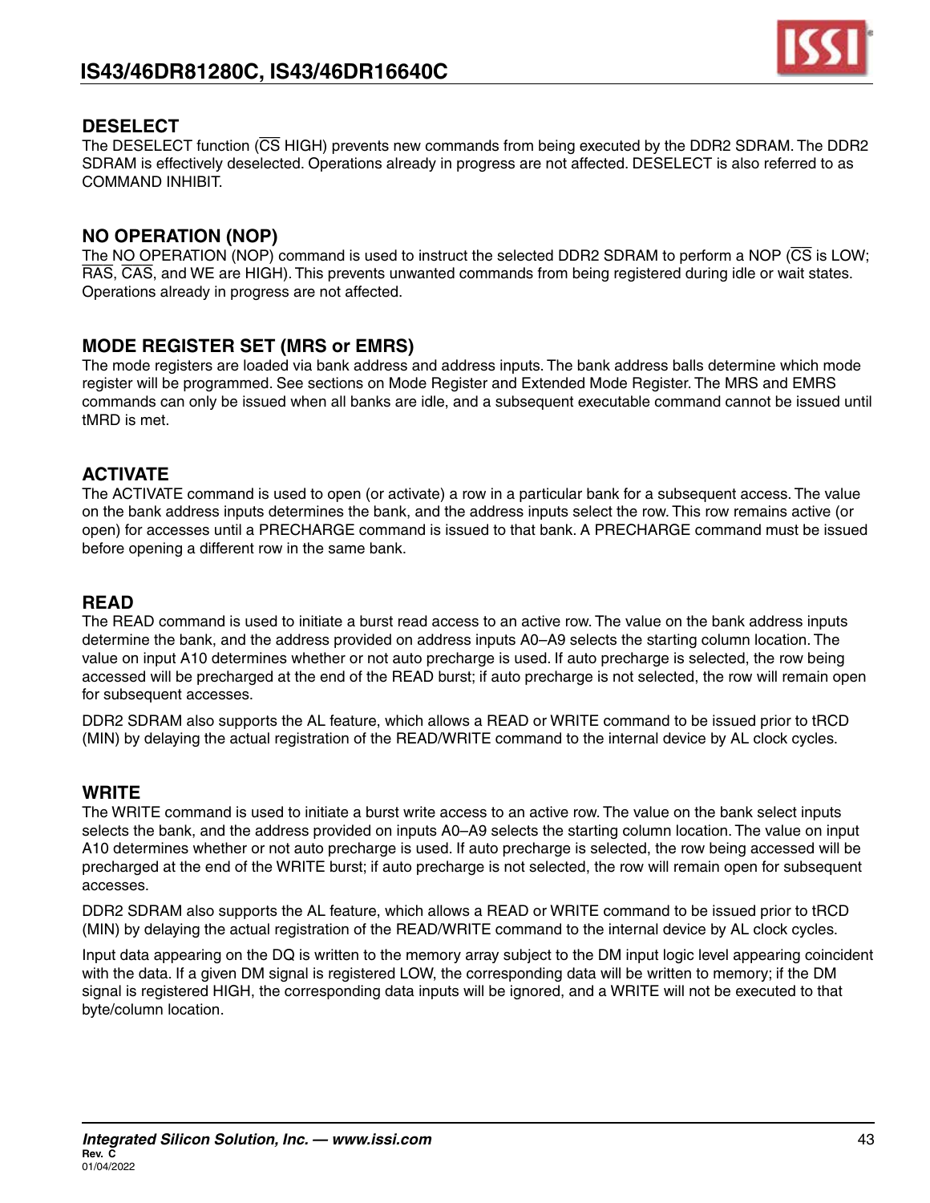## DESELECT

The DESELECT function ($\overline{CS}$ HIGH) prevents new commands from being executed by the DDR2 SDRAM. The DDR2 SDRAM is effectively deselected. Operations already in progress are not affected. DESELECT is also referred to as COMMAND INHIBIT.

## NO OPERATION (NOP)

The NO OPERATION (NOP) command is used to instruct the selected DDR2 SDRAM to perform a NOP ($\overline{CS}$ is LOW; $\overline{RAS}$, $\overline{CAS}$, and WE are HIGH). This prevents unwanted commands from being registered during idle or wait states. Operations already in progress are not affected.

## MODE REGISTER SET (MRS or EMRS)

The mode registers are loaded via bank address and address inputs. The bank address balls determine which mode register will be programmed. See sections on Mode Register and Extended Mode Register. The MRS and EMRS commands can only be issued when all banks are idle, and a subsequent executable command cannot be issued until tMRD is met.

## ACTIVATE

The ACTIVATE command is used to open (or activate) a row in a particular bank for a subsequent access. The value on the bank address inputs determines the bank, and the address inputs select the row. This row remains active (or open) for accesses until a PRECHARGE command is issued to that bank. A PRECHARGE command must be issued before opening a different row in the same bank.

## READ

The READ command is used to initiate a burst read access to an active row. The value on the bank address inputs determine the bank, and the address provided on address inputs A0–A9 selects the starting column location. The value on input A10 determines whether or not auto precharge is used. If auto precharge is selected, the row being accessed will be precharged at the end of the READ burst; if auto precharge is not selected, the row will remain open for subsequent accesses.

DDR2 SDRAM also supports the AL feature, which allows a READ or WRITE command to be issued prior to tRCD (MIN) by delaying the actual registration of the READ/WRITE command to the internal device by AL clock cycles.

## WRITE

The WRITE command is used to initiate a burst write access to an active row. The value on the bank select inputs selects the bank, and the address provided on inputs A0–A9 selects the starting column location. The value on input A10 determines whether or not auto precharge is used. If auto precharge is selected, the row being accessed will be precharged at the end of the WRITE burst; if auto precharge is not selected, the row will remain open for subsequent accesses.

DDR2 SDRAM also supports the AL feature, which allows a READ or WRITE command to be issued prior to tRCD (MIN) by delaying the actual registration of the READ/WRITE command to the internal device by AL clock cycles.

Input data appearing on the DQ is written to the memory array subject to the DM input logic level appearing coincident with the data. If a given DM signal is registered LOW, the corresponding data will be written to memory; if the DM signal is registered HIGH, the corresponding data inputs will be ignored, and a WRITE will not be executed to that byte/column location.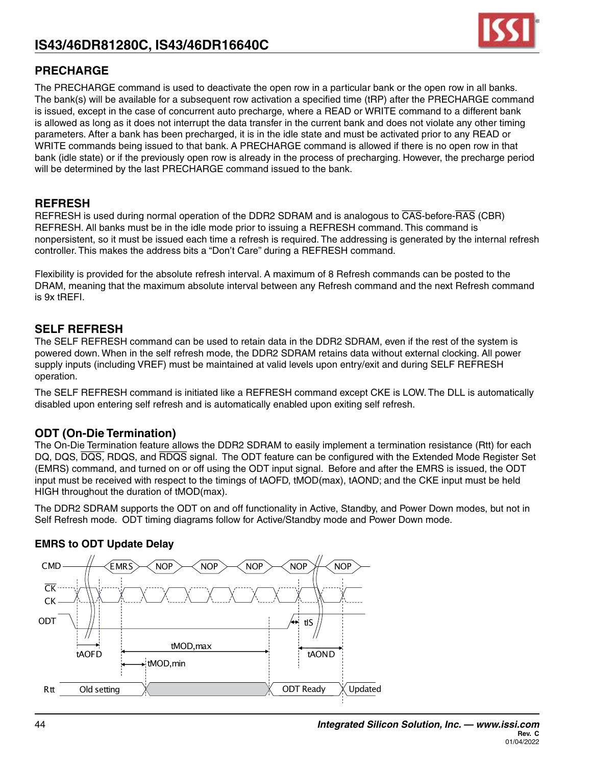## PRECHARGE

The PRECHARGE command is used to deactivate the open row in a particular bank or the open row in all banks. The bank(s) will be available for a subsequent row activation a specified time (tRP) after the PRECHARGE command is issued, except in the case of concurrent auto precharge, where a READ or WRITE command to a different bank is allowed as long as it does not interrupt the data transfer in the current bank and does not violate any other timing parameters. After a bank has been precharged, it is in the idle state and must be activated prior to any READ or WRITE commands being issued to that bank. A PRECHARGE command is allowed if there is no open row in that bank (idle state) or if the previously open row is already in the process of precharging. However, the precharge period will be determined by the last PRECHARGE command issued to the bank.

## REFRESH

REFRESH is used during normal operation of the DDR2 SDRAM and is analogous to CAS-before-RAS (CBR) REFRESH. All banks must be in the idle mode prior to issuing a REFRESH command. This command is nonpersistent, so it must be issued each time a refresh is required. The addressing is generated by the internal refresh controller. This makes the address bits a "Don't Care" during a REFRESH command.

Flexibility is provided for the absolute refresh interval. A maximum of 8 Refresh commands can be posted to the DRAM, meaning that the maximum absolute interval between any Refresh command and the next Refresh command is 9x tREFI.

## SELF REFRESH

The SELF REFRESH command can be used to retain data in the DDR2 SDRAM, even if the rest of the system is powered down. When in the self refresh mode, the DDR2 SDRAM retains data without external clocking. All power supply inputs (including VREF) must be maintained at valid levels upon entry/exit and during SELF REFRESH operation.

The SELF REFRESH command is initiated like a REFRESH command except CKE is LOW. The DLL is automatically disabled upon entering self refresh and is automatically enabled upon exiting self refresh.

## ODT (On-Die Termination)

The On-Die Termination feature allows the DDR2 SDRAM to easily implement a termination resistance (Rtt) for each DQ, DQS, DQS, RDQS, and RDQS signal. The ODT feature can be configured with the Extended Mode Register Set (EMRS) command, and turned on or off using the ODT input signal. Before and after the EMRS is issued, the ODT input must be received with respect to the timings of tAOFD, tMOD(max), tAOND; and the CKE input must be held HIGH throughout the duration of tMOD(max).

The DDR2 SDRAM supports the ODT on and off functionality in Active, Standby, and Power Down modes, but not in Self Refresh mode. ODT timing diagrams follow for Active/Standby mode and Power Down mode.

### EMRS to ODT Update Delay

CMD: EMRS, NOP, NOP, NOP, NOP, NOP
CK / CK
ODT
tAOFD, tMOD,max, tMOD,min, tIS, tAOND
Rtt: Old setting, ODT Ready, Updated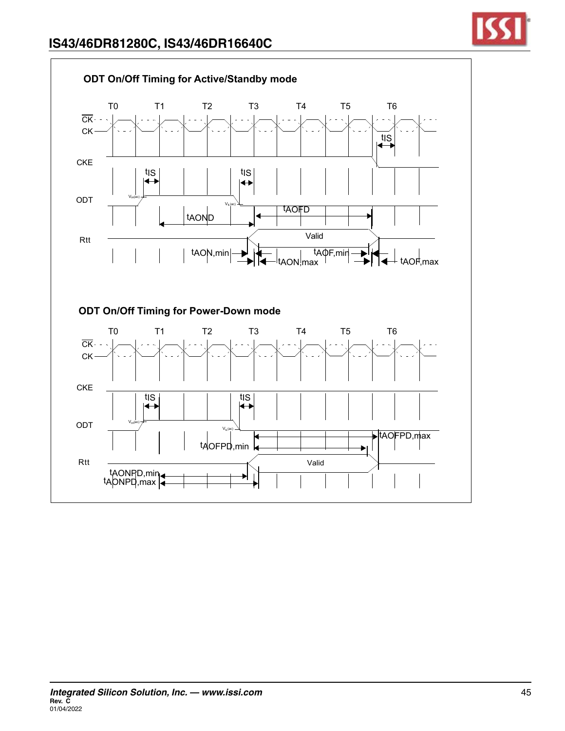### ODT On/Off Timing for Active/Standby mode

T0 T1 T2 T3 T4 T5 T6

CK
CK

tIS

CKE

tIS tIS

ODT

$V_{IH(ac)}$ $V_{IL(ac)}$

tAOND tAOFD

Rtt Valid

tAON,min tAON,max tAOF,min tAOF,max

### ODT On/Off Timing for Power-Down mode

T0 T1 T2 T3 T4 T5 T6

CK
CK

CKE

tIS tIS

ODT

$V_{IH(ac)}$ $V_{IL(ac)}$

tAOFPD,max
tAOFPD,min

Rtt Valid

tAONPD,min
tAONPD,max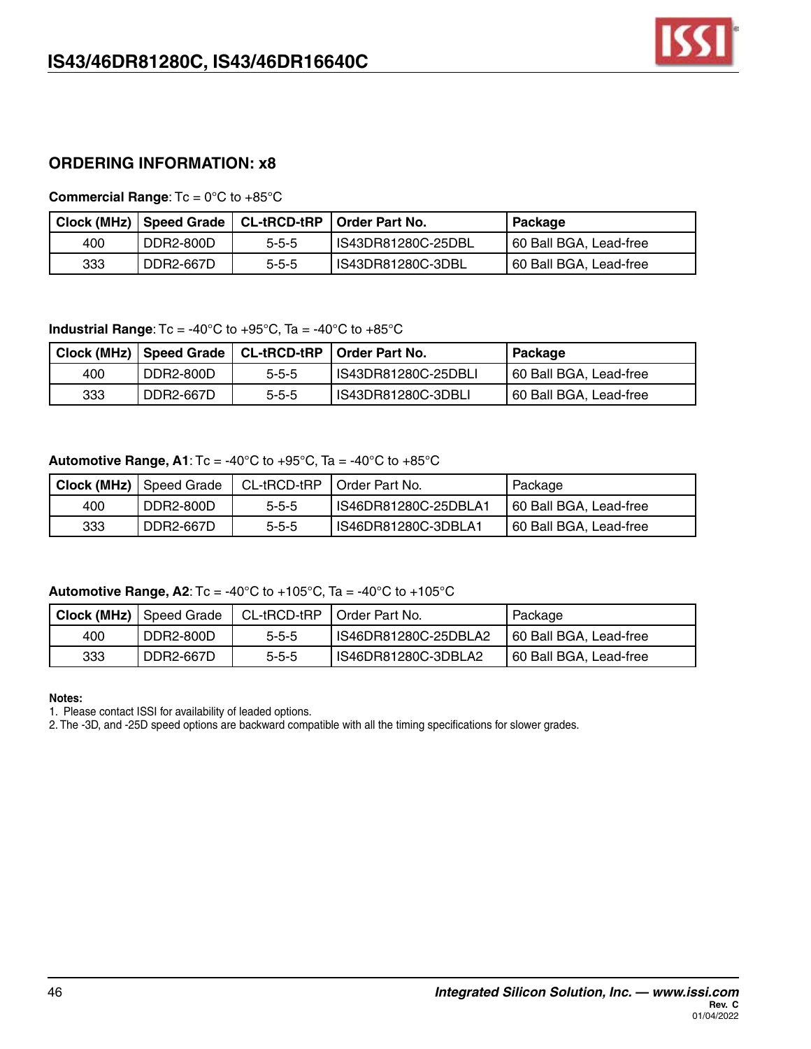## ORDERING INFORMATION: x8

**Commercial Range**: Tc = 0°C to +85°C

| Clock (MHz) | Speed Grade | CL-tRCD-tRP | Order Part No. | Package |
|---|---|---|---|---|
| 400 | DDR2-800D | 5-5-5 | IS43DR81280C-25DBL | 60 Ball BGA, Lead-free |
| 333 | DDR2-667D | 5-5-5 | IS43DR81280C-3DBL | 60 Ball BGA, Lead-free |

**Industrial Range**: Tc = -40°C to +95°C, Ta = -40°C to +85°C

| Clock (MHz) | Speed Grade | CL-tRCD-tRP | Order Part No. | Package |
|---|---|---|---|---|
| 400 | DDR2-800D | 5-5-5 | IS43DR81280C-25DBLI | 60 Ball BGA, Lead-free |
| 333 | DDR2-667D | 5-5-5 | IS43DR81280C-3DBLI | 60 Ball BGA, Lead-free |

**Automotive Range, A1**: Tc = -40°C to +95°C, Ta = -40°C to +85°C

| Clock (MHz) | Speed Grade | CL-tRCD-tRP | Order Part No. | Package |
|---|---|---|---|---|
| 400 | DDR2-800D | 5-5-5 | IS46DR81280C-25DBLA1 | 60 Ball BGA, Lead-free |
| 333 | DDR2-667D | 5-5-5 | IS46DR81280C-3DBLA1 | 60 Ball BGA, Lead-free |

**Automotive Range, A2**: Tc = -40°C to +105°C, Ta = -40°C to +105°C

| Clock (MHz) | Speed Grade | CL-tRCD-tRP | Order Part No. | Package |
|---|---|---|---|---|
| 400 | DDR2-800D | 5-5-5 | IS46DR81280C-25DBLA2 | 60 Ball BGA, Lead-free |
| 333 | DDR2-667D | 5-5-5 | IS46DR81280C-3DBLA2 | 60 Ball BGA, Lead-free |

**Notes:**

1. Please contact ISSI for availability of leaded options.
2. The -3D, and -25D speed options are backward compatible with all the timing specifications for slower grades.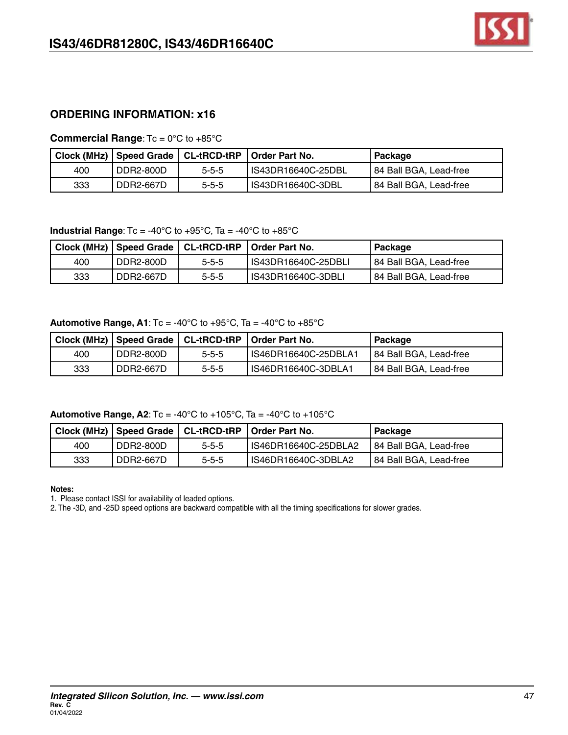## ORDERING INFORMATION: x16

**Commercial Range**: Tc = 0°C to +85°C

| Clock (MHz) | Speed Grade | CL-tRCD-tRP | Order Part No. | Package |
|---|---|---|---|---|
| 400 | DDR2-800D | 5-5-5 | IS43DR16640C-25DBL | 84 Ball BGA, Lead-free |
| 333 | DDR2-667D | 5-5-5 | IS43DR16640C-3DBL | 84 Ball BGA, Lead-free |

**Industrial Range**: Tc = -40°C to +95°C, Ta = -40°C to +85°C

| Clock (MHz) | Speed Grade | CL-tRCD-tRP | Order Part No. | Package |
|---|---|---|---|---|
| 400 | DDR2-800D | 5-5-5 | IS43DR16640C-25DBLI | 84 Ball BGA, Lead-free |
| 333 | DDR2-667D | 5-5-5 | IS43DR16640C-3DBLI | 84 Ball BGA, Lead-free |

**Automotive Range, A1**: Tc = -40°C to +95°C, Ta = -40°C to +85°C

| Clock (MHz) | Speed Grade | CL-tRCD-tRP | Order Part No. | Package |
|---|---|---|---|---|
| 400 | DDR2-800D | 5-5-5 | IS46DR16640C-25DBLA1 | 84 Ball BGA, Lead-free |
| 333 | DDR2-667D | 5-5-5 | IS46DR16640C-3DBLA1 | 84 Ball BGA, Lead-free |

**Automotive Range, A2**: Tc = -40°C to +105°C, Ta = -40°C to +105°C

| Clock (MHz) | Speed Grade | CL-tRCD-tRP | Order Part No. | Package |
|---|---|---|---|---|
| 400 | DDR2-800D | 5-5-5 | IS46DR16640C-25DBLA2 | 84 Ball BGA, Lead-free |
| 333 | DDR2-667D | 5-5-5 | IS46DR16640C-3DBLA2 | 84 Ball BGA, Lead-free |

**Notes:**

1. Please contact ISSI for availability of leaded options.
2. The -3D, and -25D speed options are backward compatible with all the timing specifications for slower grades.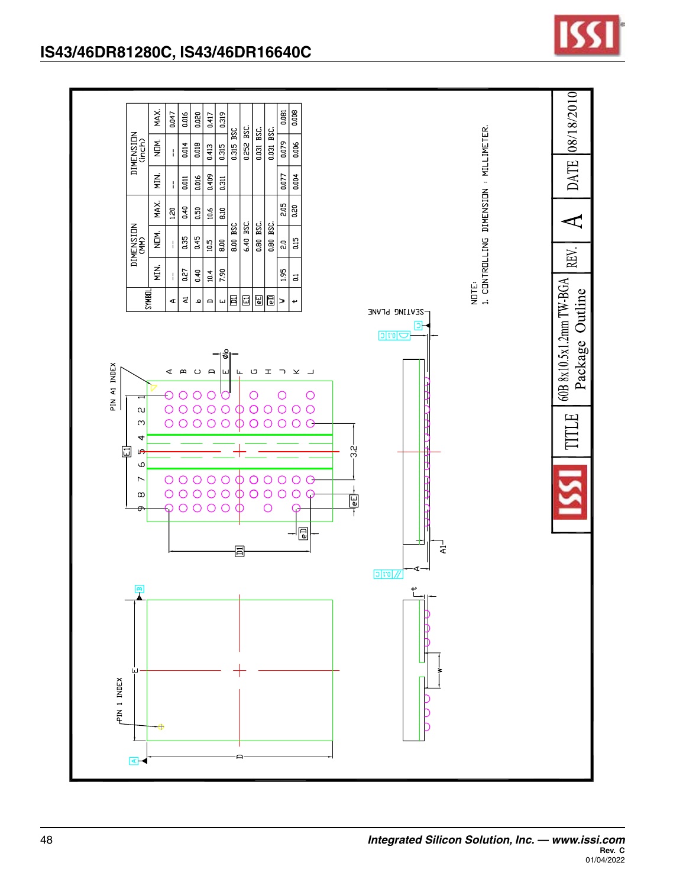| SYMBOL | DIMENSION (MM) | | | DIMENSION (inch) | | |
|---|---|---|---|---|---|---|
| | MIN. | NOM. | MAX. | MIN. | NOM. | MAX. |
| A | -- | -- | 1.20 | -- | -- | 0.047 |
| A1 | 0.27 | 0.35 | 0.40 | 0.011 | 0.014 | 0.016 |
| b | 0.40 | 0.45 | 0.50 | 0.016 | 0.018 | 0.020 |
| D | 10.4 | 10.5 | 10.6 | 0.409 | 0.413 | 0.417 |
| E | 7.90 | 8.00 | 8.10 | 0.311 | 0.315 | 0.319 |
| D1 | | 8.00 BSC | | | 0.315 BSC | |
| E1 | | 6.40 BSC. | | | 0.252 BSC. | |
| eE | | 0.80 BSC. | | | 0.031 BSC. | |
| eD | | 0.80 BSC. | | | 0.031 BSC. | |
| w | 1.95 | 2.0 | 2.05 | 0.077 | 0.079 | 0.081 |
| t | 0.1 | 0.15 | 0.20 | 0.004 | 0.006 | 0.008 |

NOTE:
1. CONTROLLING DIMENSION : MILLIMETER.

| TITLE | 60B 8x10.5x1.2mm TW-BGA Package Outline |
|---|---|
| REV. | A |
| DATE | 08/18/2010 |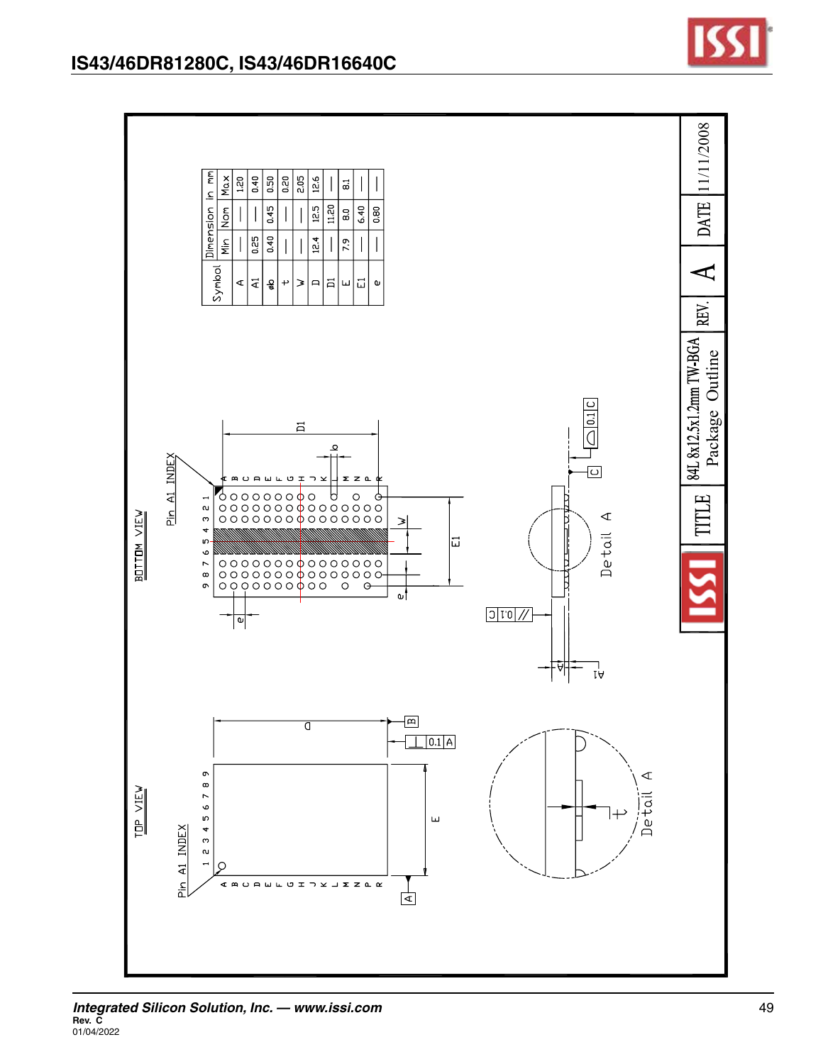| Symbol | Dimension in mm | | |
|---|---|---|---|
| | Min | Nom | Max |
| A | — | — | 1.20 |
| A1 | 0.25 | — | 0.40 |
| øb | 0.40 | 0.45 | 0.50 |
| t | — | — | 0.20 |
| W | — | — | 2.05 |
| D | 12.4 | 12.5 | 12.6 |
| D1 | — | 11.20 | — |
| E | 7.9 | 8.0 | 8.1 |
| E1 | — | 6.40 | — |
| e | — | 0.80 | — |

BOTTOM VIEW

Pin A1 INDEX

TOP VIEW

Pin A1 INDEX

Detail A

| TITLE | 84L 8x12.5x1.2mm TW-BGA Package Outline | REV. | A | DATE | 11/11/2008 |
|---|---|---|---|---|---|